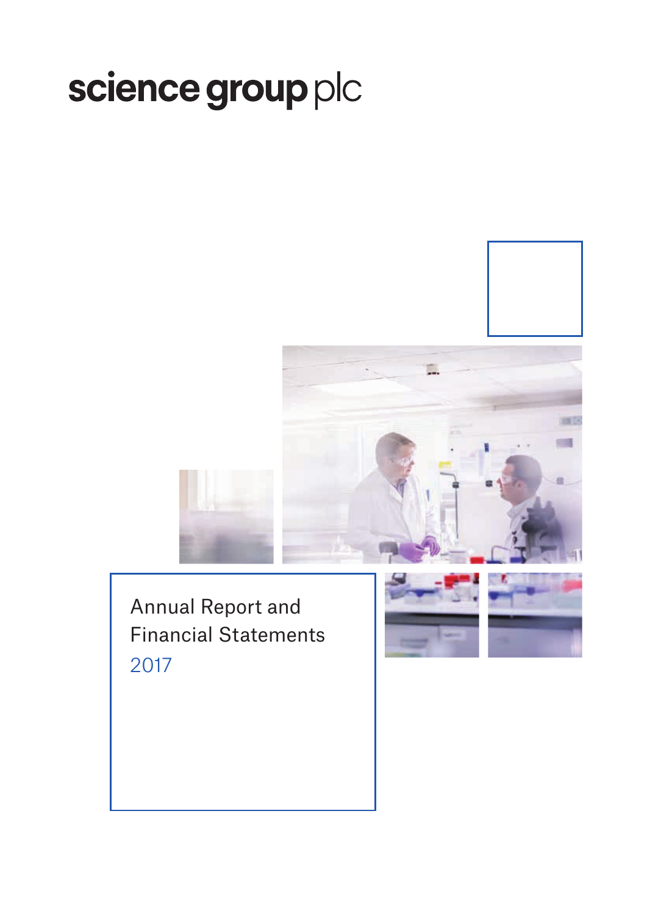# science group plc

Annual Report and Financial Statements
2017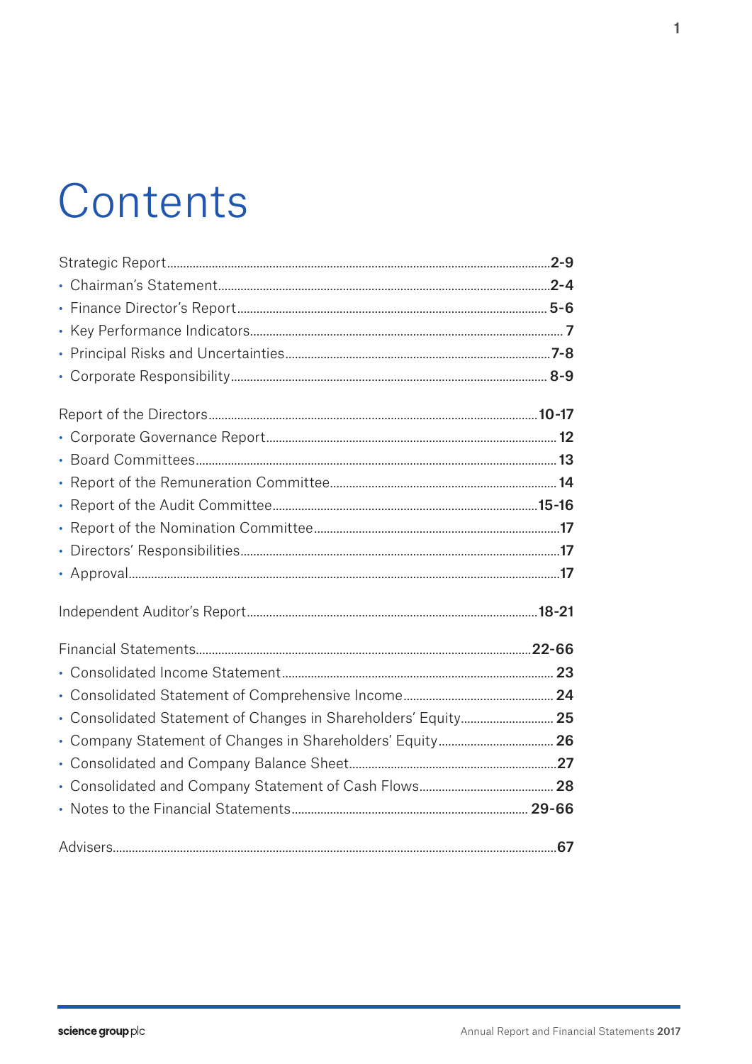# Contents

Strategic Report .......... **2-9**

- Chairman's Statement .......... **2-4**
- Finance Director's Report .......... **5-6**
- Key Performance Indicators .......... **7**
- Principal Risks and Uncertainties .......... **7-8**
- Corporate Responsibility .......... **8-9**

Report of the Directors .......... **10-17**

- Corporate Governance Report .......... **12**
- Board Committees .......... **13**
- Report of the Remuneration Committee .......... **14**
- Report of the Audit Committee .......... **15-16**
- Report of the Nomination Committee .......... **17**
- Directors' Responsibilities .......... **17**
- Approval .......... **17**

Independent Auditor's Report .......... **18-21**

Financial Statements .......... **22-66**

- Consolidated Income Statement .......... **23**
- Consolidated Statement of Comprehensive Income .......... **24**
- Consolidated Statement of Changes in Shareholders' Equity .......... **25**
- Company Statement of Changes in Shareholders' Equity .......... **26**
- Consolidated and Company Balance Sheet .......... **27**
- Consolidated and Company Statement of Cash Flows .......... **28**
- Notes to the Financial Statements .......... **29-66**

Advisers .......... **67**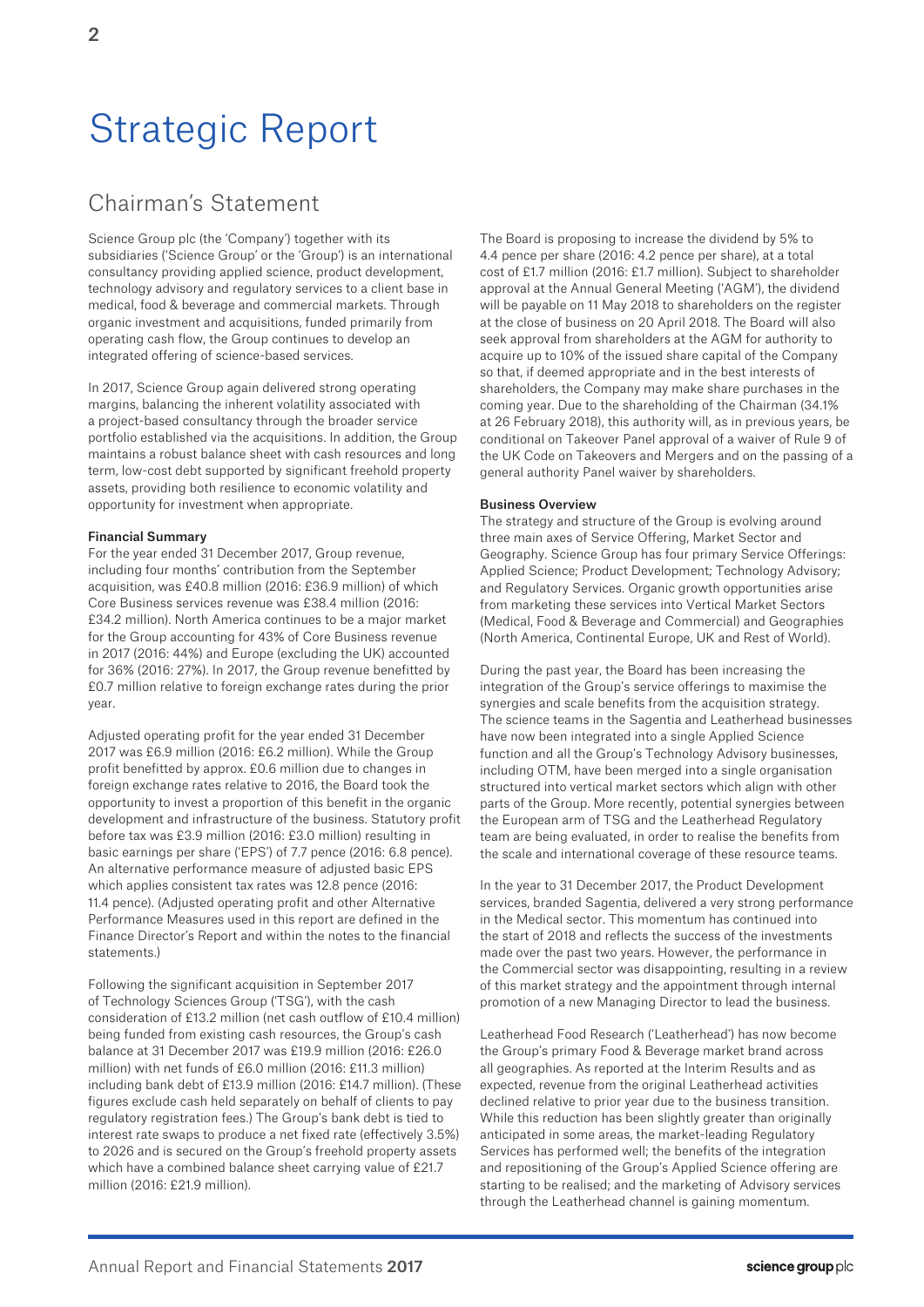# Strategic Report

## Chairman's Statement

Science Group plc (the 'Company') together with its subsidiaries ('Science Group' or the 'Group') is an international consultancy providing applied science, product development, technology advisory and regulatory services to a client base in medical, food & beverage and commercial markets. Through organic investment and acquisitions, funded primarily from operating cash flow, the Group continues to develop an integrated offering of science-based services.

In 2017, Science Group again delivered strong operating margins, balancing the inherent volatility associated with a project-based consultancy through the broader service portfolio established via the acquisitions. In addition, the Group maintains a robust balance sheet with cash resources and long term, low-cost debt supported by significant freehold property assets, providing both resilience to economic volatility and opportunity for investment when appropriate.

**Financial Summary**

For the year ended 31 December 2017, Group revenue, including four months' contribution from the September acquisition, was £40.8 million (2016: £36.9 million) of which Core Business services revenue was £38.4 million (2016: £34.2 million). North America continues to be a major market for the Group accounting for 43% of Core Business revenue in 2017 (2016: 44%) and Europe (excluding the UK) accounted for 36% (2016: 27%). In 2017, the Group revenue benefitted by £0.7 million relative to foreign exchange rates during the prior year.

Adjusted operating profit for the year ended 31 December 2017 was £6.9 million (2016: £6.2 million). While the Group profit benefitted by approx. £0.6 million due to changes in foreign exchange rates relative to 2016, the Board took the opportunity to invest a proportion of this benefit in the organic development and infrastructure of the business. Statutory profit before tax was £3.9 million (2016: £3.0 million) resulting in basic earnings per share ('EPS') of 7.7 pence (2016: 6.8 pence). An alternative performance measure of adjusted basic EPS which applies consistent tax rates was 12.8 pence (2016: 11.4 pence). (Adjusted operating profit and other Alternative Performance Measures used in this report are defined in the Finance Director's Report and within the notes to the financial statements.)

Following the significant acquisition in September 2017 of Technology Sciences Group ('TSG'), with the cash consideration of £13.2 million (net cash outflow of £10.4 million) being funded from existing cash resources, the Group's cash balance at 31 December 2017 was £19.9 million (2016: £26.0 million) with net funds of £6.0 million (2016: £11.3 million) including bank debt of £13.9 million (2016: £14.7 million). (These figures exclude cash held separately on behalf of clients to pay regulatory registration fees.) The Group's bank debt is tied to interest rate swaps to produce a net fixed rate (effectively 3.5%) to 2026 and is secured on the Group's freehold property assets which have a combined balance sheet carrying value of £21.7 million (2016: £21.9 million).

The Board is proposing to increase the dividend by 5% to 4.4 pence per share (2016: 4.2 pence per share), at a total cost of £1.7 million (2016: £1.7 million). Subject to shareholder approval at the Annual General Meeting ('AGM'), the dividend will be payable on 11 May 2018 to shareholders on the register at the close of business on 20 April 2018. The Board will also seek approval from shareholders at the AGM for authority to acquire up to 10% of the issued share capital of the Company so that, if deemed appropriate and in the best interests of shareholders, the Company may make share purchases in the coming year. Due to the shareholding of the Chairman (34.1% at 26 February 2018), this authority will, as in previous years, be conditional on Takeover Panel approval of a waiver of Rule 9 of the UK Code on Takeovers and Mergers and on the passing of a general authority Panel waiver by shareholders.

**Business Overview**

The strategy and structure of the Group is evolving around three main axes of Service Offering, Market Sector and Geography. Science Group has four primary Service Offerings: Applied Science; Product Development; Technology Advisory; and Regulatory Services. Organic growth opportunities arise from marketing these services into Vertical Market Sectors (Medical, Food & Beverage and Commercial) and Geographies (North America, Continental Europe, UK and Rest of World).

During the past year, the Board has been increasing the integration of the Group's service offerings to maximise the synergies and scale benefits from the acquisition strategy. The science teams in the Sagentia and Leatherhead businesses have now been integrated into a single Applied Science function and all the Group's Technology Advisory businesses, including OTM, have been merged into a single organisation structured into vertical market sectors which align with other parts of the Group. More recently, potential synergies between the European arm of TSG and the Leatherhead Regulatory team are being evaluated, in order to realise the benefits from the scale and international coverage of these resource teams.

In the year to 31 December 2017, the Product Development services, branded Sagentia, delivered a very strong performance in the Medical sector. This momentum has continued into the start of 2018 and reflects the success of the investments made over the past two years. However, the performance in the Commercial sector was disappointing, resulting in a review of this market strategy and the appointment through internal promotion of a new Managing Director to lead the business.

Leatherhead Food Research ('Leatherhead') has now become the Group's primary Food & Beverage market brand across all geographies. As reported at the Interim Results and as expected, revenue from the original Leatherhead activities declined relative to prior year due to the business transition. While this reduction has been slightly greater than originally anticipated in some areas, the market-leading Regulatory Services has performed well; the benefits of the integration and repositioning of the Group's Applied Science offering are starting to be realised; and the marketing of Advisory services through the Leatherhead channel is gaining momentum.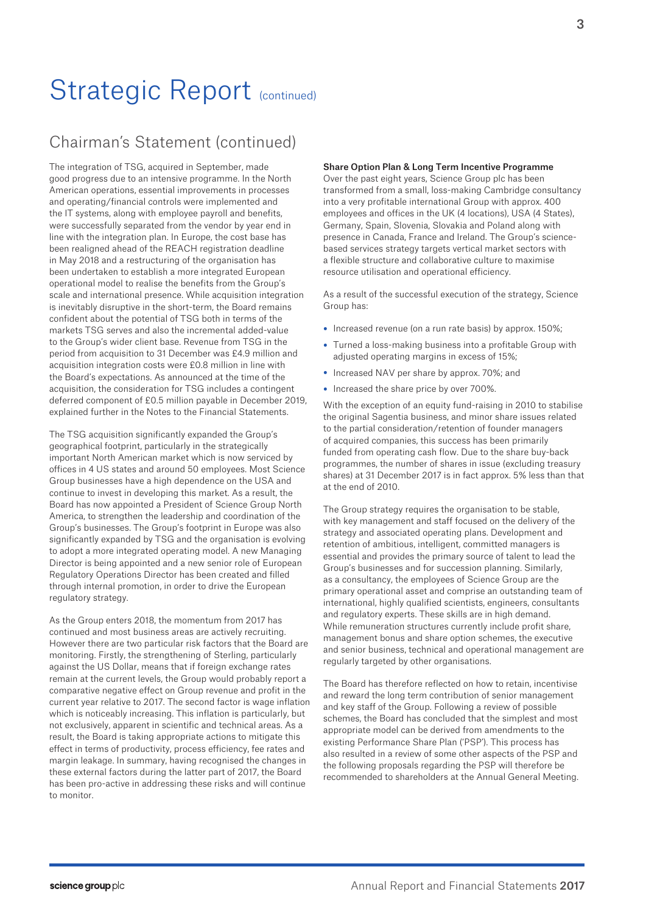# Strategic Report (continued)

## Chairman's Statement (continued)

The integration of TSG, acquired in September, made good progress due to an intensive programme. In the North American operations, essential improvements in processes and operating/financial controls were implemented and the IT systems, along with employee payroll and benefits, were successfully separated from the vendor by year end in line with the integration plan. In Europe, the cost base has been realigned ahead of the REACH registration deadline in May 2018 and a restructuring of the organisation has been undertaken to establish a more integrated European operational model to realise the benefits from the Group's scale and international presence. While acquisition integration is inevitably disruptive in the short-term, the Board remains confident about the potential of TSG both in terms of the markets TSG serves and also the incremental added-value to the Group's wider client base. Revenue from TSG in the period from acquisition to 31 December was £4.9 million and acquisition integration costs were £0.8 million in line with the Board's expectations. As announced at the time of the acquisition, the consideration for TSG includes a contingent deferred component of £0.5 million payable in December 2019, explained further in the Notes to the Financial Statements.

The TSG acquisition significantly expanded the Group's geographical footprint, particularly in the strategically important North American market which is now serviced by offices in 4 US states and around 50 employees. Most Science Group businesses have a high dependence on the USA and continue to invest in developing this market. As a result, the Board has now appointed a President of Science Group North America, to strengthen the leadership and coordination of the Group's businesses. The Group's footprint in Europe was also significantly expanded by TSG and the organisation is evolving to adopt a more integrated operating model. A new Managing Director is being appointed and a new senior role of European Regulatory Operations Director has been created and filled through internal promotion, in order to drive the European regulatory strategy.

As the Group enters 2018, the momentum from 2017 has continued and most business areas are actively recruiting. However there are two particular risk factors that the Board are monitoring. Firstly, the strengthening of Sterling, particularly against the US Dollar, means that if foreign exchange rates remain at the current levels, the Group would probably report a comparative negative effect on Group revenue and profit in the current year relative to 2017. The second factor is wage inflation which is noticeably increasing. This inflation is particularly, but not exclusively, apparent in scientific and technical areas. As a result, the Board is taking appropriate actions to mitigate this effect in terms of productivity, process efficiency, fee rates and margin leakage. In summary, having recognised the changes in these external factors during the latter part of 2017, the Board has been pro-active in addressing these risks and will continue to monitor.

**Share Option Plan & Long Term Incentive Programme**

Over the past eight years, Science Group plc has been transformed from a small, loss-making Cambridge consultancy into a very profitable international Group with approx. 400 employees and offices in the UK (4 locations), USA (4 States), Germany, Spain, Slovenia, Slovakia and Poland along with presence in Canada, France and Ireland. The Group's science-based services strategy targets vertical market sectors with a flexible structure and collaborative culture to maximise resource utilisation and operational efficiency.

As a result of the successful execution of the strategy, Science Group has:

- Increased revenue (on a run rate basis) by approx. 150%;
- Turned a loss-making business into a profitable Group with adjusted operating margins in excess of 15%;
- Increased NAV per share by approx. 70%; and
- Increased the share price by over 700%.

With the exception of an equity fund-raising in 2010 to stabilise the original Sagentia business, and minor share issues related to the partial consideration/retention of founder managers of acquired companies, this success has been primarily funded from operating cash flow. Due to the share buy-back programmes, the number of shares in issue (excluding treasury shares) at 31 December 2017 is in fact approx. 5% less than that at the end of 2010.

The Group strategy requires the organisation to be stable, with key management and staff focused on the delivery of the strategy and associated operating plans. Development and retention of ambitious, intelligent, committed managers is essential and provides the primary source of talent to lead the Group's businesses and for succession planning. Similarly, as a consultancy, the employees of Science Group are the primary operational asset and comprise an outstanding team of international, highly qualified scientists, engineers, consultants and regulatory experts. These skills are in high demand. While remuneration structures currently include profit share, management bonus and share option schemes, the executive and senior business, technical and operational management are regularly targeted by other organisations.

The Board has therefore reflected on how to retain, incentivise and reward the long term contribution of senior management and key staff of the Group. Following a review of possible schemes, the Board has concluded that the simplest and most appropriate model can be derived from amendments to the existing Performance Share Plan ('PSP'). This process has also resulted in a review of some other aspects of the PSP and the following proposals regarding the PSP will therefore be recommended to shareholders at the Annual General Meeting.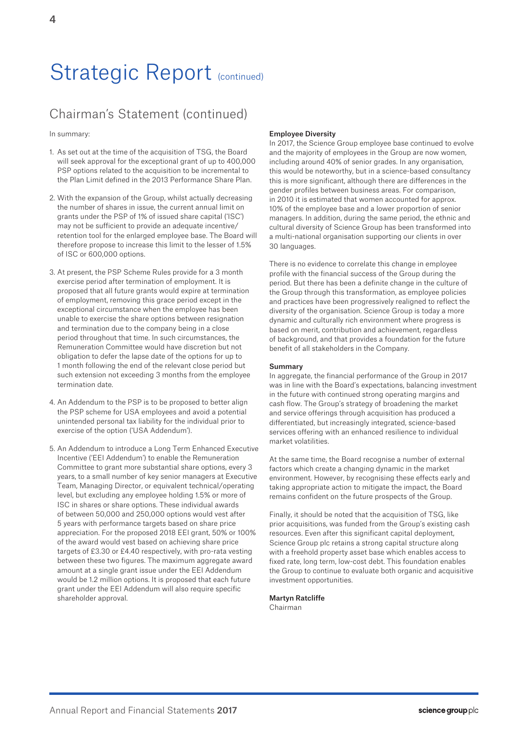# Strategic Report (continued)

## Chairman's Statement (continued)

In summary:

1. As set out at the time of the acquisition of TSG, the Board will seek approval for the exceptional grant of up to 400,000 PSP options related to the acquisition to be incremental to the Plan Limit defined in the 2013 Performance Share Plan.

2. With the expansion of the Group, whilst actually decreasing the number of shares in issue, the current annual limit on grants under the PSP of 1% of issued share capital ('ISC') may not be sufficient to provide an adequate incentive/retention tool for the enlarged employee base. The Board will therefore propose to increase this limit to the lesser of 1.5% of ISC or 600,000 options.

3. At present, the PSP Scheme Rules provide for a 3 month exercise period after termination of employment. It is proposed that all future grants would expire at termination of employment, removing this grace period except in the exceptional circumstance when the employee has been unable to exercise the share options between resignation and termination due to the company being in a close period throughout that time. In such circumstances, the Remuneration Committee would have discretion but not obligation to defer the lapse date of the options for up to 1 month following the end of the relevant close period but such extension not exceeding 3 months from the employee termination date.

4. An Addendum to the PSP is to be proposed to better align the PSP scheme for USA employees and avoid a potential unintended personal tax liability for the individual prior to exercise of the option ('USA Addendum').

5. An Addendum to introduce a Long Term Enhanced Executive Incentive ('EEI Addendum') to enable the Remuneration Committee to grant more substantial share options, every 3 years, to a small number of key senior managers at Executive Team, Managing Director, or equivalent technical/operating level, but excluding any employee holding 1.5% or more of ISC in shares or share options. These individual awards of between 50,000 and 250,000 options would vest after 5 years with performance targets based on share price appreciation. For the proposed 2018 EEI grant, 50% or 100% of the award would vest based on achieving share price targets of £3.30 or £4.40 respectively, with pro-rata vesting between these two figures. The maximum aggregate award amount at a single grant issue under the EEI Addendum would be 1.2 million options. It is proposed that each future grant under the EEI Addendum will also require specific shareholder approval.

**Employee Diversity**

In 2017, the Science Group employee base continued to evolve and the majority of employees in the Group are now women, including around 40% of senior grades. In any organisation, this would be noteworthy, but in a science-based consultancy this is more significant, although there are differences in the gender profiles between business areas. For comparison, in 2010 it is estimated that women accounted for approx. 10% of the employee base and a lower proportion of senior managers. In addition, during the same period, the ethnic and cultural diversity of Science Group has been transformed into a multi-national organisation supporting our clients in over 30 languages.

There is no evidence to correlate this change in employee profile with the financial success of the Group during the period. But there has been a definite change in the culture of the Group through this transformation, as employee policies and practices have been progressively realigned to reflect the diversity of the organisation. Science Group is today a more dynamic and culturally rich environment where progress is based on merit, contribution and achievement, regardless of background, and that provides a foundation for the future benefit of all stakeholders in the Company.

**Summary**

In aggregate, the financial performance of the Group in 2017 was in line with the Board's expectations, balancing investment in the future with continued strong operating margins and cash flow. The Group's strategy of broadening the market and service offerings through acquisition has produced a differentiated, but increasingly integrated, science-based services offering with an enhanced resilience to individual market volatilities.

At the same time, the Board recognise a number of external factors which create a changing dynamic in the market environment. However, by recognising these effects early and taking appropriate action to mitigate the impact, the Board remains confident on the future prospects of the Group.

Finally, it should be noted that the acquisition of TSG, like prior acquisitions, was funded from the Group's existing cash resources. Even after this significant capital deployment, Science Group plc retains a strong capital structure along with a freehold property asset base which enables access to fixed rate, long term, low-cost debt. This foundation enables the Group to continue to evaluate both organic and acquisitive investment opportunities.

**Martyn Ratcliffe**
Chairman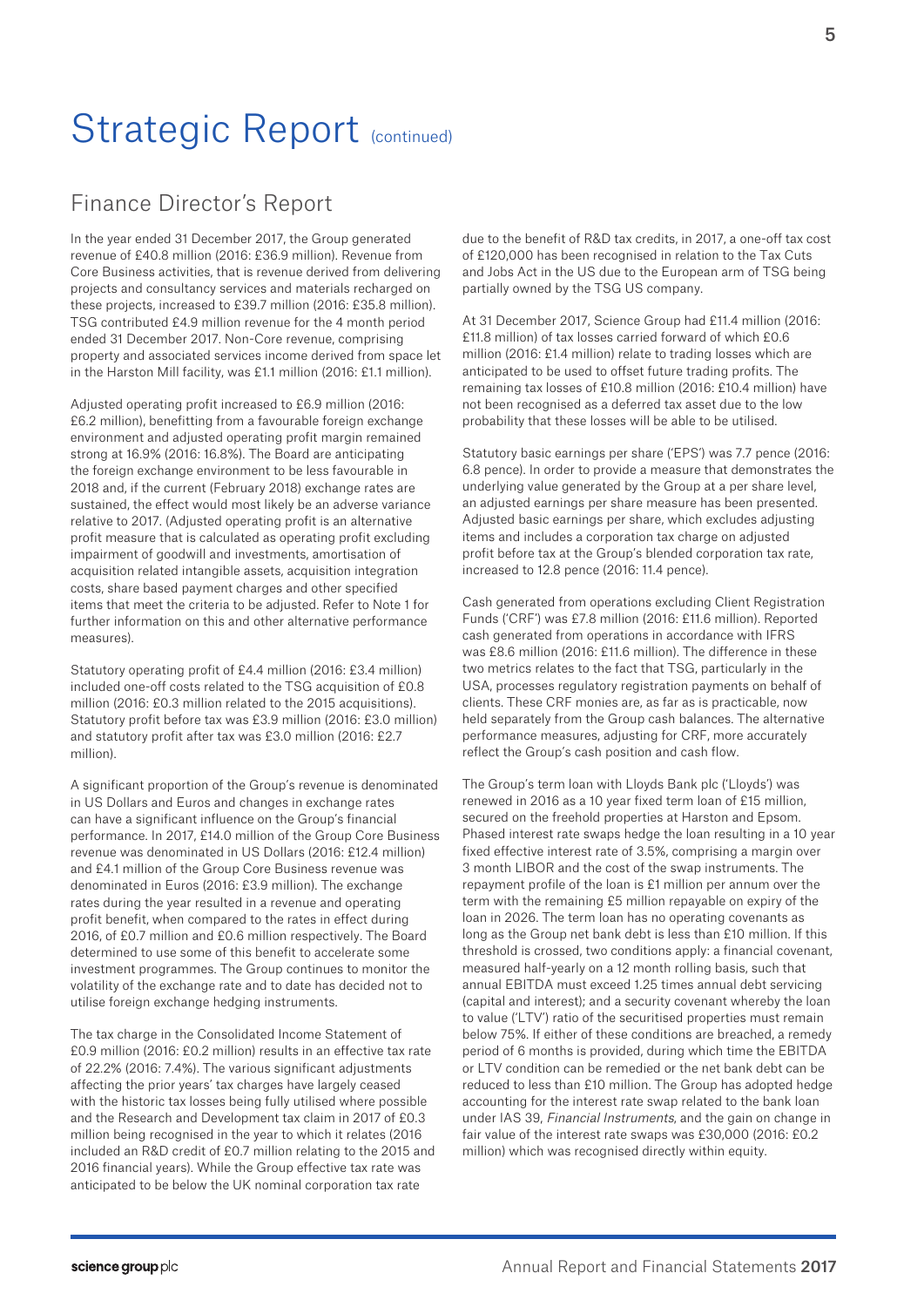# Strategic Report (continued)

## Finance Director's Report

In the year ended 31 December 2017, the Group generated revenue of £40.8 million (2016: £36.9 million). Revenue from Core Business activities, that is revenue derived from delivering projects and consultancy services and materials recharged on these projects, increased to £39.7 million (2016: £35.8 million). TSG contributed £4.9 million revenue for the 4 month period ended 31 December 2017. Non-Core revenue, comprising property and associated services income derived from space let in the Harston Mill facility, was £1.1 million (2016: £1.1 million).

Adjusted operating profit increased to £6.9 million (2016: £6.2 million), benefitting from a favourable foreign exchange environment and adjusted operating profit margin remained strong at 16.9% (2016: 16.8%). The Board are anticipating the foreign exchange environment to be less favourable in 2018 and, if the current (February 2018) exchange rates are sustained, the effect would most likely be an adverse variance relative to 2017. (Adjusted operating profit is an alternative profit measure that is calculated as operating profit excluding impairment of goodwill and investments, amortisation of acquisition related intangible assets, acquisition integration costs, share based payment charges and other specified items that meet the criteria to be adjusted. Refer to Note 1 for further information on this and other alternative performance measures).

Statutory operating profit of £4.4 million (2016: £3.4 million) included one-off costs related to the TSG acquisition of £0.8 million (2016: £0.3 million related to the 2015 acquisitions). Statutory profit before tax was £3.9 million (2016: £3.0 million) and statutory profit after tax was £3.0 million (2016: £2.7 million).

A significant proportion of the Group's revenue is denominated in US Dollars and Euros and changes in exchange rates can have a significant influence on the Group's financial performance. In 2017, £14.0 million of the Group Core Business revenue was denominated in US Dollars (2016: £12.4 million) and £4.1 million of the Group Core Business revenue was denominated in Euros (2016: £3.9 million). The exchange rates during the year resulted in a revenue and operating profit benefit, when compared to the rates in effect during 2016, of £0.7 million and £0.6 million respectively. The Board determined to use some of this benefit to accelerate some investment programmes. The Group continues to monitor the volatility of the exchange rate and to date has decided not to utilise foreign exchange hedging instruments.

The tax charge in the Consolidated Income Statement of £0.9 million (2016: £0.2 million) results in an effective tax rate of 22.2% (2016: 7.4%). The various significant adjustments affecting the prior years' tax charges have largely ceased with the historic tax losses being fully utilised where possible and the Research and Development tax claim in 2017 of £0.3 million being recognised in the year to which it relates (2016 included an R&D credit of £0.7 million relating to the 2015 and 2016 financial years). While the Group effective tax rate was anticipated to be below the UK nominal corporation tax rate due to the benefit of R&D tax credits, in 2017, a one-off tax cost of £120,000 has been recognised in relation to the Tax Cuts and Jobs Act in the US due to the European arm of TSG being partially owned by the TSG US company.

At 31 December 2017, Science Group had £11.4 million (2016: £11.8 million) of tax losses carried forward of which £0.6 million (2016: £1.4 million) relate to trading losses which are anticipated to be used to offset future trading profits. The remaining tax losses of £10.8 million (2016: £10.4 million) have not been recognised as a deferred tax asset due to the low probability that these losses will be able to be utilised.

Statutory basic earnings per share ('EPS') was 7.7 pence (2016: 6.8 pence). In order to provide a measure that demonstrates the underlying value generated by the Group at a per share level, an adjusted earnings per share measure has been presented. Adjusted basic earnings per share, which excludes adjusting items and includes a corporation tax charge on adjusted profit before tax at the Group's blended corporation tax rate, increased to 12.8 pence (2016: 11.4 pence).

Cash generated from operations excluding Client Registration Funds ('CRF') was £7.8 million (2016: £11.6 million). Reported cash generated from operations in accordance with IFRS was £8.6 million (2016: £11.6 million). The difference in these two metrics relates to the fact that TSG, particularly in the USA, processes regulatory registration payments on behalf of clients. These CRF monies are, as far as is practicable, now held separately from the Group cash balances. The alternative performance measures, adjusting for CRF, more accurately reflect the Group's cash position and cash flow.

The Group's term loan with Lloyds Bank plc ('Lloyds') was renewed in 2016 as a 10 year fixed term loan of £15 million, secured on the freehold properties at Harston and Epsom. Phased interest rate swaps hedge the loan resulting in a 10 year fixed effective interest rate of 3.5%, comprising a margin over 3 month LIBOR and the cost of the swap instruments. The repayment profile of the loan is £1 million per annum over the term with the remaining £5 million repayable on expiry of the loan in 2026. The term loan has no operating covenants as long as the Group net bank debt is less than £10 million. If this threshold is crossed, two conditions apply: a financial covenant, measured half-yearly on a 12 month rolling basis, such that annual EBITDA must exceed 1.25 times annual debt servicing (capital and interest); and a security covenant whereby the loan to value ('LTV') ratio of the securitised properties must remain below 75%. If either of these conditions are breached, a remedy period of 6 months is provided, during which time the EBITDA or LTV condition can be remedied or the net bank debt can be reduced to less than £10 million. The Group has adopted hedge accounting for the interest rate swap related to the bank loan under IAS 39, *Financial Instruments*, and the gain on change in fair value of the interest rate swaps was £30,000 (2016: £0.2 million) which was recognised directly within equity.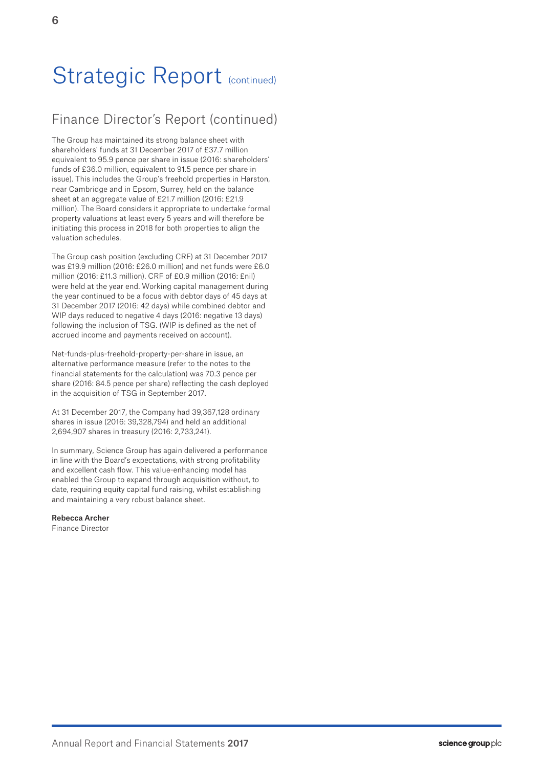# Strategic Report (continued)

## Finance Director's Report (continued)

The Group has maintained its strong balance sheet with shareholders' funds at 31 December 2017 of £37.7 million equivalent to 95.9 pence per share in issue (2016: shareholders' funds of £36.0 million, equivalent to 91.5 pence per share in issue). This includes the Group's freehold properties in Harston, near Cambridge and in Epsom, Surrey, held on the balance sheet at an aggregate value of £21.7 million (2016: £21.9 million). The Board considers it appropriate to undertake formal property valuations at least every 5 years and will therefore be initiating this process in 2018 for both properties to align the valuation schedules.

The Group cash position (excluding CRF) at 31 December 2017 was £19.9 million (2016: £26.0 million) and net funds were £6.0 million (2016: £11.3 million). CRF of £0.9 million (2016: £nil) were held at the year end. Working capital management during the year continued to be a focus with debtor days of 45 days at 31 December 2017 (2016: 42 days) while combined debtor and WIP days reduced to negative 4 days (2016: negative 13 days) following the inclusion of TSG. (WIP is defined as the net of accrued income and payments received on account).

Net-funds-plus-freehold-property-per-share in issue, an alternative performance measure (refer to the notes to the financial statements for the calculation) was 70.3 pence per share (2016: 84.5 pence per share) reflecting the cash deployed in the acquisition of TSG in September 2017.

At 31 December 2017, the Company had 39,367,128 ordinary shares in issue (2016: 39,328,794) and held an additional 2,694,907 shares in treasury (2016: 2,733,241).

In summary, Science Group has again delivered a performance in line with the Board's expectations, with strong profitability and excellent cash flow. This value-enhancing model has enabled the Group to expand through acquisition without, to date, requiring equity capital fund raising, whilst establishing and maintaining a very robust balance sheet.

**Rebecca Archer**
Finance Director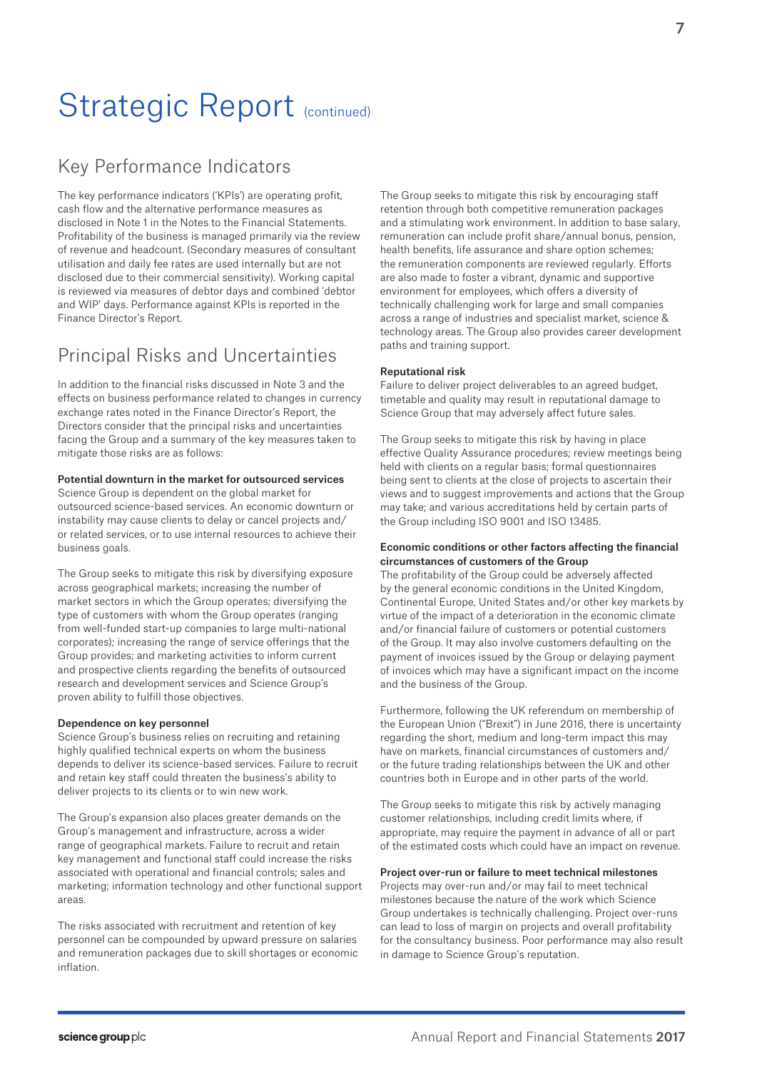# Strategic Report (continued)

## Key Performance Indicators

The key performance indicators ('KPIs') are operating profit, cash flow and the alternative performance measures as disclosed in Note 1 in the Notes to the Financial Statements. Profitability of the business is managed primarily via the review of revenue and headcount. (Secondary measures of consultant utilisation and daily fee rates are used internally but are not disclosed due to their commercial sensitivity). Working capital is reviewed via measures of debtor days and combined 'debtor and WIP' days. Performance against KPIs is reported in the Finance Director's Report.

## Principal Risks and Uncertainties

In addition to the financial risks discussed in Note 3 and the effects on business performance related to changes in currency exchange rates noted in the Finance Director's Report, the Directors consider that the principal risks and uncertainties facing the Group and a summary of the key measures taken to mitigate those risks are as follows:

**Potential downturn in the market for outsourced services**
Science Group is dependent on the global market for outsourced science-based services. An economic downturn or instability may cause clients to delay or cancel projects and/or related services, or to use internal resources to achieve their business goals.

The Group seeks to mitigate this risk by diversifying exposure across geographical markets; increasing the number of market sectors in which the Group operates; diversifying the type of customers with whom the Group operates (ranging from well-funded start-up companies to large multi-national corporates); increasing the range of service offerings that the Group provides; and marketing activities to inform current and prospective clients regarding the benefits of outsourced research and development services and Science Group's proven ability to fulfill those objectives.

**Dependence on key personnel**
Science Group's business relies on recruiting and retaining highly qualified technical experts on whom the business depends to deliver its science-based services. Failure to recruit and retain key staff could threaten the business's ability to deliver projects to its clients or to win new work.

The Group's expansion also places greater demands on the Group's management and infrastructure, across a wider range of geographical markets. Failure to recruit and retain key management and functional staff could increase the risks associated with operational and financial controls; sales and marketing; information technology and other functional support areas.

The risks associated with recruitment and retention of key personnel can be compounded by upward pressure on salaries and remuneration packages due to skill shortages or economic inflation.

The Group seeks to mitigate this risk by encouraging staff retention through both competitive remuneration packages and a stimulating work environment. In addition to base salary, remuneration can include profit share/annual bonus, pension, health benefits, life assurance and share option schemes; the remuneration components are reviewed regularly. Efforts are also made to foster a vibrant, dynamic and supportive environment for employees, which offers a diversity of technically challenging work for large and small companies across a range of industries and specialist market, science & technology areas. The Group also provides career development paths and training support.

**Reputational risk**
Failure to deliver project deliverables to an agreed budget, timetable and quality may result in reputational damage to Science Group that may adversely affect future sales.

The Group seeks to mitigate this risk by having in place effective Quality Assurance procedures; review meetings being held with clients on a regular basis; formal questionnaires being sent to clients at the close of projects to ascertain their views and to suggest improvements and actions that the Group may take; and various accreditations held by certain parts of the Group including ISO 9001 and ISO 13485.

**Economic conditions or other factors affecting the financial circumstances of customers of the Group**
The profitability of the Group could be adversely affected by the general economic conditions in the United Kingdom, Continental Europe, United States and/or other key markets by virtue of the impact of a deterioration in the economic climate and/or financial failure of customers or potential customers of the Group. It may also involve customers defaulting on the payment of invoices issued by the Group or delaying payment of invoices which may have a significant impact on the income and the business of the Group.

Furthermore, following the UK referendum on membership of the European Union ("Brexit") in June 2016, there is uncertainty regarding the short, medium and long-term impact this may have on markets, financial circumstances of customers and/or the future trading relationships between the UK and other countries both in Europe and in other parts of the world.

The Group seeks to mitigate this risk by actively managing customer relationships, including credit limits where, if appropriate, may require the payment in advance of all or part of the estimated costs which could have an impact on revenue.

**Project over-run or failure to meet technical milestones**
Projects may over-run and/or may fail to meet technical milestones because the nature of the work which Science Group undertakes is technically challenging. Project over-runs can lead to loss of margin on projects and overall profitability for the consultancy business. Poor performance may also result in damage to Science Group's reputation.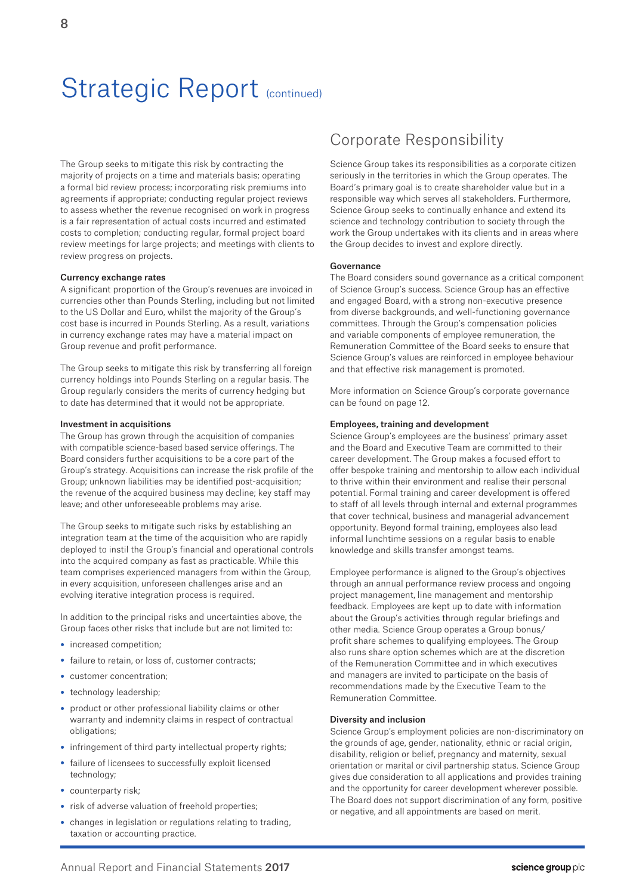# Strategic Report (continued)

The Group seeks to mitigate this risk by contracting the majority of projects on a time and materials basis; operating a formal bid review process; incorporating risk premiums into agreements if appropriate; conducting regular project reviews to assess whether the revenue recognised on work in progress is a fair representation of actual costs incurred and estimated costs to completion; conducting regular, formal project board review meetings for large projects; and meetings with clients to review progress on projects.

**Currency exchange rates**

A significant proportion of the Group's revenues are invoiced in currencies other than Pounds Sterling, including but not limited to the US Dollar and Euro, whilst the majority of the Group's cost base is incurred in Pounds Sterling. As a result, variations in currency exchange rates may have a material impact on Group revenue and profit performance.

The Group seeks to mitigate this risk by transferring all foreign currency holdings into Pounds Sterling on a regular basis. The Group regularly considers the merits of currency hedging but to date has determined that it would not be appropriate.

**Investment in acquisitions**

The Group has grown through the acquisition of companies with compatible science-based based service offerings. The Board considers further acquisitions to be a core part of the Group's strategy. Acquisitions can increase the risk profile of the Group; unknown liabilities may be identified post-acquisition; the revenue of the acquired business may decline; key staff may leave; and other unforeseeable problems may arise.

The Group seeks to mitigate such risks by establishing an integration team at the time of the acquisition who are rapidly deployed to instil the Group's financial and operational controls into the acquired company as fast as practicable. While this team comprises experienced managers from within the Group, in every acquisition, unforeseen challenges arise and an evolving iterative integration process is required.

In addition to the principal risks and uncertainties above, the Group faces other risks that include but are not limited to:

- increased competition;
- failure to retain, or loss of, customer contracts;
- customer concentration;
- technology leadership;
- product or other professional liability claims or other warranty and indemnity claims in respect of contractual obligations;
- infringement of third party intellectual property rights;
- failure of licensees to successfully exploit licensed technology;
- counterparty risk;
- risk of adverse valuation of freehold properties;
- changes in legislation or regulations relating to trading, taxation or accounting practice.

## Corporate Responsibility

Science Group takes its responsibilities as a corporate citizen seriously in the territories in which the Group operates. The Board's primary goal is to create shareholder value but in a responsible way which serves all stakeholders. Furthermore, Science Group seeks to continually enhance and extend its science and technology contribution to society through the work the Group undertakes with its clients and in areas where the Group decides to invest and explore directly.

**Governance**

The Board considers sound governance as a critical component of Science Group's success. Science Group has an effective and engaged Board, with a strong non-executive presence from diverse backgrounds, and well-functioning governance committees. Through the Group's compensation policies and variable components of employee remuneration, the Remuneration Committee of the Board seeks to ensure that Science Group's values are reinforced in employee behaviour and that effective risk management is promoted.

More information on Science Group's corporate governance can be found on page 12.

**Employees, training and development**

Science Group's employees are the business' primary asset and the Board and Executive Team are committed to their career development. The Group makes a focused effort to offer bespoke training and mentorship to allow each individual to thrive within their environment and realise their personal potential. Formal training and career development is offered to staff of all levels through internal and external programmes that cover technical, business and managerial advancement opportunity. Beyond formal training, employees also lead informal lunchtime sessions on a regular basis to enable knowledge and skills transfer amongst teams.

Employee performance is aligned to the Group's objectives through an annual performance review process and ongoing project management, line management and mentorship feedback. Employees are kept up to date with information about the Group's activities through regular briefings and other media. Science Group operates a Group bonus/profit share schemes to qualifying employees. The Group also runs share option schemes which are at the discretion of the Remuneration Committee and in which executives and managers are invited to participate on the basis of recommendations made by the Executive Team to the Remuneration Committee.

**Diversity and inclusion**

Science Group's employment policies are non-discriminatory on the grounds of age, gender, nationality, ethnic or racial origin, disability, religion or belief, pregnancy and maternity, sexual orientation or marital or civil partnership status. Science Group gives due consideration to all applications and provides training and the opportunity for career development wherever possible. The Board does not support discrimination of any form, positive or negative, and all appointments are based on merit.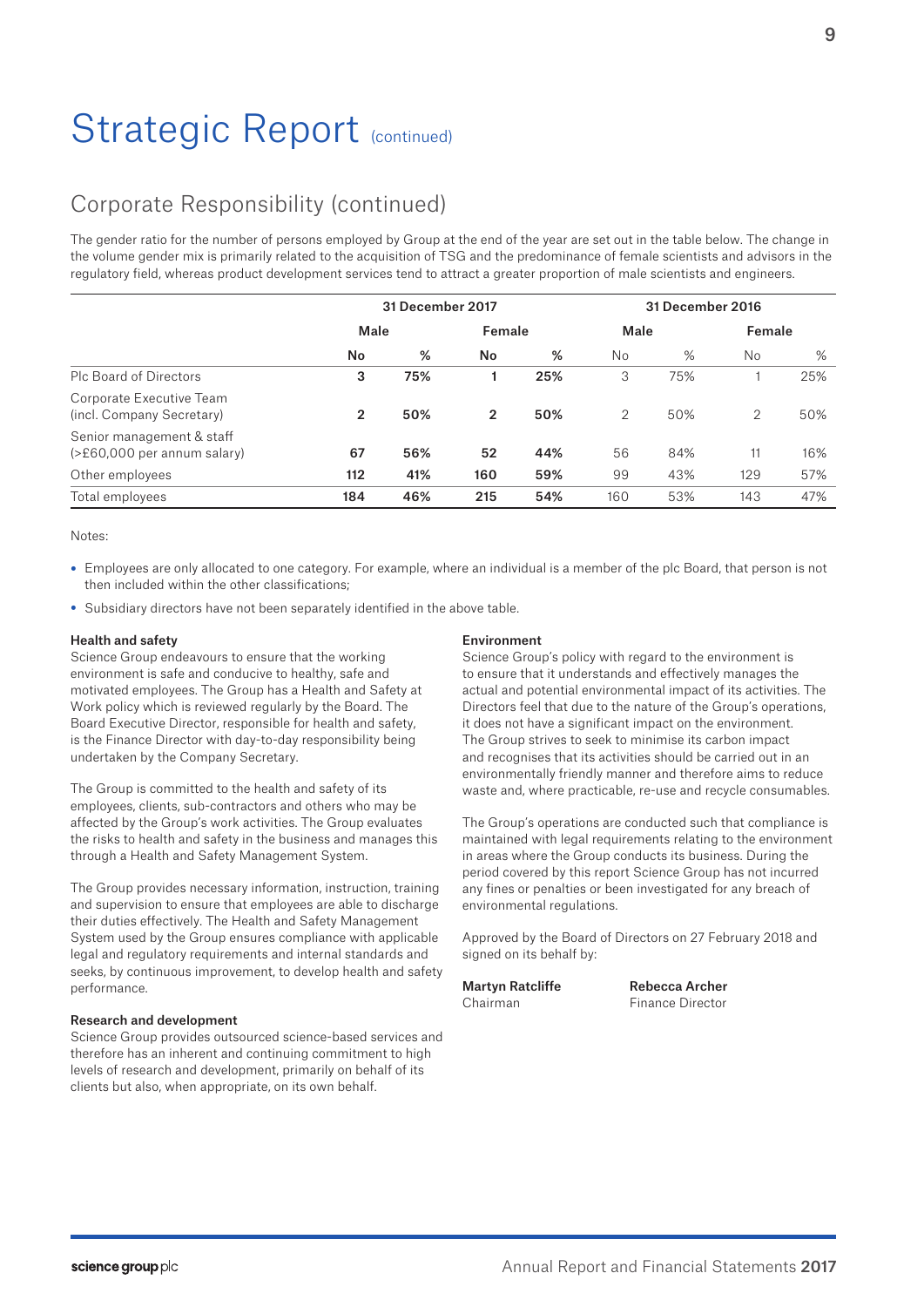# Strategic Report (continued)

## Corporate Responsibility (continued)

The gender ratio for the number of persons employed by Group at the end of the year are set out in the table below. The change in the volume gender mix is primarily related to the acquisition of TSG and the predominance of female scientists and advisors in the regulatory field, whereas product development services tend to attract a greater proportion of male scientists and engineers.

| | 31 December 2017 | | | | 31 December 2016 | | | |
|---|---|---|---|---|---|---|---|---|
| | Male | | Female | | Male | | Female | |
| | No | % | No | % | No | % | No | % |
| Plc Board of Directors | **3** | **75%** | **1** | **25%** | 3 | 75% | 1 | 25% |
| Corporate Executive Team (incl. Company Secretary) | **2** | **50%** | **2** | **50%** | 2 | 50% | 2 | 50% |
| Senior management & staff (>£60,000 per annum salary) | **67** | **56%** | **52** | **44%** | 56 | 84% | 11 | 16% |
| Other employees | **112** | **41%** | **160** | **59%** | 99 | 43% | 129 | 57% |
| Total employees | **184** | **46%** | **215** | **54%** | 160 | 53% | 143 | 47% |

Notes:

- Employees are only allocated to one category. For example, where an individual is a member of the plc Board, that person is not then included within the other classifications;
- Subsidiary directors have not been separately identified in the above table.

**Health and safety**

Science Group endeavours to ensure that the working environment is safe and conducive to healthy, safe and motivated employees. The Group has a Health and Safety at Work policy which is reviewed regularly by the Board. The Board Executive Director, responsible for health and safety, is the Finance Director with day-to-day responsibility being undertaken by the Company Secretary.

The Group is committed to the health and safety of its employees, clients, sub-contractors and others who may be affected by the Group's work activities. The Group evaluates the risks to health and safety in the business and manages this through a Health and Safety Management System.

The Group provides necessary information, instruction, training and supervision to ensure that employees are able to discharge their duties effectively. The Health and Safety Management System used by the Group ensures compliance with applicable legal and regulatory requirements and internal standards and seeks, by continuous improvement, to develop health and safety performance.

**Research and development**

Science Group provides outsourced science-based services and therefore has an inherent and continuing commitment to high levels of research and development, primarily on behalf of its clients but also, when appropriate, on its own behalf.

**Environment**

Science Group's policy with regard to the environment is to ensure that it understands and effectively manages the actual and potential environmental impact of its activities. The Directors feel that due to the nature of the Group's operations, it does not have a significant impact on the environment. The Group strives to seek to minimise its carbon impact and recognises that its activities should be carried out in an environmentally friendly manner and therefore aims to reduce waste and, where practicable, re-use and recycle consumables.

The Group's operations are conducted such that compliance is maintained with legal requirements relating to the environment in areas where the Group conducts its business. During the period covered by this report Science Group has not incurred any fines or penalties or been investigated for any breach of environmental regulations.

Approved by the Board of Directors on 27 February 2018 and signed on its behalf by:

**Martyn Ratcliffe**
Chairman

**Rebecca Archer**
Finance Director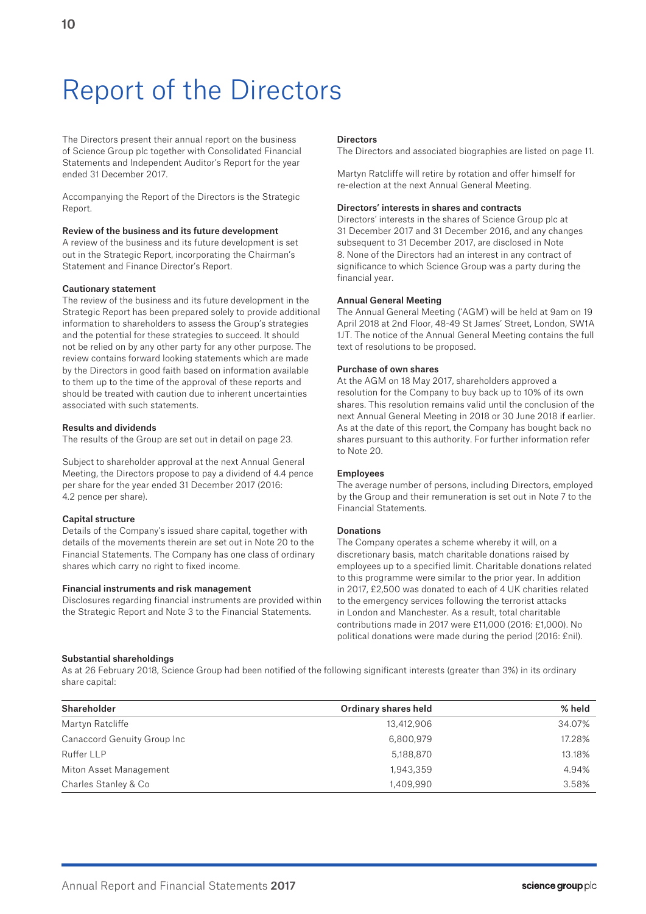# Report of the Directors

The Directors present their annual report on the business of Science Group plc together with Consolidated Financial Statements and Independent Auditor's Report for the year ended 31 December 2017.

Accompanying the Report of the Directors is the Strategic Report.

**Review of the business and its future development**
A review of the business and its future development is set out in the Strategic Report, incorporating the Chairman's Statement and Finance Director's Report.

**Cautionary statement**
The review of the business and its future development in the Strategic Report has been prepared solely to provide additional information to shareholders to assess the Group's strategies and the potential for these strategies to succeed. It should not be relied on by any other party for any other purpose. The review contains forward looking statements which are made by the Directors in good faith based on information available to them up to the time of the approval of these reports and should be treated with caution due to inherent uncertainties associated with such statements.

**Results and dividends**
The results of the Group are set out in detail on page 23.

Subject to shareholder approval at the next Annual General Meeting, the Directors propose to pay a dividend of 4.4 pence per share for the year ended 31 December 2017 (2016: 4.2 pence per share).

**Capital structure**
Details of the Company's issued share capital, together with details of the movements therein are set out in Note 20 to the Financial Statements. The Company has one class of ordinary shares which carry no right to fixed income.

**Financial instruments and risk management**
Disclosures regarding financial instruments are provided within the Strategic Report and Note 3 to the Financial Statements.

**Directors**
The Directors and associated biographies are listed on page 11.

Martyn Ratcliffe will retire by rotation and offer himself for re-election at the next Annual General Meeting.

**Directors' interests in shares and contracts**
Directors' interests in the shares of Science Group plc at 31 December 2017 and 31 December 2016, and any changes subsequent to 31 December 2017, are disclosed in Note 8. None of the Directors had an interest in any contract of significance to which Science Group was a party during the financial year.

**Annual General Meeting**
The Annual General Meeting ('AGM') will be held at 9am on 19 April 2018 at 2nd Floor, 48-49 St James' Street, London, SW1A 1JT. The notice of the Annual General Meeting contains the full text of resolutions to be proposed.

**Purchase of own shares**
At the AGM on 18 May 2017, shareholders approved a resolution for the Company to buy back up to 10% of its own shares. This resolution remains valid until the conclusion of the next Annual General Meeting in 2018 or 30 June 2018 if earlier. As at the date of this report, the Company has bought back no shares pursuant to this authority. For further information refer to Note 20.

**Employees**
The average number of persons, including Directors, employed by the Group and their remuneration is set out in Note 7 to the Financial Statements.

**Donations**
The Company operates a scheme whereby it will, on a discretionary basis, match charitable donations raised by employees up to a specified limit. Charitable donations related to this programme were similar to the prior year. In addition in 2017, £2,500 was donated to each of 4 UK charities related to the emergency services following the terrorist attacks in London and Manchester. As a result, total charitable contributions made in 2017 were £11,000 (2016: £1,000). No political donations were made during the period (2016: £nil).

**Substantial shareholdings**
As at 26 February 2018, Science Group had been notified of the following significant interests (greater than 3%) in its ordinary share capital:

| Shareholder | Ordinary shares held | % held |
|---|---|---|
| Martyn Ratcliffe | 13,412,906 | 34.07% |
| Canaccord Genuity Group Inc | 6,800,979 | 17.28% |
| Ruffer LLP | 5,188,870 | 13.18% |
| Miton Asset Management | 1,943,359 | 4.94% |
| Charles Stanley & Co | 1,409,990 | 3.58% |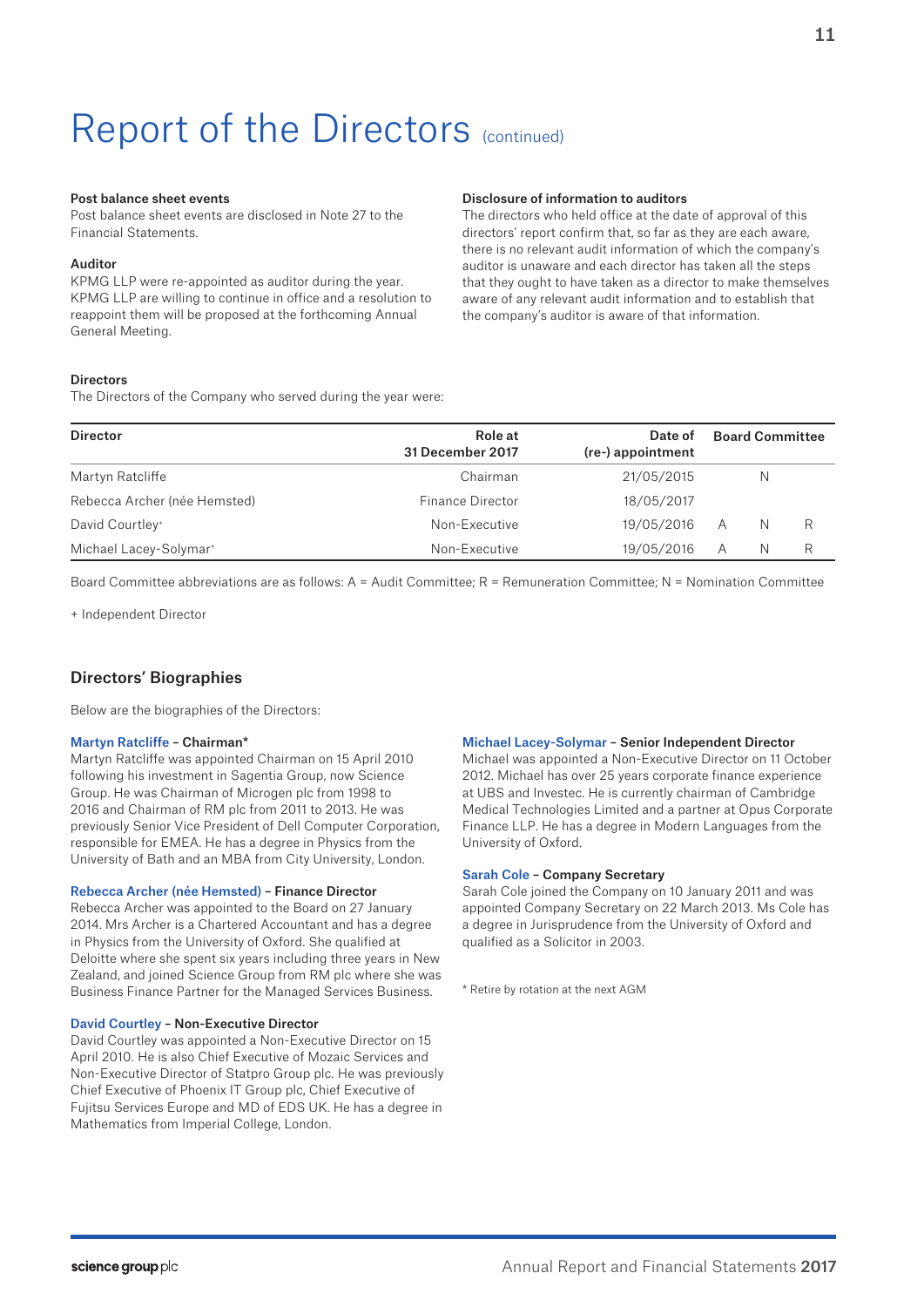# Report of the Directors (continued)

### Post balance sheet events

Post balance sheet events are disclosed in Note 27 to the Financial Statements.

### Auditor

KPMG LLP were re-appointed as auditor during the year. KPMG LLP are willing to continue in office and a resolution to reappoint them will be proposed at the forthcoming Annual General Meeting.

### Disclosure of information to auditors

The directors who held office at the date of approval of this directors' report confirm that, so far as they are each aware, there is no relevant audit information of which the company's auditor is unaware and each director has taken all the steps that they ought to have taken as a director to make themselves aware of any relevant audit information and to establish that the company's auditor is aware of that information.

### Directors

The Directors of the Company who served during the year were:

| Director | Role at 31 December 2017 | Date of (re-) appointment | Board Committee | | |
|---|---|---|---|---|---|
| Martyn Ratcliffe | Chairman | 21/05/2015 | | N | |
| Rebecca Archer (née Hemsted) | Finance Director | 18/05/2017 | | | |
| David Courtley+ | Non-Executive | 19/05/2016 | A | N | R |
| Michael Lacey-Solymar+ | Non-Executive | 19/05/2016 | A | N | R |

Board Committee abbreviations are as follows: A = Audit Committee; R = Remuneration Committee; N = Nomination Committee

+ Independent Director

## Directors' Biographies

Below are the biographies of the Directors:

**Martyn Ratcliffe – Chairman***

Martyn Ratcliffe was appointed Chairman on 15 April 2010 following his investment in Sagentia Group, now Science Group. He was Chairman of Microgen plc from 1998 to 2016 and Chairman of RM plc from 2011 to 2013. He was previously Senior Vice President of Dell Computer Corporation, responsible for EMEA. He has a degree in Physics from the University of Bath and an MBA from City University, London.

**Rebecca Archer (née Hemsted) – Finance Director**

Rebecca Archer was appointed to the Board on 27 January 2014. Mrs Archer is a Chartered Accountant and has a degree in Physics from the University of Oxford. She qualified at Deloitte where she spent six years including three years in New Zealand, and joined Science Group from RM plc where she was Business Finance Partner for the Managed Services Business.

**David Courtley – Non-Executive Director**

David Courtley was appointed a Non-Executive Director on 15 April 2010. He is also Chief Executive of Mozaic Services and Non-Executive Director of Statpro Group plc. He was previously Chief Executive of Phoenix IT Group plc, Chief Executive of Fujitsu Services Europe and MD of EDS UK. He has a degree in Mathematics from Imperial College, London.

**Michael Lacey-Solymar – Senior Independent Director**

Michael was appointed a Non-Executive Director on 11 October 2012. Michael has over 25 years corporate finance experience at UBS and Investec. He is currently chairman of Cambridge Medical Technologies Limited and a partner at Opus Corporate Finance LLP. He has a degree in Modern Languages from the University of Oxford.

**Sarah Cole – Company Secretary**

Sarah Cole joined the Company on 10 January 2011 and was appointed Company Secretary on 22 March 2013. Ms Cole has a degree in Jurisprudence from the University of Oxford and qualified as a Solicitor in 2003.

* Retire by rotation at the next AGM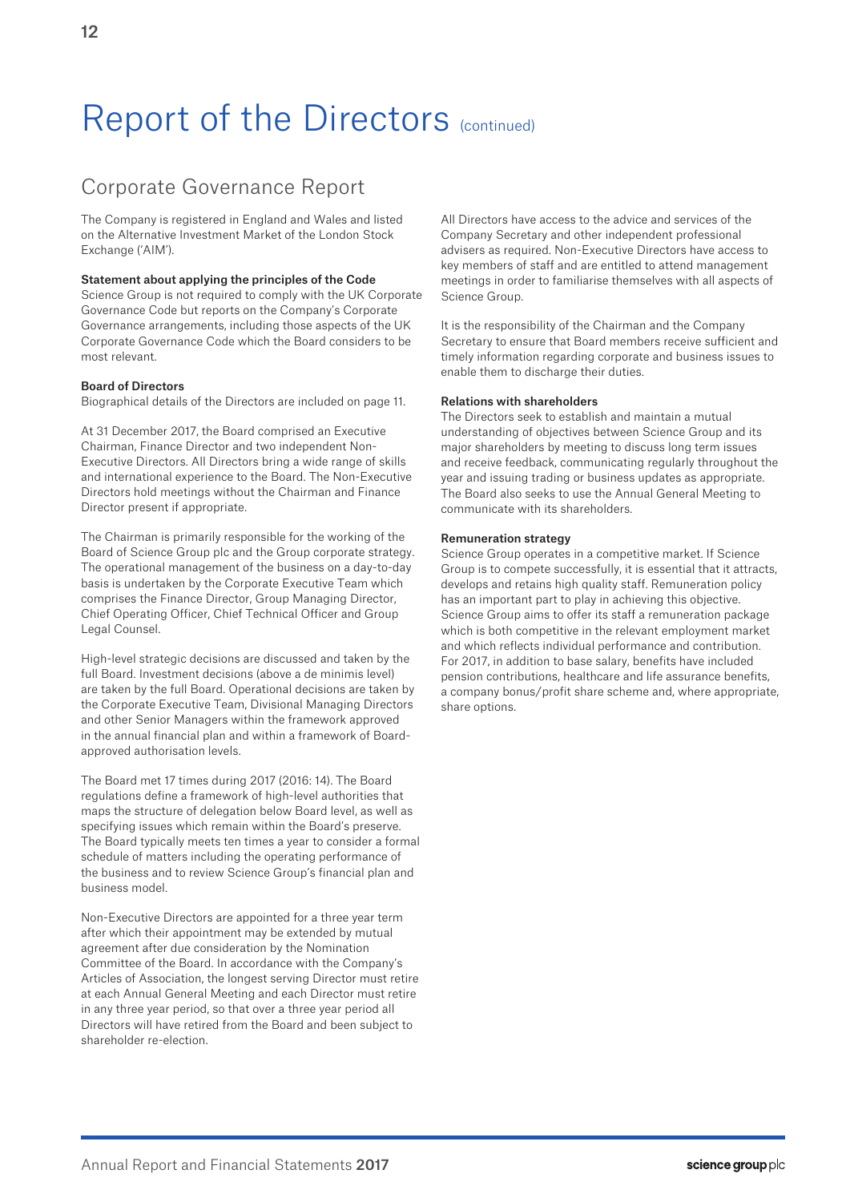# Report of the Directors (continued)

## Corporate Governance Report

The Company is registered in England and Wales and listed on the Alternative Investment Market of the London Stock Exchange ('AIM').

**Statement about applying the principles of the Code**
Science Group is not required to comply with the UK Corporate Governance Code but reports on the Company's Corporate Governance arrangements, including those aspects of the UK Corporate Governance Code which the Board considers to be most relevant.

**Board of Directors**
Biographical details of the Directors are included on page 11.

At 31 December 2017, the Board comprised an Executive Chairman, Finance Director and two independent Non-Executive Directors. All Directors bring a wide range of skills and international experience to the Board. The Non-Executive Directors hold meetings without the Chairman and Finance Director present if appropriate.

The Chairman is primarily responsible for the working of the Board of Science Group plc and the Group corporate strategy. The operational management of the business on a day-to-day basis is undertaken by the Corporate Executive Team which comprises the Finance Director, Group Managing Director, Chief Operating Officer, Chief Technical Officer and Group Legal Counsel.

High-level strategic decisions are discussed and taken by the full Board. Investment decisions (above a de minimis level) are taken by the full Board. Operational decisions are taken by the Corporate Executive Team, Divisional Managing Directors and other Senior Managers within the framework approved in the annual financial plan and within a framework of Board-approved authorisation levels.

The Board met 17 times during 2017 (2016: 14). The Board regulations define a framework of high-level authorities that maps the structure of delegation below Board level, as well as specifying issues which remain within the Board's preserve. The Board typically meets ten times a year to consider a formal schedule of matters including the operating performance of the business and to review Science Group's financial plan and business model.

Non-Executive Directors are appointed for a three year term after which their appointment may be extended by mutual agreement after due consideration by the Nomination Committee of the Board. In accordance with the Company's Articles of Association, the longest serving Director must retire at each Annual General Meeting and each Director must retire in any three year period, so that over a three year period all Directors will have retired from the Board and been subject to shareholder re-election.

All Directors have access to the advice and services of the Company Secretary and other independent professional advisers as required. Non-Executive Directors have access to key members of staff and are entitled to attend management meetings in order to familiarise themselves with all aspects of Science Group.

It is the responsibility of the Chairman and the Company Secretary to ensure that Board members receive sufficient and timely information regarding corporate and business issues to enable them to discharge their duties.

**Relations with shareholders**
The Directors seek to establish and maintain a mutual understanding of objectives between Science Group and its major shareholders by meeting to discuss long term issues and receive feedback, communicating regularly throughout the year and issuing trading or business updates as appropriate. The Board also seeks to use the Annual General Meeting to communicate with its shareholders.

**Remuneration strategy**
Science Group operates in a competitive market. If Science Group is to compete successfully, it is essential that it attracts, develops and retains high quality staff. Remuneration policy has an important part to play in achieving this objective. Science Group aims to offer its staff a remuneration package which is both competitive in the relevant employment market and which reflects individual performance and contribution. For 2017, in addition to base salary, benefits have included pension contributions, healthcare and life assurance benefits, a company bonus/profit share scheme and, where appropriate, share options.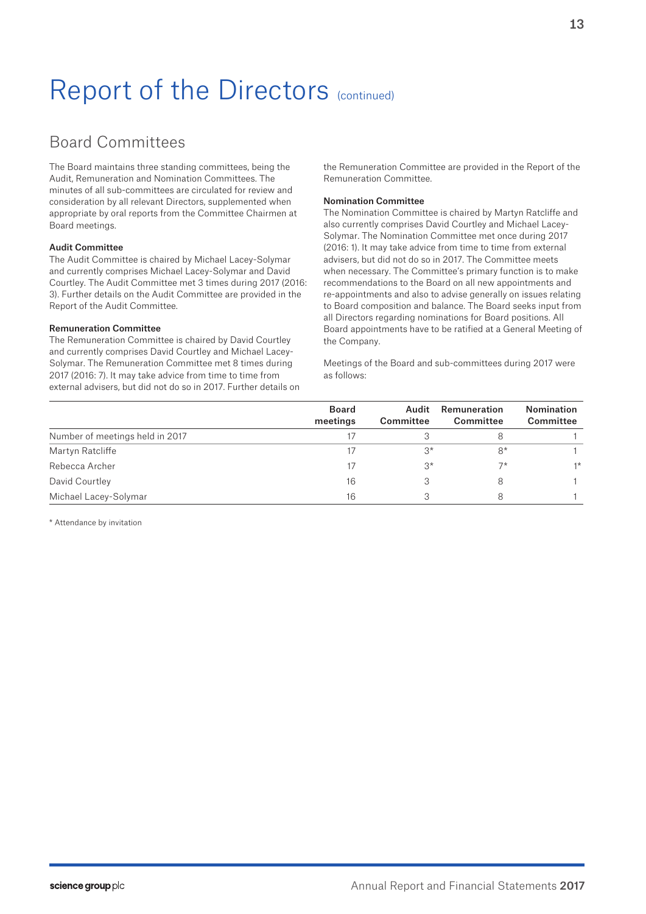# Report of the Directors (continued)

## Board Committees

The Board maintains three standing committees, being the Audit, Remuneration and Nomination Committees. The minutes of all sub-committees are circulated for review and consideration by all relevant Directors, supplemented when appropriate by oral reports from the Committee Chairmen at Board meetings.

**Audit Committee**

The Audit Committee is chaired by Michael Lacey-Solymar and currently comprises Michael Lacey-Solymar and David Courtley. The Audit Committee met 3 times during 2017 (2016: 3). Further details on the Audit Committee are provided in the Report of the Audit Committee.

**Remuneration Committee**

The Remuneration Committee is chaired by David Courtley and currently comprises David Courtley and Michael Lacey-Solymar. The Remuneration Committee met 8 times during 2017 (2016: 7). It may take advice from time to time from external advisers, but did not do so in 2017. Further details on the Remuneration Committee are provided in the Report of the Remuneration Committee.

**Nomination Committee**

The Nomination Committee is chaired by Martyn Ratcliffe and also currently comprises David Courtley and Michael Lacey-Solymar. The Nomination Committee met once during 2017 (2016: 1). It may take advice from time to time from external advisers, but did not do so in 2017. The Committee meets when necessary. The Committee's primary function is to make recommendations to the Board on all new appointments and re-appointments and also to advise generally on issues relating to Board composition and balance. The Board seeks input from all Directors regarding nominations for Board positions. All Board appointments have to be ratified at a General Meeting of the Company.

Meetings of the Board and sub-committees during 2017 were as follows:

| | Board meetings | Audit Committee | Remuneration Committee | Nomination Committee |
|---|---|---|---|---|
| Number of meetings held in 2017 | 17 | 3 | 8 | 1 |
| Martyn Ratcliffe | 17 | 3* | 8* | 1 |
| Rebecca Archer | 17 | 3* | 7* | 1* |
| David Courtley | 16 | 3 | 8 | 1 |
| Michael Lacey-Solymar | 16 | 3 | 8 | 1 |

* Attendance by invitation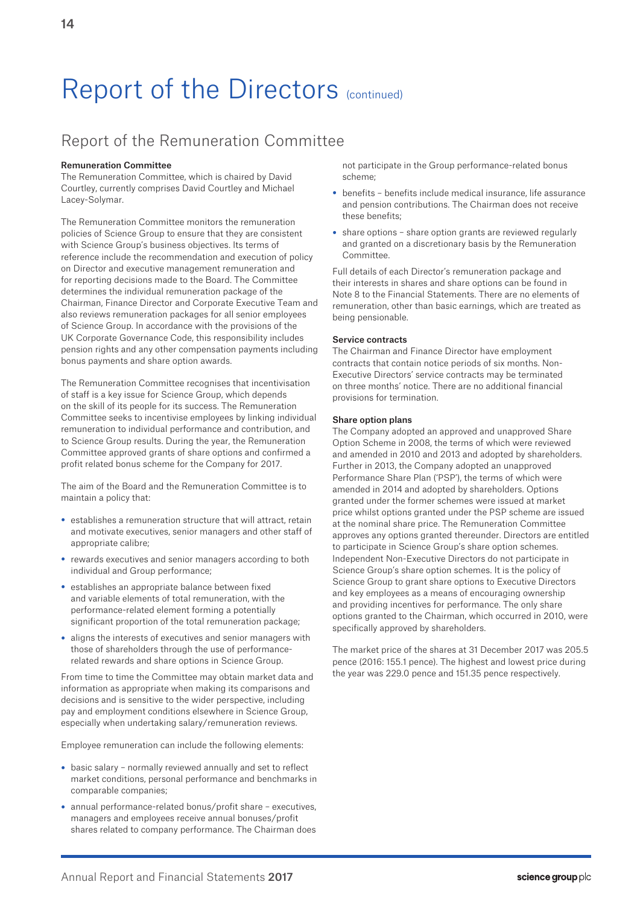# Report of the Directors (continued)

## Report of the Remuneration Committee

**Remuneration Committee**

The Remuneration Committee, which is chaired by David Courtley, currently comprises David Courtley and Michael Lacey-Solymar.

The Remuneration Committee monitors the remuneration policies of Science Group to ensure that they are consistent with Science Group's business objectives. Its terms of reference include the recommendation and execution of policy on Director and executive management remuneration and for reporting decisions made to the Board. The Committee determines the individual remuneration package of the Chairman, Finance Director and Corporate Executive Team and also reviews remuneration packages for all senior employees of Science Group. In accordance with the provisions of the UK Corporate Governance Code, this responsibility includes pension rights and any other compensation payments including bonus payments and share option awards.

The Remuneration Committee recognises that incentivisation of staff is a key issue for Science Group, which depends on the skill of its people for its success. The Remuneration Committee seeks to incentivise employees by linking individual remuneration to individual performance and contribution, and to Science Group results. During the year, the Remuneration Committee approved grants of share options and confirmed a profit related bonus scheme for the Company for 2017.

The aim of the Board and the Remuneration Committee is to maintain a policy that:

- establishes a remuneration structure that will attract, retain and motivate executives, senior managers and other staff of appropriate calibre;
- rewards executives and senior managers according to both individual and Group performance;
- establishes an appropriate balance between fixed and variable elements of total remuneration, with the performance-related element forming a potentially significant proportion of the total remuneration package;
- aligns the interests of executives and senior managers with those of shareholders through the use of performance-related rewards and share options in Science Group.

From time to time the Committee may obtain market data and information as appropriate when making its comparisons and decisions and is sensitive to the wider perspective, including pay and employment conditions elsewhere in Science Group, especially when undertaking salary/remuneration reviews.

Employee remuneration can include the following elements:

- basic salary – normally reviewed annually and set to reflect market conditions, personal performance and benchmarks in comparable companies;
- annual performance-related bonus/profit share – executives, managers and employees receive annual bonuses/profit shares related to company performance. The Chairman does not participate in the Group performance-related bonus scheme;
- benefits – benefits include medical insurance, life assurance and pension contributions. The Chairman does not receive these benefits;
- share options – share option grants are reviewed regularly and granted on a discretionary basis by the Remuneration Committee.

Full details of each Director's remuneration package and their interests in shares and share options can be found in Note 8 to the Financial Statements. There are no elements of remuneration, other than basic earnings, which are treated as being pensionable.

**Service contracts**

The Chairman and Finance Director have employment contracts that contain notice periods of six months. Non-Executive Directors' service contracts may be terminated on three months' notice. There are no additional financial provisions for termination.

**Share option plans**

The Company adopted an approved and unapproved Share Option Scheme in 2008, the terms of which were reviewed and amended in 2010 and 2013 and adopted by shareholders. Further in 2013, the Company adopted an unapproved Performance Share Plan ('PSP'), the terms of which were amended in 2014 and adopted by shareholders. Options granted under the former schemes were issued at market price whilst options granted under the PSP scheme are issued at the nominal share price. The Remuneration Committee approves any options granted thereunder. Directors are entitled to participate in Science Group's share option schemes. Independent Non-Executive Directors do not participate in Science Group's share option schemes. It is the policy of Science Group to grant share options to Executive Directors and key employees as a means of encouraging ownership and providing incentives for performance. The only share options granted to the Chairman, which occurred in 2010, were specifically approved by shareholders.

The market price of the shares at 31 December 2017 was 205.5 pence (2016: 155.1 pence). The highest and lowest price during the year was 229.0 pence and 151.35 pence respectively.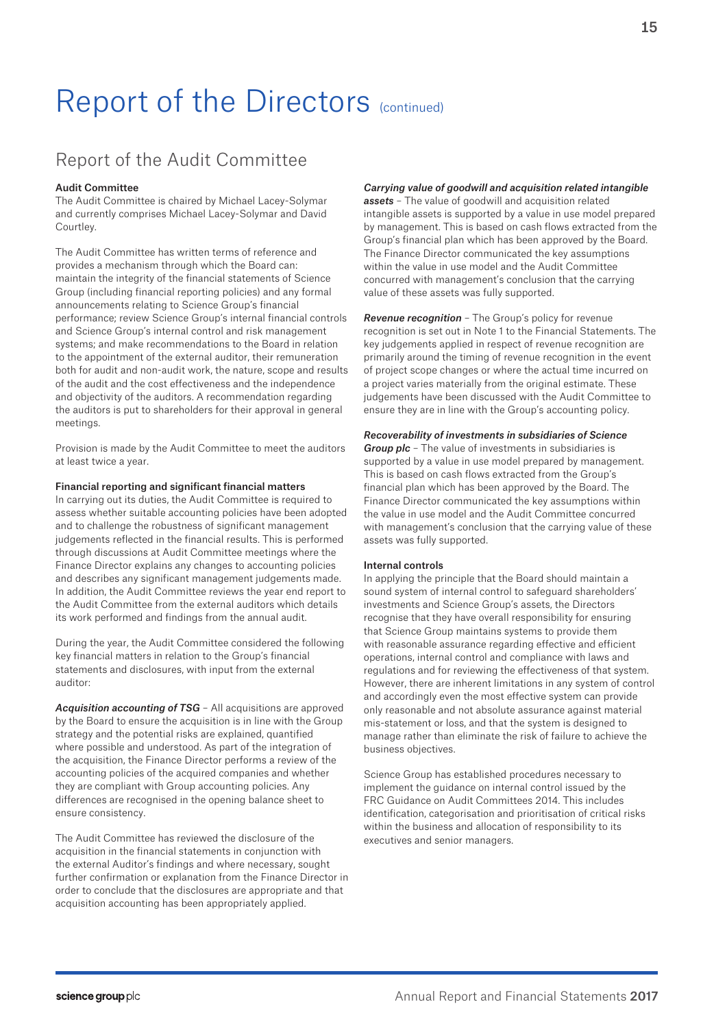# Report of the Directors (continued)

## Report of the Audit Committee

**Audit Committee**

The Audit Committee is chaired by Michael Lacey-Solymar and currently comprises Michael Lacey-Solymar and David Courtley.

The Audit Committee has written terms of reference and provides a mechanism through which the Board can: maintain the integrity of the financial statements of Science Group (including financial reporting policies) and any formal announcements relating to Science Group's financial performance; review Science Group's internal financial controls and Science Group's internal control and risk management systems; and make recommendations to the Board in relation to the appointment of the external auditor, their remuneration both for audit and non-audit work, the nature, scope and results of the audit and the cost effectiveness and the independence and objectivity of the auditors. A recommendation regarding the auditors is put to shareholders for their approval in general meetings.

Provision is made by the Audit Committee to meet the auditors at least twice a year.

**Financial reporting and significant financial matters**

In carrying out its duties, the Audit Committee is required to assess whether suitable accounting policies have been adopted and to challenge the robustness of significant management judgements reflected in the financial results. This is performed through discussions at Audit Committee meetings where the Finance Director explains any changes to accounting policies and describes any significant management judgements made. In addition, the Audit Committee reviews the year end report to the Audit Committee from the external auditors which details its work performed and findings from the annual audit.

During the year, the Audit Committee considered the following key financial matters in relation to the Group's financial statements and disclosures, with input from the external auditor:

***Acquisition accounting of TSG*** – All acquisitions are approved by the Board to ensure the acquisition is in line with the Group strategy and the potential risks are explained, quantified where possible and understood. As part of the integration of the acquisition, the Finance Director performs a review of the accounting policies of the acquired companies and whether they are compliant with Group accounting policies. Any differences are recognised in the opening balance sheet to ensure consistency.

The Audit Committee has reviewed the disclosure of the acquisition in the financial statements in conjunction with the external Auditor's findings and where necessary, sought further confirmation or explanation from the Finance Director in order to conclude that the disclosures are appropriate and that acquisition accounting has been appropriately applied.

***Carrying value of goodwill and acquisition related intangible assets*** – The value of goodwill and acquisition related intangible assets is supported by a value in use model prepared by management. This is based on cash flows extracted from the Group's financial plan which has been approved by the Board. The Finance Director communicated the key assumptions within the value in use model and the Audit Committee concurred with management's conclusion that the carrying value of these assets was fully supported.

***Revenue recognition*** – The Group's policy for revenue recognition is set out in Note 1 to the Financial Statements. The key judgements applied in respect of revenue recognition are primarily around the timing of revenue recognition in the event of project scope changes or where the actual time incurred on a project varies materially from the original estimate. These judgements have been discussed with the Audit Committee to ensure they are in line with the Group's accounting policy.

***Recoverability of investments in subsidiaries of Science Group plc*** – The value of investments in subsidiaries is supported by a value in use model prepared by management. This is based on cash flows extracted from the Group's financial plan which has been approved by the Board. The Finance Director communicated the key assumptions within the value in use model and the Audit Committee concurred with management's conclusion that the carrying value of these assets was fully supported.

**Internal controls**

In applying the principle that the Board should maintain a sound system of internal control to safeguard shareholders' investments and Science Group's assets, the Directors recognise that they have overall responsibility for ensuring that Science Group maintains systems to provide them with reasonable assurance regarding effective and efficient operations, internal control and compliance with laws and regulations and for reviewing the effectiveness of that system. However, there are inherent limitations in any system of control and accordingly even the most effective system can provide only reasonable and not absolute assurance against material mis-statement or loss, and that the system is designed to manage rather than eliminate the risk of failure to achieve the business objectives.

Science Group has established procedures necessary to implement the guidance on internal control issued by the FRC Guidance on Audit Committees 2014. This includes identification, categorisation and prioritisation of critical risks within the business and allocation of responsibility to its executives and senior managers.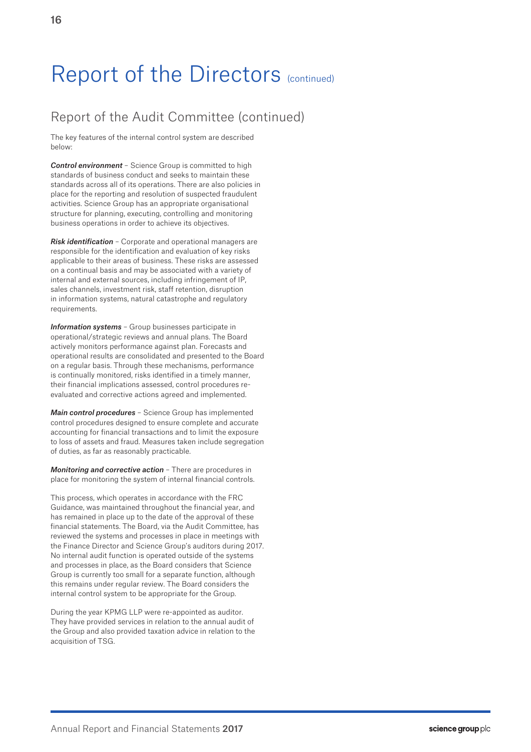# Report of the Directors (continued)

## Report of the Audit Committee (continued)

The key features of the internal control system are described below:

***Control environment*** – Science Group is committed to high standards of business conduct and seeks to maintain these standards across all of its operations. There are also policies in place for the reporting and resolution of suspected fraudulent activities. Science Group has an appropriate organisational structure for planning, executing, controlling and monitoring business operations in order to achieve its objectives.

***Risk identification*** – Corporate and operational managers are responsible for the identification and evaluation of key risks applicable to their areas of business. These risks are assessed on a continual basis and may be associated with a variety of internal and external sources, including infringement of IP, sales channels, investment risk, staff retention, disruption in information systems, natural catastrophe and regulatory requirements.

***Information systems*** – Group businesses participate in operational/strategic reviews and annual plans. The Board actively monitors performance against plan. Forecasts and operational results are consolidated and presented to the Board on a regular basis. Through these mechanisms, performance is continually monitored, risks identified in a timely manner, their financial implications assessed, control procedures re-evaluated and corrective actions agreed and implemented.

***Main control procedures*** – Science Group has implemented control procedures designed to ensure complete and accurate accounting for financial transactions and to limit the exposure to loss of assets and fraud. Measures taken include segregation of duties, as far as reasonably practicable.

***Monitoring and corrective action*** – There are procedures in place for monitoring the system of internal financial controls.

This process, which operates in accordance with the FRC Guidance, was maintained throughout the financial year, and has remained in place up to the date of the approval of these financial statements. The Board, via the Audit Committee, has reviewed the systems and processes in place in meetings with the Finance Director and Science Group's auditors during 2017. No internal audit function is operated outside of the systems and processes in place, as the Board considers that Science Group is currently too small for a separate function, although this remains under regular review. The Board considers the internal control system to be appropriate for the Group.

During the year KPMG LLP were re-appointed as auditor. They have provided services in relation to the annual audit of the Group and also provided taxation advice in relation to the acquisition of TSG.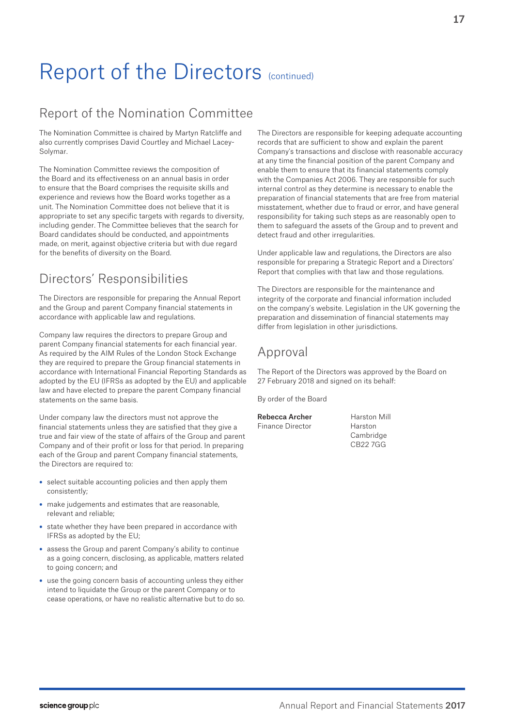# Report of the Directors (continued)

## Report of the Nomination Committee

The Nomination Committee is chaired by Martyn Ratcliffe and also currently comprises David Courtley and Michael Lacey-Solymar.

The Nomination Committee reviews the composition of the Board and its effectiveness on an annual basis in order to ensure that the Board comprises the requisite skills and experience and reviews how the Board works together as a unit. The Nomination Committee does not believe that it is appropriate to set any specific targets with regards to diversity, including gender. The Committee believes that the search for Board candidates should be conducted, and appointments made, on merit, against objective criteria but with due regard for the benefits of diversity on the Board.

## Directors' Responsibilities

The Directors are responsible for preparing the Annual Report and the Group and parent Company financial statements in accordance with applicable law and regulations.

Company law requires the directors to prepare Group and parent Company financial statements for each financial year. As required by the AIM Rules of the London Stock Exchange they are required to prepare the Group financial statements in accordance with International Financial Reporting Standards as adopted by the EU (IFRSs as adopted by the EU) and applicable law and have elected to prepare the parent Company financial statements on the same basis.

Under company law the directors must not approve the financial statements unless they are satisfied that they give a true and fair view of the state of affairs of the Group and parent Company and of their profit or loss for that period. In preparing each of the Group and parent Company financial statements, the Directors are required to:

- select suitable accounting policies and then apply them consistently;
- make judgements and estimates that are reasonable, relevant and reliable;
- state whether they have been prepared in accordance with IFRSs as adopted by the EU;
- assess the Group and parent Company's ability to continue as a going concern, disclosing, as applicable, matters related to going concern; and
- use the going concern basis of accounting unless they either intend to liquidate the Group or the parent Company or to cease operations, or have no realistic alternative but to do so.

The Directors are responsible for keeping adequate accounting records that are sufficient to show and explain the parent Company's transactions and disclose with reasonable accuracy at any time the financial position of the parent Company and enable them to ensure that its financial statements comply with the Companies Act 2006. They are responsible for such internal control as they determine is necessary to enable the preparation of financial statements that are free from material misstatement, whether due to fraud or error, and have general responsibility for taking such steps as are reasonably open to them to safeguard the assets of the Group and to prevent and detect fraud and other irregularities.

Under applicable law and regulations, the Directors are also responsible for preparing a Strategic Report and a Directors' Report that complies with that law and those regulations.

The Directors are responsible for the maintenance and integrity of the corporate and financial information included on the company's website. Legislation in the UK governing the preparation and dissemination of financial statements may differ from legislation in other jurisdictions.

## Approval

The Report of the Directors was approved by the Board on 27 February 2018 and signed on its behalf:

By order of the Board

**Rebecca Archer**
Finance Director

Harston Mill
Harston
Cambridge
CB22 7GG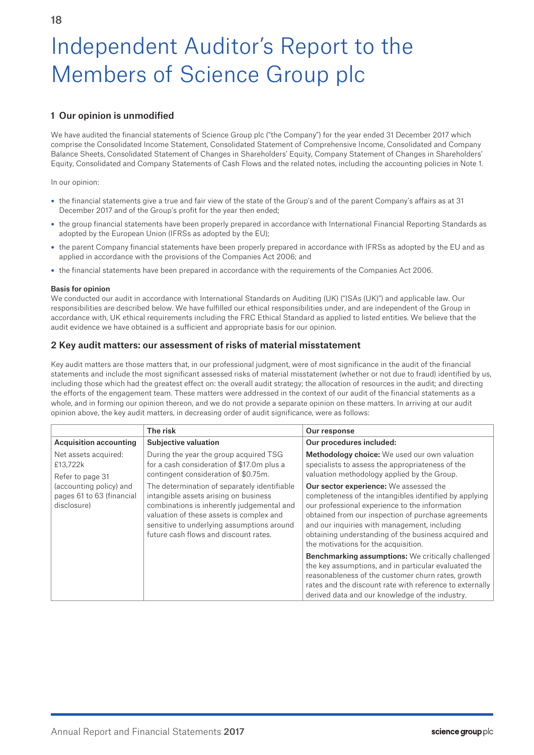# Independent Auditor's Report to the Members of Science Group plc

## 1 Our opinion is unmodified

We have audited the financial statements of Science Group plc ("the Company") for the year ended 31 December 2017 which comprise the Consolidated Income Statement, Consolidated Statement of Comprehensive Income, Consolidated and Company Balance Sheets, Consolidated Statement of Changes in Shareholders' Equity, Company Statement of Changes in Shareholders' Equity, Consolidated and Company Statements of Cash Flows and the related notes, including the accounting policies in Note 1.

In our opinion:

- the financial statements give a true and fair view of the state of the Group's and of the parent Company's affairs as at 31 December 2017 and of the Group's profit for the year then ended;
- the group financial statements have been properly prepared in accordance with International Financial Reporting Standards as adopted by the European Union (IFRSs as adopted by the EU);
- the parent Company financial statements have been properly prepared in accordance with IFRSs as adopted by the EU and as applied in accordance with the provisions of the Companies Act 2006; and
- the financial statements have been prepared in accordance with the requirements of the Companies Act 2006.

**Basis for opinion**

We conducted our audit in accordance with International Standards on Auditing (UK) ("ISAs (UK)") and applicable law. Our responsibilities are described below. We have fulfilled our ethical responsibilities under, and are independent of the Group in accordance with, UK ethical requirements including the FRC Ethical Standard as applied to listed entities. We believe that the audit evidence we have obtained is a sufficient and appropriate basis for our opinion.

## 2 Key audit matters: our assessment of risks of material misstatement

Key audit matters are those matters that, in our professional judgment, were of most significance in the audit of the financial statements and include the most significant assessed risks of material misstatement (whether or not due to fraud) identified by us, including those which had the greatest effect on: the overall audit strategy; the allocation of resources in the audit; and directing the efforts of the engagement team. These matters were addressed in the context of our audit of the financial statements as a whole, and in forming our opinion thereon, and we do not provide a separate opinion on these matters. In arriving at our audit opinion above, the key audit matters, in decreasing order of audit significance, were as follows:

| | The risk | Our response |
|---|---|---|
| **Acquisition accounting** | **Subjective valuation** | **Our procedures included:** |
| Net assets acquired: £13,722k<br><br>Refer to page 31 (accounting policy) and pages 61 to 63 (financial disclosure) | During the year the group acquired TSG for a cash consideration of $17.0m plus a contingent consideration of $0.75m.<br><br>The determination of separately identifiable intangible assets arising on business combinations is inherently judgemental and valuation of these assets is complex and sensitive to underlying assumptions around future cash flows and discount rates. | **Methodology choice:** We used our own valuation specialists to assess the appropriateness of the valuation methodology applied by the Group.<br><br>**Our sector experience:** We assessed the completeness of the intangibles identified by applying our professional experience to the information obtained from our inspection of purchase agreements and our inquiries with management, including obtaining understanding of the business acquired and the motivations for the acquisition.<br><br>**Benchmarking assumptions:** We critically challenged the key assumptions, and in particular evaluated the reasonableness of the customer churn rates, growth rates and the discount rate with reference to externally derived data and our knowledge of the industry. |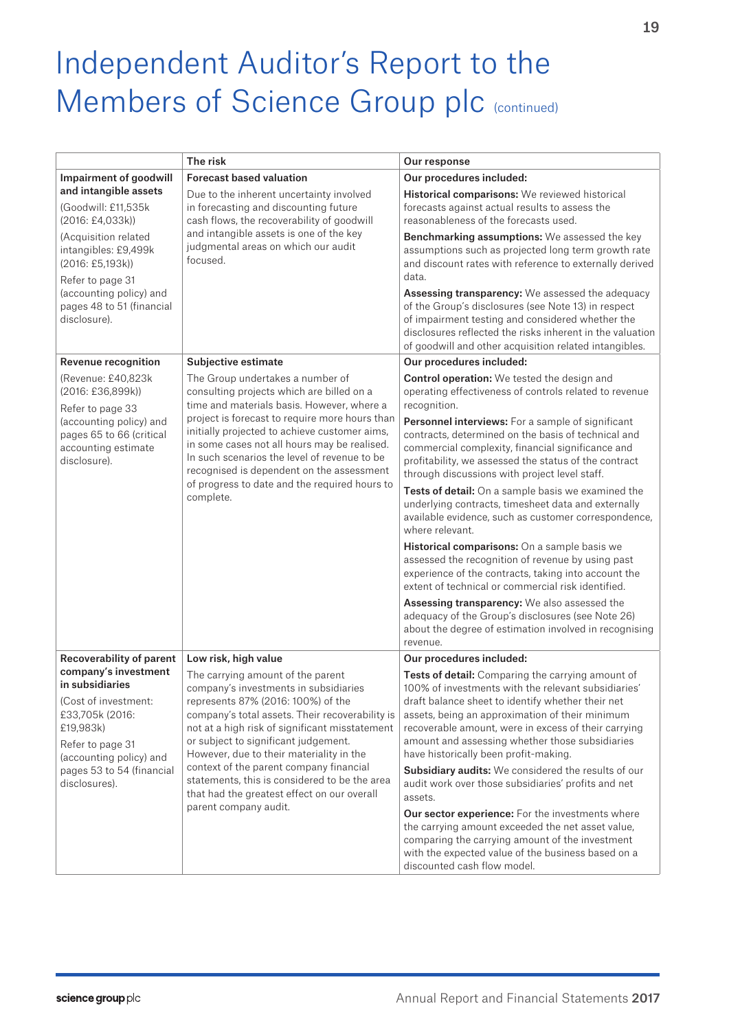# Independent Auditor's Report to the Members of Science Group plc (continued)

| | The risk | Our response |
|---|---|---|
| **Impairment of goodwill and intangible assets**<br>(Goodwill: £11,535k (2016: £4,033k))<br>(Acquisition related intangibles: £9,499k (2016: £5,193k))<br>Refer to page 31 (accounting policy) and pages 48 to 51 (financial disclosure). | **Forecast based valuation**<br>Due to the inherent uncertainty involved in forecasting and discounting future cash flows, the recoverability of goodwill and intangible assets is one of the key judgmental areas on which our audit focused. | **Our procedures included:**<br>**Historical comparisons:** We reviewed historical forecasts against actual results to assess the reasonableness of the forecasts used.<br>**Benchmarking assumptions:** We assessed the key assumptions such as projected long term growth rate and discount rates with reference to externally derived data.<br>**Assessing transparency:** We assessed the adequacy of the Group's disclosures (see Note 13) in respect of impairment testing and considered whether the disclosures reflected the risks inherent in the valuation of goodwill and other acquisition related intangibles. |
| **Revenue recognition**<br>(Revenue: £40,823k (2016: £36,899k))<br>Refer to page 33 (accounting policy) and pages 65 to 66 (critical accounting estimate disclosure). | **Subjective estimate**<br>The Group undertakes a number of consulting projects which are billed on a time and materials basis. However, where a project is forecast to require more hours than initially projected to achieve customer aims, in some cases not all hours may be realised. In such scenarios the level of revenue to be recognised is dependent on the assessment of progress to date and the required hours to complete. | **Our procedures included:**<br>**Control operation:** We tested the design and operating effectiveness of controls related to revenue recognition.<br>**Personnel interviews:** For a sample of significant contracts, determined on the basis of technical and commercial complexity, financial significance and profitability, we assessed the status of the contract through discussions with project level staff.<br>**Tests of detail:** On a sample basis we examined the underlying contracts, timesheet data and externally available evidence, such as customer correspondence, where relevant.<br>**Historical comparisons:** On a sample basis we assessed the recognition of revenue by using past experience of the contracts, taking into account the extent of technical or commercial risk identified.<br>**Assessing transparency:** We also assessed the adequacy of the Group's disclosures (see Note 26) about the degree of estimation involved in recognising revenue. |
| **Recoverability of parent company's investment in subsidiaries**<br>(Cost of investment: £33,705k (2016: £19,983k)<br>Refer to page 31 (accounting policy) and pages 53 to 54 (financial disclosures). | **Low risk, high value**<br>The carrying amount of the parent company's investments in subsidiaries represents 87% (2016: 100%) of the company's total assets. Their recoverability is not at a high risk of significant misstatement or subject to significant judgement. However, due to their materiality in the context of the parent company financial statements, this is considered to be the area that had the greatest effect on our overall parent company audit. | **Our procedures included:**<br>**Tests of detail:** Comparing the carrying amount of 100% of investments with the relevant subsidiaries' draft balance sheet to identify whether their net assets, being an approximation of their minimum recoverable amount, were in excess of their carrying amount and assessing whether those subsidiaries have historically been profit-making.<br>**Subsidiary audits:** We considered the results of our audit work over those subsidiaries' profits and net assets.<br>**Our sector experience:** For the investments where the carrying amount exceeded the net asset value, comparing the carrying amount of the investment with the expected value of the business based on a discounted cash flow model. |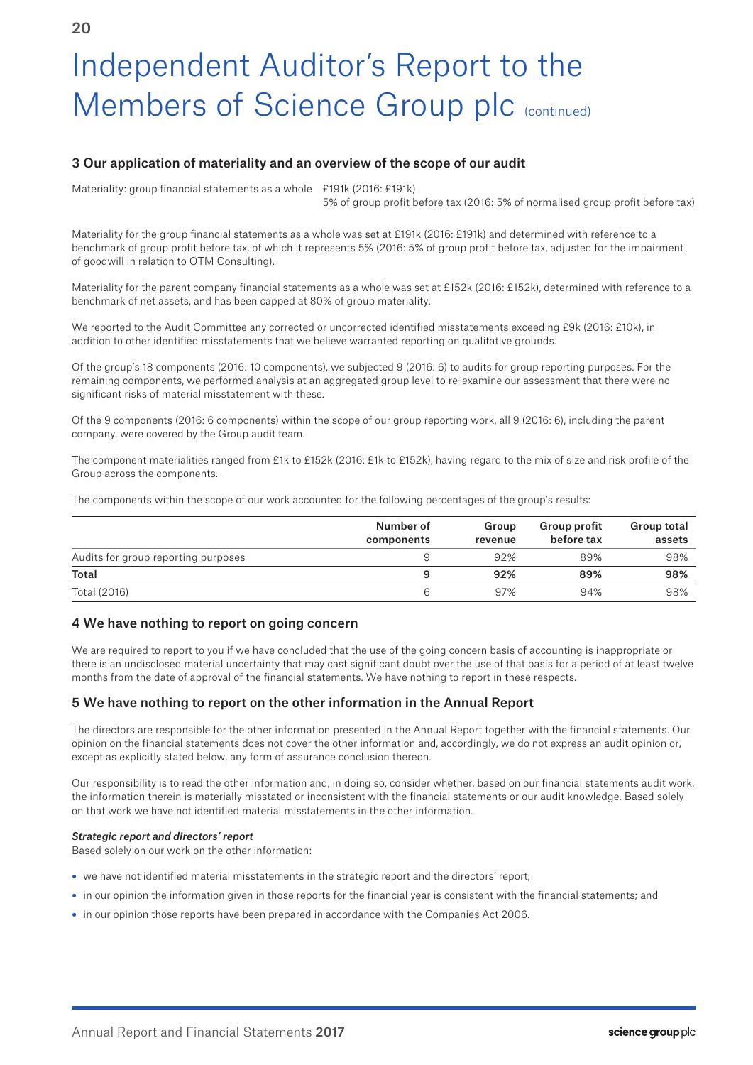# Independent Auditor's Report to the Members of Science Group plc (continued)

## 3 Our application of materiality and an overview of the scope of our audit

Materiality: group financial statements as a whole £191k (2016: £191k)
5% of group profit before tax (2016: 5% of normalised group profit before tax)

Materiality for the group financial statements as a whole was set at £191k (2016: £191k) and determined with reference to a benchmark of group profit before tax, of which it represents 5% (2016: 5% of group profit before tax, adjusted for the impairment of goodwill in relation to OTM Consulting).

Materiality for the parent company financial statements as a whole was set at £152k (2016: £152k), determined with reference to a benchmark of net assets, and has been capped at 80% of group materiality.

We reported to the Audit Committee any corrected or uncorrected identified misstatements exceeding £9k (2016: £10k), in addition to other identified misstatements that we believe warranted reporting on qualitative grounds.

Of the group's 18 components (2016: 10 components), we subjected 9 (2016: 6) to audits for group reporting purposes. For the remaining components, we performed analysis at an aggregated group level to re-examine our assessment that there were no significant risks of material misstatement with these.

Of the 9 components (2016: 6 components) within the scope of our group reporting work, all 9 (2016: 6), including the parent company, were covered by the Group audit team.

The component materialities ranged from £1k to £152k (2016: £1k to £152k), having regard to the mix of size and risk profile of the Group across the components.

The components within the scope of our work accounted for the following percentages of the group's results:

| | Number of components | Group revenue | Group profit before tax | Group total assets |
|---|---|---|---|---|
| Audits for group reporting purposes | 9 | 92% | 89% | 98% |
| **Total** | **9** | **92%** | **89%** | **98%** |
| Total (2016) | 6 | 97% | 94% | 98% |

## 4 We have nothing to report on going concern

We are required to report to you if we have concluded that the use of the going concern basis of accounting is inappropriate or there is an undisclosed material uncertainty that may cast significant doubt over the use of that basis for a period of at least twelve months from the date of approval of the financial statements. We have nothing to report in these respects.

## 5 We have nothing to report on the other information in the Annual Report

The directors are responsible for the other information presented in the Annual Report together with the financial statements. Our opinion on the financial statements does not cover the other information and, accordingly, we do not express an audit opinion or, except as explicitly stated below, any form of assurance conclusion thereon.

Our responsibility is to read the other information and, in doing so, consider whether, based on our financial statements audit work, the information therein is materially misstated or inconsistent with the financial statements or our audit knowledge. Based solely on that work we have not identified material misstatements in the other information.

***Strategic report and directors' report***

Based solely on our work on the other information:

- we have not identified material misstatements in the strategic report and the directors' report;
- in our opinion the information given in those reports for the financial year is consistent with the financial statements; and
- in our opinion those reports have been prepared in accordance with the Companies Act 2006.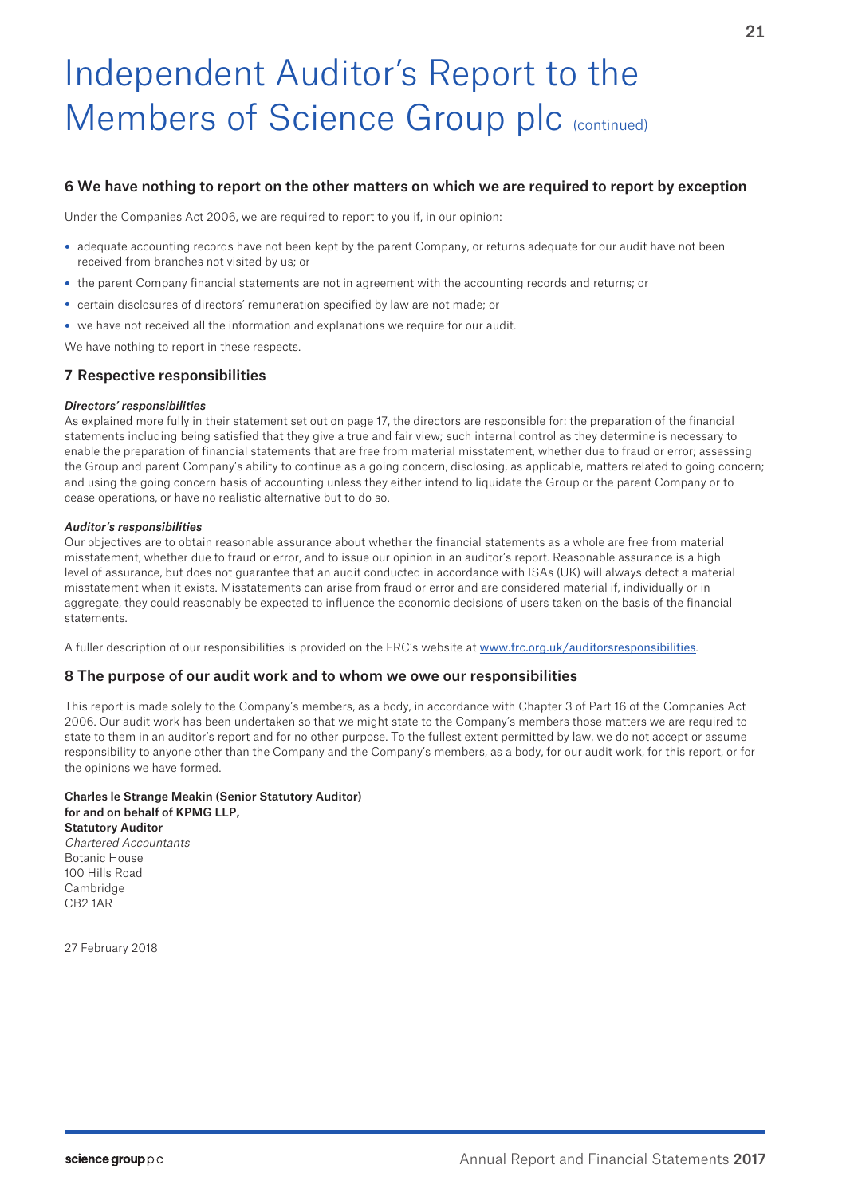# Independent Auditor's Report to the Members of Science Group plc (continued)

## 6 We have nothing to report on the other matters on which we are required to report by exception

Under the Companies Act 2006, we are required to report to you if, in our opinion:

- adequate accounting records have not been kept by the parent Company, or returns adequate for our audit have not been received from branches not visited by us; or
- the parent Company financial statements are not in agreement with the accounting records and returns; or
- certain disclosures of directors' remuneration specified by law are not made; or
- we have not received all the information and explanations we require for our audit.

We have nothing to report in these respects.

## 7 Respective responsibilities

***Directors' responsibilities***

As explained more fully in their statement set out on page 17, the directors are responsible for: the preparation of the financial statements including being satisfied that they give a true and fair view; such internal control as they determine is necessary to enable the preparation of financial statements that are free from material misstatement, whether due to fraud or error; assessing the Group and parent Company's ability to continue as a going concern, disclosing, as applicable, matters related to going concern; and using the going concern basis of accounting unless they either intend to liquidate the Group or the parent Company or to cease operations, or have no realistic alternative but to do so.

***Auditor's responsibilities***

Our objectives are to obtain reasonable assurance about whether the financial statements as a whole are free from material misstatement, whether due to fraud or error, and to issue our opinion in an auditor's report. Reasonable assurance is a high level of assurance, but does not guarantee that an audit conducted in accordance with ISAs (UK) will always detect a material misstatement when it exists. Misstatements can arise from fraud or error and are considered material if, individually or in aggregate, they could reasonably be expected to influence the economic decisions of users taken on the basis of the financial statements.

A fuller description of our responsibilities is provided on the FRC's website at www.frc.org.uk/auditorsresponsibilities.

## 8 The purpose of our audit work and to whom we owe our responsibilities

This report is made solely to the Company's members, as a body, in accordance with Chapter 3 of Part 16 of the Companies Act 2006. Our audit work has been undertaken so that we might state to the Company's members those matters we are required to state to them in an auditor's report and for no other purpose. To the fullest extent permitted by law, we do not accept or assume responsibility to anyone other than the Company and the Company's members, as a body, for our audit work, for this report, or for the opinions we have formed.

**Charles le Strange Meakin (Senior Statutory Auditor)**
**for and on behalf of KPMG LLP,**
**Statutory Auditor**
*Chartered Accountants*
Botanic House
100 Hills Road
Cambridge
CB2 1AR

27 February 2018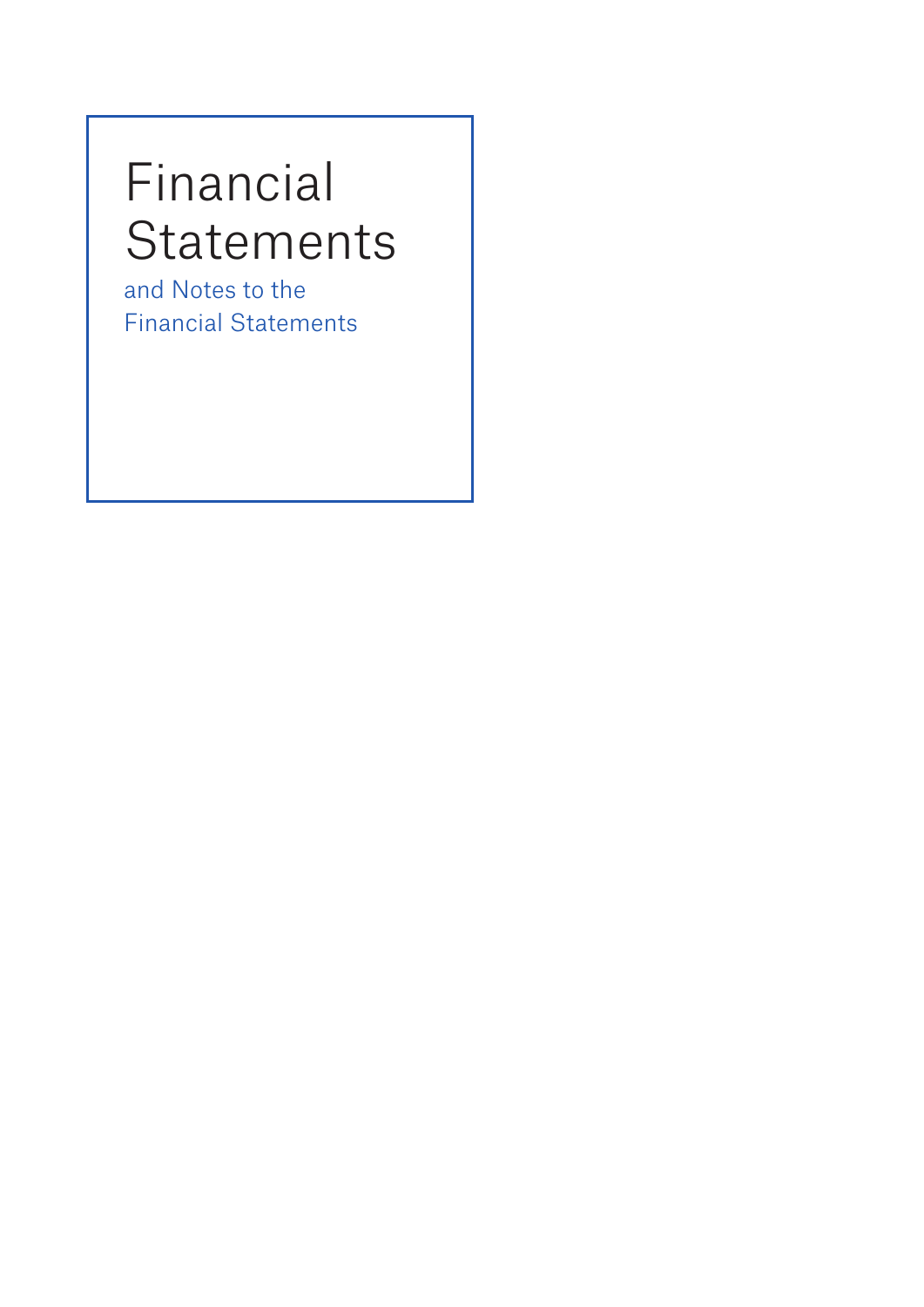# Financial Statements

and Notes to the Financial Statements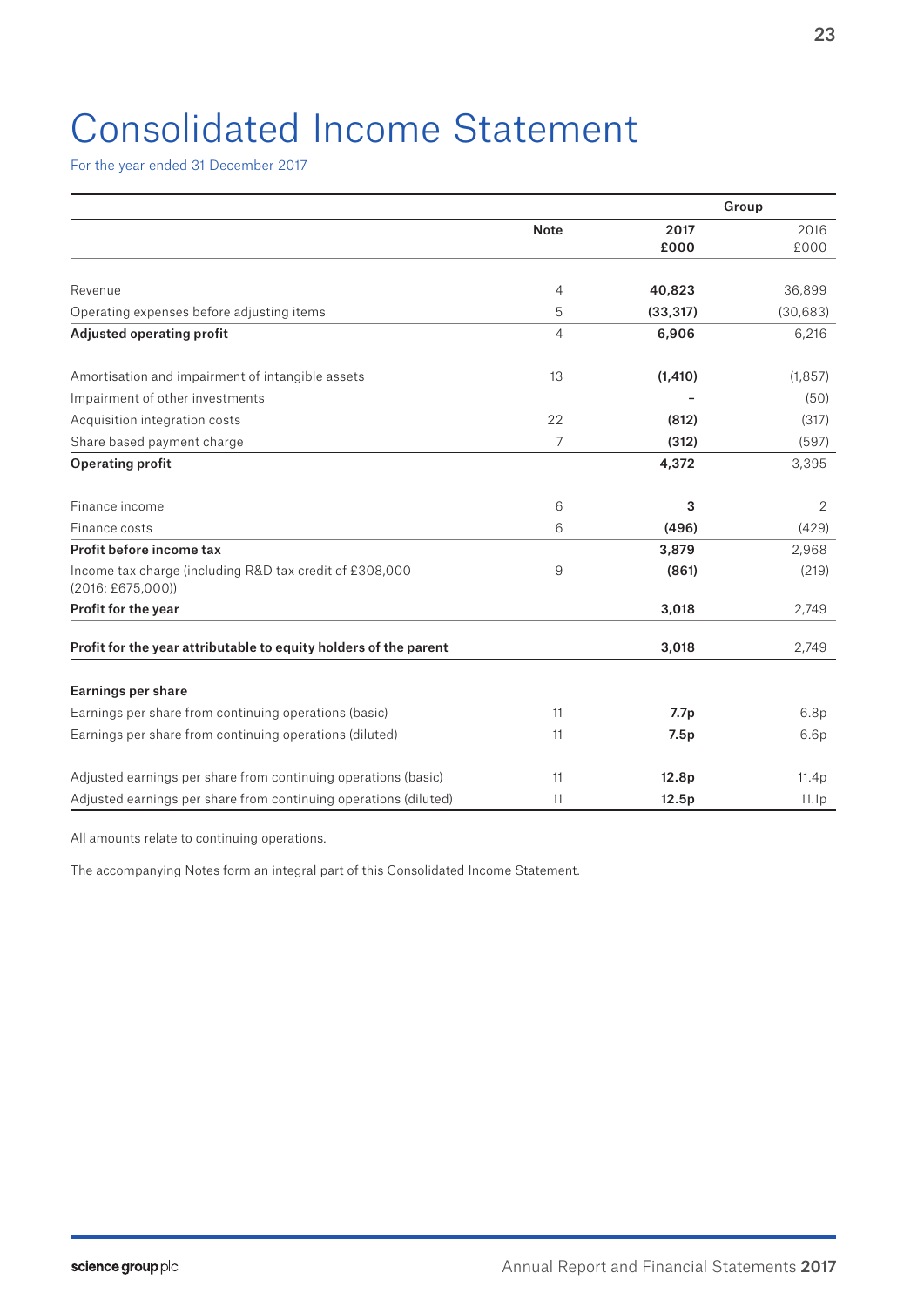# Consolidated Income Statement

For the year ended 31 December 2017

| | Note | Group 2017 £000 | 2016 £000 |
|---|---|---|---|
| Revenue | 4 | **40,823** | 36,899 |
| Operating expenses before adjusting items | 5 | **(33,317)** | (30,683) |
| **Adjusted operating profit** | 4 | **6,906** | 6,216 |
| Amortisation and impairment of intangible assets | 13 | **(1,410)** | (1,857) |
| Impairment of other investments | | **–** | (50) |
| Acquisition integration costs | 22 | **(812)** | (317) |
| Share based payment charge | 7 | **(312)** | (597) |
| **Operating profit** | | **4,372** | 3,395 |
| Finance income | 6 | **3** | 2 |
| Finance costs | 6 | **(496)** | (429) |
| **Profit before income tax** | | **3,879** | 2,968 |
| Income tax charge (including R&D tax credit of £308,000 (2016: £675,000)) | 9 | **(861)** | (219) |
| **Profit for the year** | | **3,018** | 2,749 |
| **Profit for the year attributable to equity holders of the parent** | | **3,018** | 2,749 |
| **Earnings per share** | | | |
| Earnings per share from continuing operations (basic) | 11 | **7.7p** | 6.8p |
| Earnings per share from continuing operations (diluted) | 11 | **7.5p** | 6.6p |
| Adjusted earnings per share from continuing operations (basic) | 11 | **12.8p** | 11.4p |
| Adjusted earnings per share from continuing operations (diluted) | 11 | **12.5p** | 11.1p |

All amounts relate to continuing operations.

The accompanying Notes form an integral part of this Consolidated Income Statement.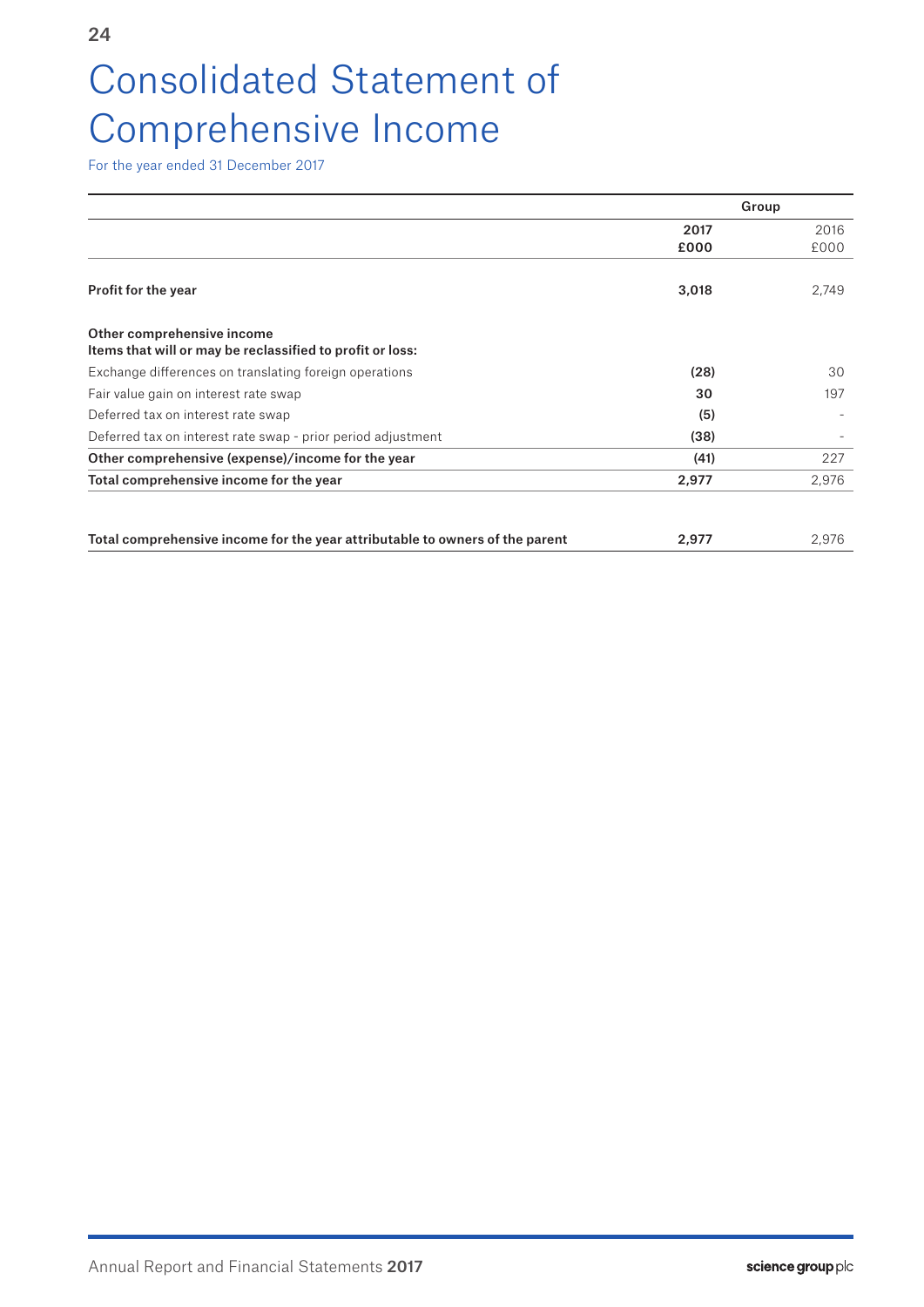# Consolidated Statement of Comprehensive Income

For the year ended 31 December 2017

| | Group | |
|---|---|---|
| | **2017** **£000** | 2016 £000 |
| **Profit for the year** | **3,018** | 2,749 |
| **Other comprehensive income** **Items that will or may be reclassified to profit or loss:** | | |
| Exchange differences on translating foreign operations | **(28)** | 30 |
| Fair value gain on interest rate swap | **30** | 197 |
| Deferred tax on interest rate swap | **(5)** | - |
| Deferred tax on interest rate swap - prior period adjustment | **(38)** | - |
| **Other comprehensive (expense)/income for the year** | **(41)** | 227 |
| **Total comprehensive income for the year** | **2,977** | 2,976 |
| | | |
| **Total comprehensive income for the year attributable to owners of the parent** | **2,977** | 2,976 |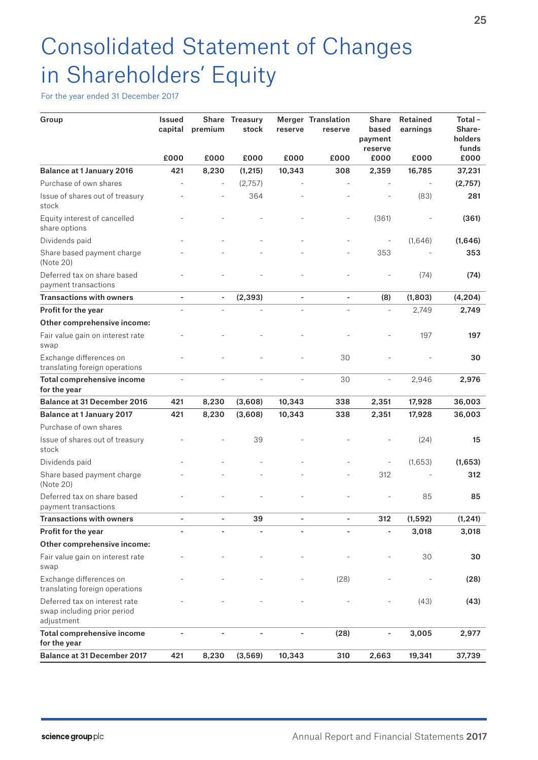# Consolidated Statement of Changes in Shareholders' Equity

For the year ended 31 December 2017

| Group | Issued capital £000 | Share premium £000 | Treasury stock £000 | Merger reserve £000 | Translation reserve £000 | Share based payment reserve £000 | Retained earnings £000 | Total – Share-holders funds £000 |
|---|---|---|---|---|---|---|---|---|
| **Balance at 1 January 2016** | **421** | **8,230** | **(1,215)** | **10,343** | **308** | **2,359** | **16,785** | **37,231** |
| Purchase of own shares | - | - | (2,757) | - | - | - | - | **(2,757)** |
| Issue of shares out of treasury stock | - | - | 364 | - | - | - | (83) | **281** |
| Equity interest of cancelled share options | - | - | - | - | - | (361) | - | **(361)** |
| Dividends paid | - | - | - | - | - | - | (1,646) | **(1,646)** |
| Share based payment charge (Note 20) | - | - | - | - | - | 353 | - | **353** |
| Deferred tax on share based payment transactions | - | - | - | - | - | - | (74) | **(74)** |
| **Transactions with owners** | **-** | **-** | **(2,393)** | **-** | **-** | **(8)** | **(1,803)** | **(4,204)** |
| **Profit for the year** | - | - | - | - | - | - | 2,749 | **2,749** |
| **Other comprehensive income:** | | | | | | | | |
| Fair value gain on interest rate swap | - | - | - | - | - | - | 197 | **197** |
| Exchange differences on translating foreign operations | - | - | - | - | 30 | - | - | **30** |
| **Total comprehensive income for the year** | - | - | - | - | 30 | - | 2,946 | **2,976** |
| **Balance at 31 December 2016** | **421** | **8,230** | **(3,608)** | **10,343** | **338** | **2,351** | **17,928** | **36,003** |
| **Balance at 1 January 2017** | **421** | **8,230** | **(3,608)** | **10,343** | **338** | **2,351** | **17,928** | **36,003** |
| Purchase of own shares | | | | | | | | |
| Issue of shares out of treasury stock | - | - | 39 | - | - | - | (24) | **15** |
| Dividends paid | - | - | - | - | - | - | (1,653) | **(1,653)** |
| Share based payment charge (Note 20) | - | - | - | - | - | 312 | - | **312** |
| Deferred tax on share based payment transactions | - | - | - | - | - | - | 85 | **85** |
| **Transactions with owners** | **-** | **-** | **39** | **-** | **-** | **312** | **(1,592)** | **(1,241)** |
| **Profit for the year** | **-** | **-** | **-** | **-** | **-** | **-** | **3,018** | **3,018** |
| **Other comprehensive income:** | | | | | | | | |
| Fair value gain on interest rate swap | - | - | - | - | - | - | 30 | **30** |
| Exchange differences on translating foreign operations | - | - | - | - | (28) | - | - | **(28)** |
| Deferred tax on interest rate swap including prior period adjustment | - | - | - | - | - | - | (43) | **(43)** |
| **Total comprehensive income for the year** | **-** | **-** | **-** | **-** | **(28)** | **-** | **3,005** | **2,977** |
| **Balance at 31 December 2017** | **421** | **8,230** | **(3,569)** | **10,343** | **310** | **2,663** | **19,341** | **37,739** |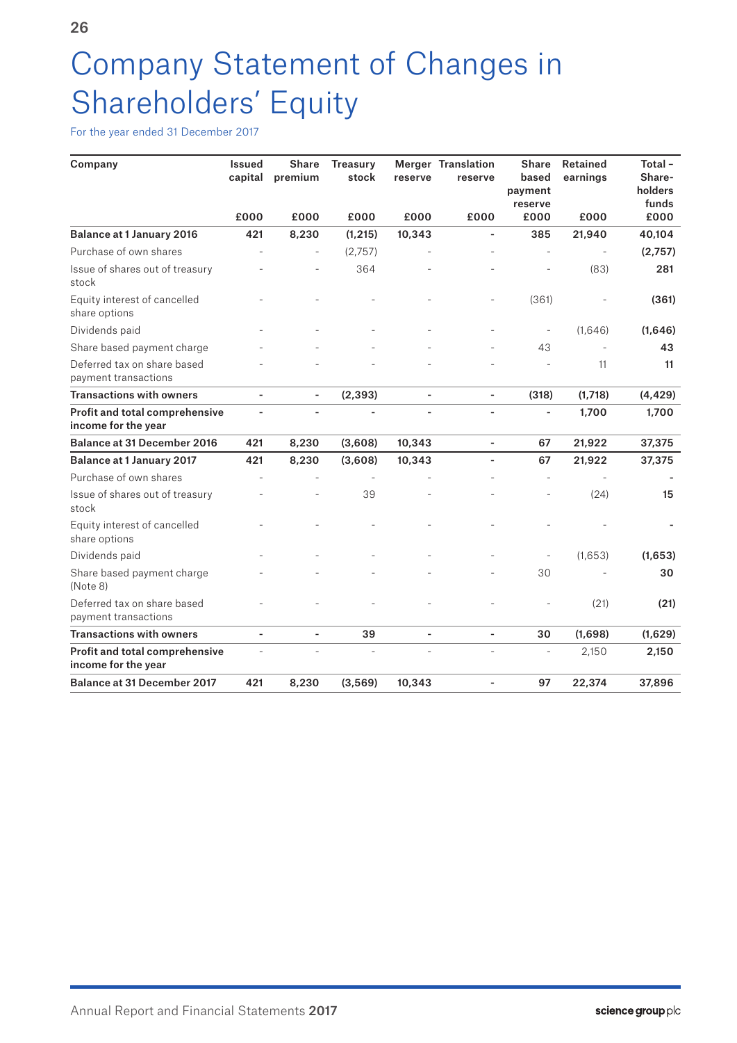# Company Statement of Changes in Shareholders' Equity

For the year ended 31 December 2017

| Company | Issued capital | Share premium | Treasury stock | Merger reserve | Translation reserve | Share based payment reserve | Retained earnings | Total – Share-holders funds |
|---|---|---|---|---|---|---|---|---|
| | £000 | £000 | £000 | £000 | £000 | £000 | £000 | £000 |
| **Balance at 1 January 2016** | **421** | **8,230** | **(1,215)** | **10,343** | **-** | **385** | **21,940** | **40,104** |
| Purchase of own shares | - | - | (2,757) | - | - | - | - | **(2,757)** |
| Issue of shares out of treasury stock | - | - | 364 | - | - | - | (83) | **281** |
| Equity interest of cancelled share options | - | - | - | - | - | (361) | - | **(361)** |
| Dividends paid | - | - | - | - | - | - | (1,646) | **(1,646)** |
| Share based payment charge | - | - | - | - | - | 43 | - | **43** |
| Deferred tax on share based payment transactions | - | - | - | - | - | - | 11 | **11** |
| **Transactions with owners** | **-** | **-** | **(2,393)** | **-** | **-** | **(318)** | **(1,718)** | **(4,429)** |
| **Profit and total comprehensive income for the year** | **-** | **-** | **-** | **-** | **-** | **-** | **1,700** | **1,700** |
| **Balance at 31 December 2016** | **421** | **8,230** | **(3,608)** | **10,343** | **-** | **67** | **21,922** | **37,375** |
| **Balance at 1 January 2017** | **421** | **8,230** | **(3,608)** | **10,343** | **-** | **67** | **21,922** | **37,375** |
| Purchase of own shares | - | - | - | - | - | - | - | **-** |
| Issue of shares out of treasury stock | - | - | 39 | - | - | - | (24) | **15** |
| Equity interest of cancelled share options | - | - | - | - | - | - | - | **-** |
| Dividends paid | - | - | - | - | - | - | (1,653) | **(1,653)** |
| Share based payment charge (Note 8) | - | - | - | - | - | 30 | - | **30** |
| Deferred tax on share based payment transactions | - | - | - | - | - | - | (21) | **(21)** |
| **Transactions with owners** | **-** | **-** | **39** | **-** | **-** | **30** | **(1,698)** | **(1,629)** |
| **Profit and total comprehensive income for the year** | - | - | - | - | - | - | 2,150 | **2,150** |
| **Balance at 31 December 2017** | **421** | **8,230** | **(3,569)** | **10,343** | **-** | **97** | **22,374** | **37,896** |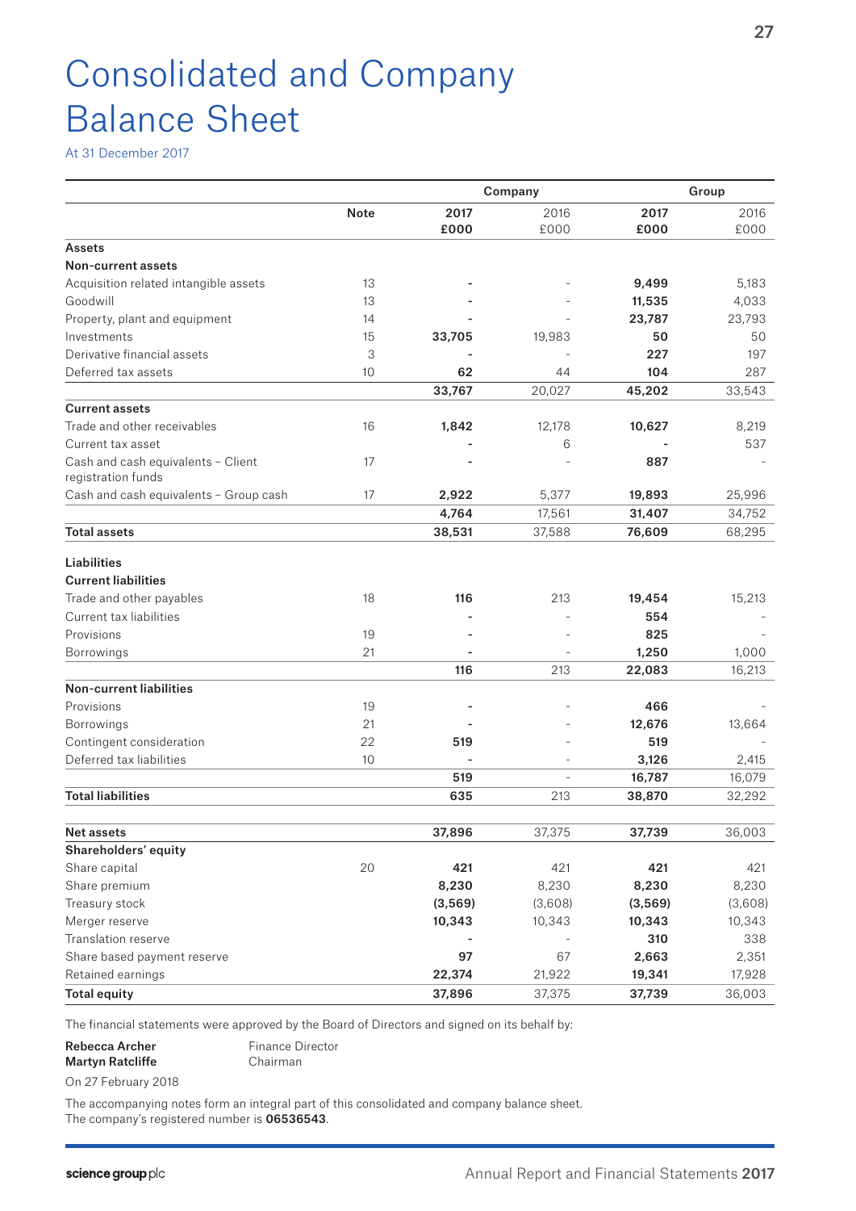# Consolidated and Company Balance Sheet

At 31 December 2017

| | Note | Company | | Group | |
|---|---|---|---|---|---|
| | | **2017** **£000** | 2016 £000 | **2017** **£000** | 2016 £000 |
| **Assets** | | | | | |
| **Non-current assets** | | | | | |
| Acquisition related intangible assets | 13 | **-** | - | **9,499** | 5,183 |
| Goodwill | 13 | **-** | - | **11,535** | 4,033 |
| Property, plant and equipment | 14 | **-** | - | **23,787** | 23,793 |
| Investments | 15 | **33,705** | 19,983 | **50** | 50 |
| Derivative financial assets | 3 | **-** | - | **227** | 197 |
| Deferred tax assets | 10 | **62** | 44 | **104** | 287 |
| | | **33,767** | 20,027 | **45,202** | 33,543 |
| **Current assets** | | | | | |
| Trade and other receivables | 16 | **1,842** | 12,178 | **10,627** | 8,219 |
| Current tax asset | | **-** | 6 | **-** | 537 |
| Cash and cash equivalents – Client registration funds | 17 | **-** | - | **887** | - |
| Cash and cash equivalents – Group cash | 17 | **2,922** | 5,377 | **19,893** | 25,996 |
| | | **4,764** | 17,561 | **31,407** | 34,752 |
| **Total assets** | | **38,531** | 37,588 | **76,609** | 68,295 |
| **Liabilities** | | | | | |
| **Current liabilities** | | | | | |
| Trade and other payables | 18 | **116** | 213 | **19,454** | 15,213 |
| Current tax liabilities | | **-** | - | **554** | - |
| Provisions | 19 | **-** | - | **825** | - |
| Borrowings | 21 | **-** | - | **1,250** | 1,000 |
| | | **116** | 213 | **22,083** | 16,213 |
| **Non-current liabilities** | | | | | |
| Provisions | 19 | **-** | - | **466** | - |
| Borrowings | 21 | **-** | - | **12,676** | 13,664 |
| Contingent consideration | 22 | **519** | - | **519** | - |
| Deferred tax liabilities | 10 | **-** | - | **3,126** | 2,415 |
| | | **519** | - | **16,787** | 16,079 |
| **Total liabilities** | | **635** | 213 | **38,870** | 32,292 |
| **Net assets** | | **37,896** | 37,375 | **37,739** | 36,003 |
| **Shareholders' equity** | | | | | |
| Share capital | 20 | **421** | 421 | **421** | 421 |
| Share premium | | **8,230** | 8,230 | **8,230** | 8,230 |
| Treasury stock | | **(3,569)** | (3,608) | **(3,569)** | (3,608) |
| Merger reserve | | **10,343** | 10,343 | **10,343** | 10,343 |
| Translation reserve | | **-** | - | **310** | 338 |
| Share based payment reserve | | **97** | 67 | **2,663** | 2,351 |
| Retained earnings | | **22,374** | 21,922 | **19,341** | 17,928 |
| **Total equity** | | **37,896** | 37,375 | **37,739** | 36,003 |

The financial statements were approved by the Board of Directors and signed on its behalf by:

**Rebecca Archer** Finance Director
**Martyn Ratcliffe** Chairman

On 27 February 2018

The accompanying notes form an integral part of this consolidated and company balance sheet.
The company's registered number is **06536543**.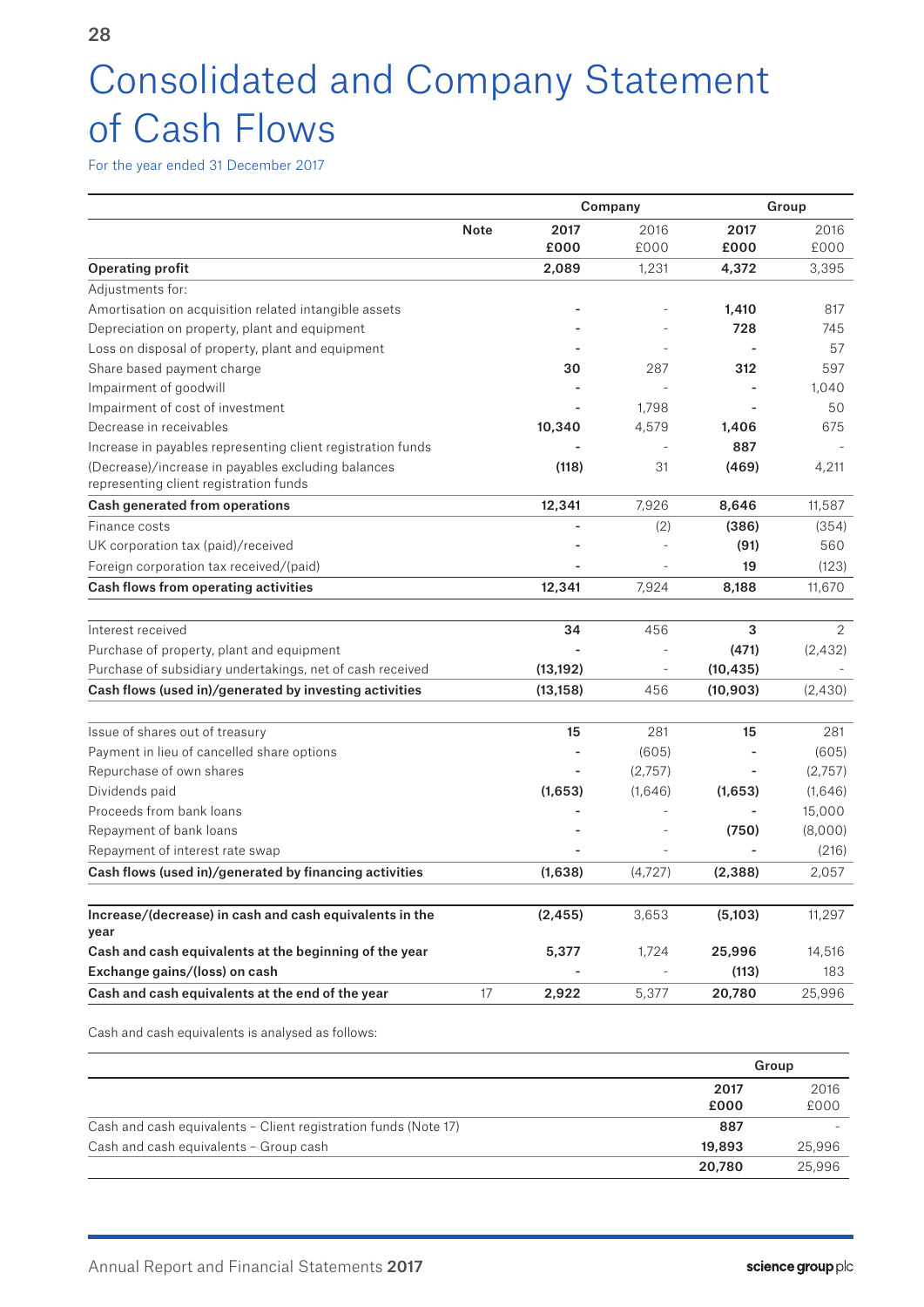# Consolidated and Company Statement of Cash Flows

For the year ended 31 December 2017

| | Note | Company | | Group | |
|---|---|---|---|---|---|
| | | **2017 £000** | 2016 £000 | **2017 £000** | 2016 £000 |
| **Operating profit** | | **2,089** | 1,231 | **4,372** | 3,395 |
| Adjustments for: | | | | | |
| Amortisation on acquisition related intangible assets | | **-** | - | **1,410** | 817 |
| Depreciation on property, plant and equipment | | **-** | - | **728** | 745 |
| Loss on disposal of property, plant and equipment | | **-** | - | **-** | 57 |
| Share based payment charge | | **30** | 287 | **312** | 597 |
| Impairment of goodwill | | **-** | - | **-** | 1,040 |
| Impairment of cost of investment | | **-** | 1,798 | **-** | 50 |
| Decrease in receivables | | **10,340** | 4,579 | **1,406** | 675 |
| Increase in payables representing client registration funds | | **-** | - | **887** | - |
| (Decrease)/increase in payables excluding balances representing client registration funds | | **(118)** | 31 | **(469)** | 4,211 |
| **Cash generated from operations** | | **12,341** | 7,926 | **8,646** | 11,587 |
| Finance costs | | **-** | (2) | **(386)** | (354) |
| UK corporation tax (paid)/received | | **-** | - | **(91)** | 560 |
| Foreign corporation tax received/(paid) | | **-** | - | **19** | (123) |
| **Cash flows from operating activities** | | **12,341** | 7,924 | **8,188** | 11,670 |
| | | | | | |
| Interest received | | **34** | 456 | **3** | 2 |
| Purchase of property, plant and equipment | | **-** | - | **(471)** | (2,432) |
| Purchase of subsidiary undertakings, net of cash received | | **(13,192)** | - | **(10,435)** | - |
| **Cash flows (used in)/generated by investing activities** | | **(13,158)** | 456 | **(10,903)** | (2,430) |
| | | | | | |
| Issue of shares out of treasury | | **15** | 281 | **15** | 281 |
| Payment in lieu of cancelled share options | | **-** | (605) | **-** | (605) |
| Repurchase of own shares | | **-** | (2,757) | **-** | (2,757) |
| Dividends paid | | **(1,653)** | (1,646) | **(1,653)** | (1,646) |
| Proceeds from bank loans | | **-** | - | **-** | 15,000 |
| Repayment of bank loans | | **-** | - | **(750)** | (8,000) |
| Repayment of interest rate swap | | **-** | - | **-** | (216) |
| **Cash flows (used in)/generated by financing activities** | | **(1,638)** | (4,727) | **(2,388)** | 2,057 |
| | | | | | |
| **Increase/(decrease) in cash and cash equivalents in the year** | | **(2,455)** | 3,653 | **(5,103)** | 11,297 |
| **Cash and cash equivalents at the beginning of the year** | | **5,377** | 1,724 | **25,996** | 14,516 |
| **Exchange gains/(loss) on cash** | | **-** | - | **(113)** | 183 |
| **Cash and cash equivalents at the end of the year** | 17 | **2,922** | 5,377 | **20,780** | 25,996 |

Cash and cash equivalents is analysed as follows:

| | Group | |
|---|---|---|
| | **2017 £000** | 2016 £000 |
| Cash and cash equivalents – Client registration funds (Note 17) | **887** | - |
| Cash and cash equivalents – Group cash | **19,893** | 25,996 |
| | **20,780** | 25,996 |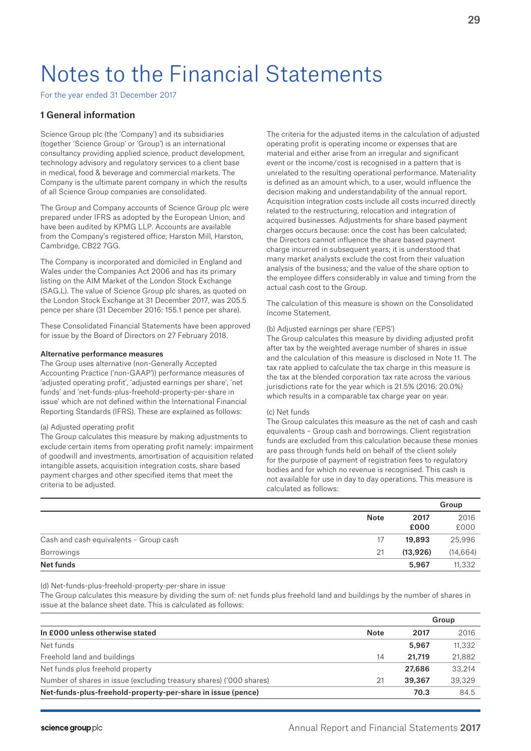# Notes to the Financial Statements

For the year ended 31 December 2017

## 1 General information

Science Group plc (the 'Company') and its subsidiaries (together 'Science Group' or 'Group') is an international consultancy providing applied science, product development, technology advisory and regulatory services to a client base in medical, food & beverage and commercial markets. The Company is the ultimate parent company in which the results of all Science Group companies are consolidated.

The Group and Company accounts of Science Group plc were prepared under IFRS as adopted by the European Union, and have been audited by KPMG LLP. Accounts are available from the Company's registered office; Harston Mill, Harston, Cambridge, CB22 7GG.

The Company is incorporated and domiciled in England and Wales under the Companies Act 2006 and has its primary listing on the AIM Market of the London Stock Exchange (SAG.L). The value of Science Group plc shares, as quoted on the London Stock Exchange at 31 December 2017, was 205.5 pence per share (31 December 2016: 155.1 pence per share).

These Consolidated Financial Statements have been approved for issue by the Board of Directors on 27 February 2018.

**Alternative performance measures**

The Group uses alternative (non-Generally Accepted Accounting Practice ('non-GAAP')) performance measures of 'adjusted operating profit', 'adjusted earnings per share', 'net funds' and 'net-funds-plus-freehold-property-per-share in issue' which are not defined within the International Financial Reporting Standards (IFRS). These are explained as follows:

(a) Adjusted operating profit

The Group calculates this measure by making adjustments to exclude certain items from operating profit namely: impairment of goodwill and investments, amortisation of acquisition related intangible assets, acquisition integration costs, share based payment charges and other specified items that meet the criteria to be adjusted.

The criteria for the adjusted items in the calculation of adjusted operating profit is operating income or expenses that are material and either arise from an irregular and significant event or the income/cost is recognised in a pattern that is unrelated to the resulting operational performance. Materiality is defined as an amount which, to a user, would influence the decision making and understandability of the annual report. Acquisition integration costs include all costs incurred directly related to the restructuring, relocation and integration of acquired businesses. Adjustments for share based payment charges occurs because: once the cost has been calculated; the Directors cannot influence the share based payment charge incurred in subsequent years; it is understood that many market analysts exclude the cost from their valuation analysis of the business; and the value of the share option to the employee differs considerably in value and timing from the actual cash cost to the Group.

The calculation of this measure is shown on the Consolidated Income Statement.

(b) Adjusted earnings per share ('EPS')

The Group calculates this measure by dividing adjusted profit after tax by the weighted average number of shares in issue and the calculation of this measure is disclosed in Note 11. The tax rate applied to calculate the tax charge in this measure is the tax at the blended corporation tax rate across the various jurisdictions rate for the year which is 21.5% (2016: 20.0%) which results in a comparable tax charge year on year.

(c) Net funds

The Group calculates this measure as the net of cash and cash equivalents – Group cash and borrowings. Client registration funds are excluded from this calculation because these monies are pass through funds held on behalf of the client solely for the purpose of payment of registration fees to regulatory bodies and for which no revenue is recognised. This cash is not available for use in day to day operations. This measure is calculated as follows:

| | | Group | |
|---|---|---|---|
| | Note | **2017 £000** | 2016 £000 |
| Cash and cash equivalents – Group cash | 17 | **19,893** | 25,996 |
| Borrowings | 21 | **(13,926)** | (14,664) |
| **Net funds** | | **5,967** | 11,332 |

(d) Net-funds-plus-freehold-property-per-share in issue

The Group calculates this measure by dividing the sum of: net funds plus freehold land and buildings by the number of shares in issue at the balance sheet date. This is calculated as follows:

| | | Group | |
|---|---|---|---|
| **In £000 unless otherwise stated** | **Note** | **2017** | 2016 |
| Net funds | | **5,967** | 11,332 |
| Freehold land and buildings | 14 | **21,719** | 21,882 |
| Net funds plus freehold property | | **27,686** | 33,214 |
| Number of shares in issue (excluding treasury shares) ('000 shares) | 21 | **39,367** | 39,329 |
| **Net-funds-plus-freehold-property-per-share in issue (pence)** | | **70.3** | 84.5 |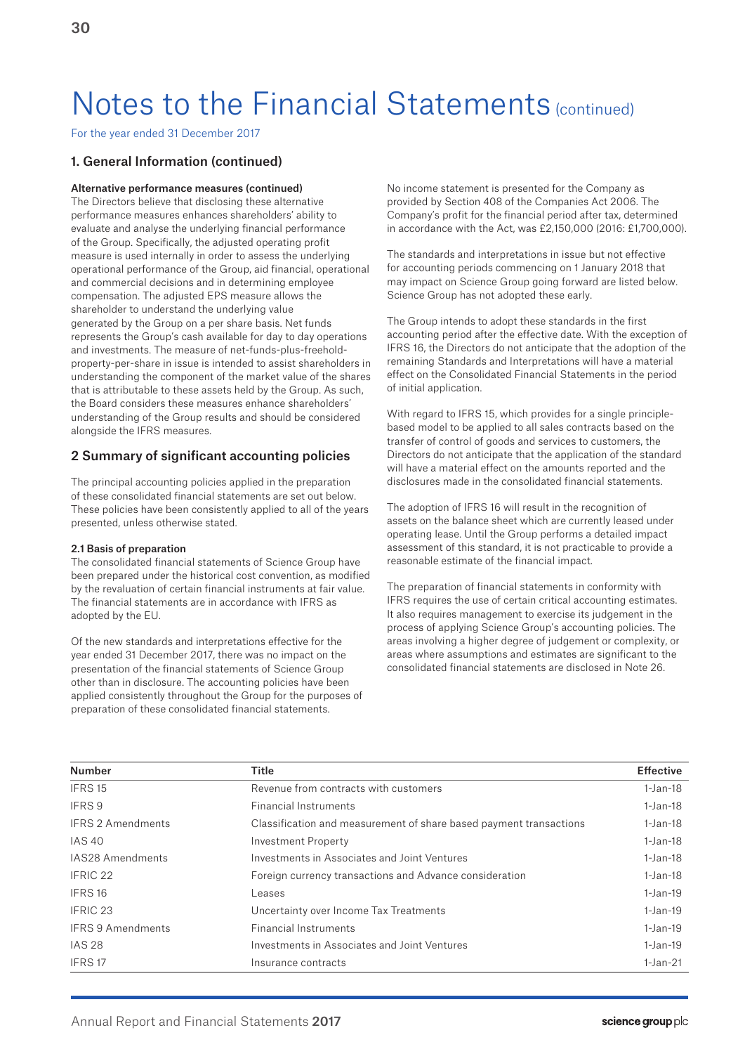# Notes to the Financial Statements (continued)

For the year ended 31 December 2017

## 1. General Information (continued)

**Alternative performance measures (continued)**

The Directors believe that disclosing these alternative performance measures enhances shareholders' ability to evaluate and analyse the underlying financial performance of the Group. Specifically, the adjusted operating profit measure is used internally in order to assess the underlying operational performance of the Group, aid financial, operational and commercial decisions and in determining employee compensation. The adjusted EPS measure allows the shareholder to understand the underlying value generated by the Group on a per share basis. Net funds represents the Group's cash available for day to day operations and investments. The measure of net-funds-plus-freehold-property-per-share in issue is intended to assist shareholders in understanding the component of the market value of the shares that is attributable to these assets held by the Group. As such, the Board considers these measures enhance shareholders' understanding of the Group results and should be considered alongside the IFRS measures.

## 2 Summary of significant accounting policies

The principal accounting policies applied in the preparation of these consolidated financial statements are set out below. These policies have been consistently applied to all of the years presented, unless otherwise stated.

### 2.1 Basis of preparation

The consolidated financial statements of Science Group have been prepared under the historical cost convention, as modified by the revaluation of certain financial instruments at fair value. The financial statements are in accordance with IFRS as adopted by the EU.

Of the new standards and interpretations effective for the year ended 31 December 2017, there was no impact on the presentation of the financial statements of Science Group other than in disclosure. The accounting policies have been applied consistently throughout the Group for the purposes of preparation of these consolidated financial statements.

No income statement is presented for the Company as provided by Section 408 of the Companies Act 2006. The Company's profit for the financial period after tax, determined in accordance with the Act, was £2,150,000 (2016: £1,700,000).

The standards and interpretations in issue but not effective for accounting periods commencing on 1 January 2018 that may impact on Science Group going forward are listed below. Science Group has not adopted these early.

The Group intends to adopt these standards in the first accounting period after the effective date. With the exception of IFRS 16, the Directors do not anticipate that the adoption of the remaining Standards and Interpretations will have a material effect on the Consolidated Financial Statements in the period of initial application.

With regard to IFRS 15, which provides for a single principle-based model to be applied to all sales contracts based on the transfer of control of goods and services to customers, the Directors do not anticipate that the application of the standard will have a material effect on the amounts reported and the disclosures made in the consolidated financial statements.

The adoption of IFRS 16 will result in the recognition of assets on the balance sheet which are currently leased under operating lease. Until the Group performs a detailed impact assessment of this standard, it is not practicable to provide a reasonable estimate of the financial impact.

The preparation of financial statements in conformity with IFRS requires the use of certain critical accounting estimates. It also requires management to exercise its judgement in the process of applying Science Group's accounting policies. The areas involving a higher degree of judgement or complexity, or areas where assumptions and estimates are significant to the consolidated financial statements are disclosed in Note 26.

| Number | Title | Effective |
|---|---|---|
| IFRS 15 | Revenue from contracts with customers | 1-Jan-18 |
| IFRS 9 | Financial Instruments | 1-Jan-18 |
| IFRS 2 Amendments | Classification and measurement of share based payment transactions | 1-Jan-18 |
| IAS 40 | Investment Property | 1-Jan-18 |
| IAS28 Amendments | Investments in Associates and Joint Ventures | 1-Jan-18 |
| IFRIC 22 | Foreign currency transactions and Advance consideration | 1-Jan-18 |
| IFRS 16 | Leases | 1-Jan-19 |
| IFRIC 23 | Uncertainty over Income Tax Treatments | 1-Jan-19 |
| IFRS 9 Amendments | Financial Instruments | 1-Jan-19 |
| IAS 28 | Investments in Associates and Joint Ventures | 1-Jan-19 |
| IFRS 17 | Insurance contracts | 1-Jan-21 |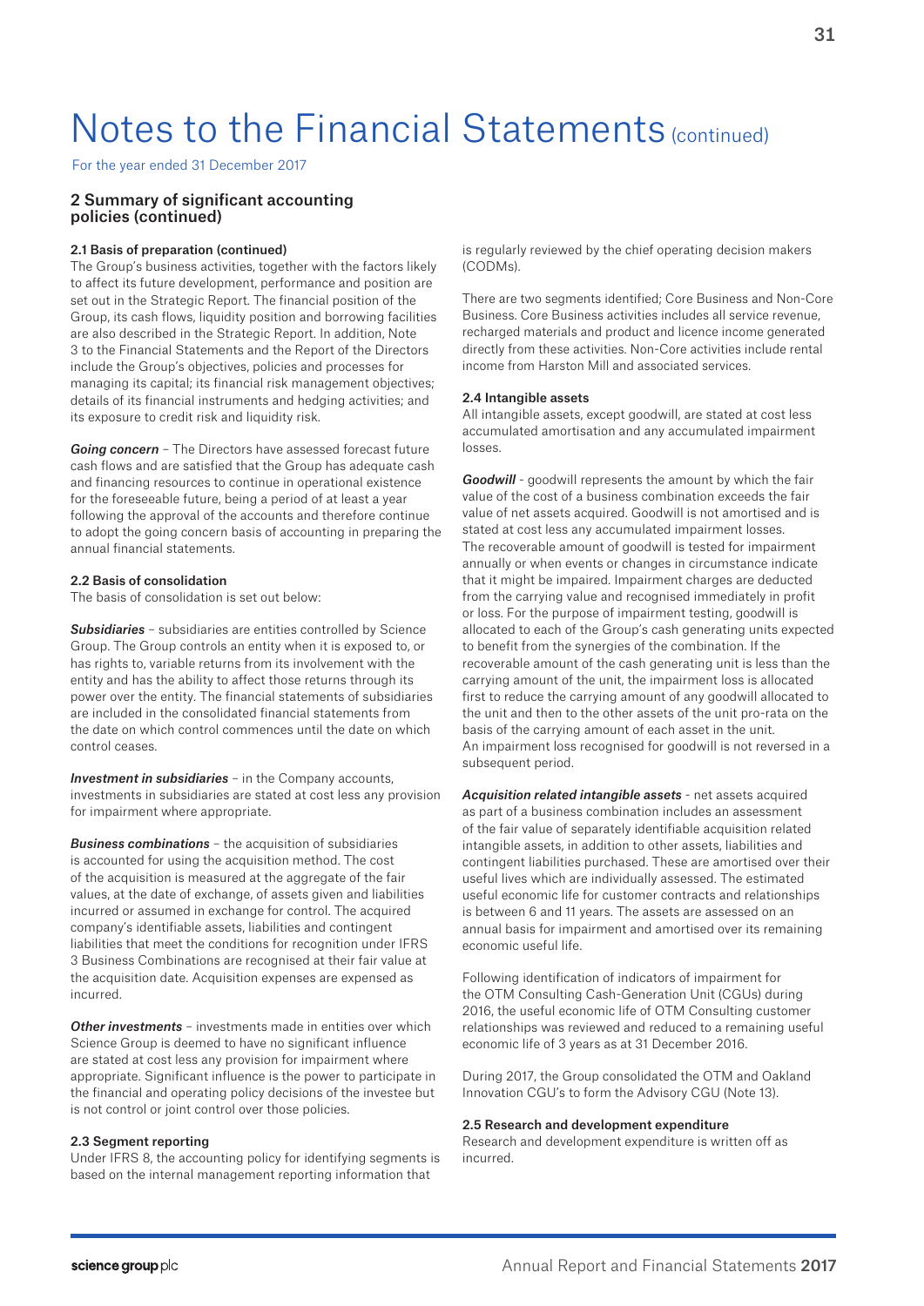# Notes to the Financial Statements (continued)

For the year ended 31 December 2017

## 2 Summary of significant accounting policies (continued)

### 2.1 Basis of preparation (continued)

The Group's business activities, together with the factors likely to affect its future development, performance and position are set out in the Strategic Report. The financial position of the Group, its cash flows, liquidity position and borrowing facilities are also described in the Strategic Report. In addition, Note 3 to the Financial Statements and the Report of the Directors include the Group's objectives, policies and processes for managing its capital; its financial risk management objectives; details of its financial instruments and hedging activities; and its exposure to credit risk and liquidity risk.

***Going concern*** – The Directors have assessed forecast future cash flows and are satisfied that the Group has adequate cash and financing resources to continue in operational existence for the foreseeable future, being a period of at least a year following the approval of the accounts and therefore continue to adopt the going concern basis of accounting in preparing the annual financial statements.

### 2.2 Basis of consolidation

The basis of consolidation is set out below:

***Subsidiaries*** – subsidiaries are entities controlled by Science Group. The Group controls an entity when it is exposed to, or has rights to, variable returns from its involvement with the entity and has the ability to affect those returns through its power over the entity. The financial statements of subsidiaries are included in the consolidated financial statements from the date on which control commences until the date on which control ceases.

***Investment in subsidiaries*** – in the Company accounts, investments in subsidiaries are stated at cost less any provision for impairment where appropriate.

***Business combinations*** – the acquisition of subsidiaries is accounted for using the acquisition method. The cost of the acquisition is measured at the aggregate of the fair values, at the date of exchange, of assets given and liabilities incurred or assumed in exchange for control. The acquired company's identifiable assets, liabilities and contingent liabilities that meet the conditions for recognition under IFRS 3 Business Combinations are recognised at their fair value at the acquisition date. Acquisition expenses are expensed as incurred.

***Other investments*** – investments made in entities over which Science Group is deemed to have no significant influence are stated at cost less any provision for impairment where appropriate. Significant influence is the power to participate in the financial and operating policy decisions of the investee but is not control or joint control over those policies.

### 2.3 Segment reporting

Under IFRS 8, the accounting policy for identifying segments is based on the internal management reporting information that is regularly reviewed by the chief operating decision makers (CODMs).

There are two segments identified; Core Business and Non-Core Business. Core Business activities includes all service revenue, recharged materials and product and licence income generated directly from these activities. Non-Core activities include rental income from Harston Mill and associated services.

### 2.4 Intangible assets

All intangible assets, except goodwill, are stated at cost less accumulated amortisation and any accumulated impairment losses.

***Goodwill*** - goodwill represents the amount by which the fair value of the cost of a business combination exceeds the fair value of net assets acquired. Goodwill is not amortised and is stated at cost less any accumulated impairment losses. The recoverable amount of goodwill is tested for impairment annually or when events or changes in circumstance indicate that it might be impaired. Impairment charges are deducted from the carrying value and recognised immediately in profit or loss. For the purpose of impairment testing, goodwill is allocated to each of the Group's cash generating units expected to benefit from the synergies of the combination. If the recoverable amount of the cash generating unit is less than the carrying amount of the unit, the impairment loss is allocated first to reduce the carrying amount of any goodwill allocated to the unit and then to the other assets of the unit pro-rata on the basis of the carrying amount of each asset in the unit. An impairment loss recognised for goodwill is not reversed in a subsequent period.

***Acquisition related intangible assets*** - net assets acquired as part of a business combination includes an assessment of the fair value of separately identifiable acquisition related intangible assets, in addition to other assets, liabilities and contingent liabilities purchased. These are amortised over their useful lives which are individually assessed. The estimated useful economic life for customer contracts and relationships is between 6 and 11 years. The assets are assessed on an annual basis for impairment and amortised over its remaining economic useful life.

Following identification of indicators of impairment for the OTM Consulting Cash-Generation Unit (CGUs) during 2016, the useful economic life of OTM Consulting customer relationships was reviewed and reduced to a remaining useful economic life of 3 years as at 31 December 2016.

During 2017, the Group consolidated the OTM and Oakland Innovation CGU's to form the Advisory CGU (Note 13).

### 2.5 Research and development expenditure

Research and development expenditure is written off as incurred.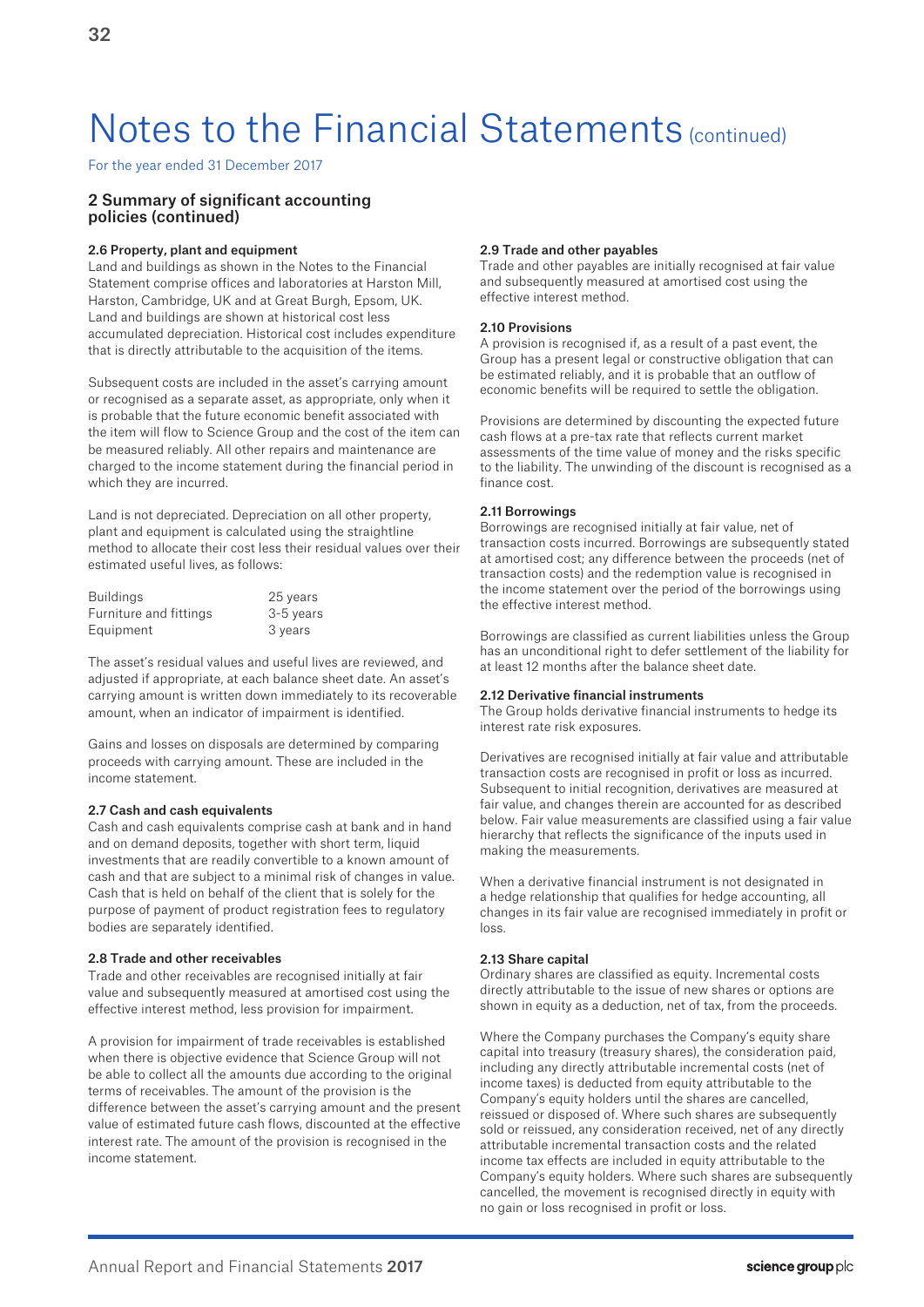# Notes to the Financial Statements (continued)

For the year ended 31 December 2017

## 2 Summary of significant accounting policies (continued)

### 2.6 Property, plant and equipment

Land and buildings as shown in the Notes to the Financial Statement comprise offices and laboratories at Harston Mill, Harston, Cambridge, UK and at Great Burgh, Epsom, UK. Land and buildings are shown at historical cost less accumulated depreciation. Historical cost includes expenditure that is directly attributable to the acquisition of the items.

Subsequent costs are included in the asset's carrying amount or recognised as a separate asset, as appropriate, only when it is probable that the future economic benefit associated with the item will flow to Science Group and the cost of the item can be measured reliably. All other repairs and maintenance are charged to the income statement during the financial period in which they are incurred.

Land is not depreciated. Depreciation on all other property, plant and equipment is calculated using the straightline method to allocate their cost less their residual values over their estimated useful lives, as follows:

| | |
|---|---|
| Buildings | 25 years |
| Furniture and fittings | 3-5 years |
| Equipment | 3 years |

The asset's residual values and useful lives are reviewed, and adjusted if appropriate, at each balance sheet date. An asset's carrying amount is written down immediately to its recoverable amount, when an indicator of impairment is identified.

Gains and losses on disposals are determined by comparing proceeds with carrying amount. These are included in the income statement.

### 2.7 Cash and cash equivalents

Cash and cash equivalents comprise cash at bank and in hand and on demand deposits, together with short term, liquid investments that are readily convertible to a known amount of cash and that are subject to a minimal risk of changes in value. Cash that is held on behalf of the client that is solely for the purpose of payment of product registration fees to regulatory bodies are separately identified.

### 2.8 Trade and other receivables

Trade and other receivables are recognised initially at fair value and subsequently measured at amortised cost using the effective interest method, less provision for impairment.

A provision for impairment of trade receivables is established when there is objective evidence that Science Group will not be able to collect all the amounts due according to the original terms of receivables. The amount of the provision is the difference between the asset's carrying amount and the present value of estimated future cash flows, discounted at the effective interest rate. The amount of the provision is recognised in the income statement.

### 2.9 Trade and other payables

Trade and other payables are initially recognised at fair value and subsequently measured at amortised cost using the effective interest method.

### 2.10 Provisions

A provision is recognised if, as a result of a past event, the Group has a present legal or constructive obligation that can be estimated reliably, and it is probable that an outflow of economic benefits will be required to settle the obligation.

Provisions are determined by discounting the expected future cash flows at a pre-tax rate that reflects current market assessments of the time value of money and the risks specific to the liability. The unwinding of the discount is recognised as a finance cost.

### 2.11 Borrowings

Borrowings are recognised initially at fair value, net of transaction costs incurred. Borrowings are subsequently stated at amortised cost; any difference between the proceeds (net of transaction costs) and the redemption value is recognised in the income statement over the period of the borrowings using the effective interest method.

Borrowings are classified as current liabilities unless the Group has an unconditional right to defer settlement of the liability for at least 12 months after the balance sheet date.

### 2.12 Derivative financial instruments

The Group holds derivative financial instruments to hedge its interest rate risk exposures.

Derivatives are recognised initially at fair value and attributable transaction costs are recognised in profit or loss as incurred. Subsequent to initial recognition, derivatives are measured at fair value, and changes therein are accounted for as described below. Fair value measurements are classified using a fair value hierarchy that reflects the significance of the inputs used in making the measurements.

When a derivative financial instrument is not designated in a hedge relationship that qualifies for hedge accounting, all changes in its fair value are recognised immediately in profit or loss.

### 2.13 Share capital

Ordinary shares are classified as equity. Incremental costs directly attributable to the issue of new shares or options are shown in equity as a deduction, net of tax, from the proceeds.

Where the Company purchases the Company's equity share capital into treasury (treasury shares), the consideration paid, including any directly attributable incremental costs (net of income taxes) is deducted from equity attributable to the Company's equity holders until the shares are cancelled, reissued or disposed of. Where such shares are subsequently sold or reissued, any consideration received, net of any directly attributable incremental transaction costs and the related income tax effects are included in equity attributable to the Company's equity holders. Where such shares are subsequently cancelled, the movement is recognised directly in equity with no gain or loss recognised in profit or loss.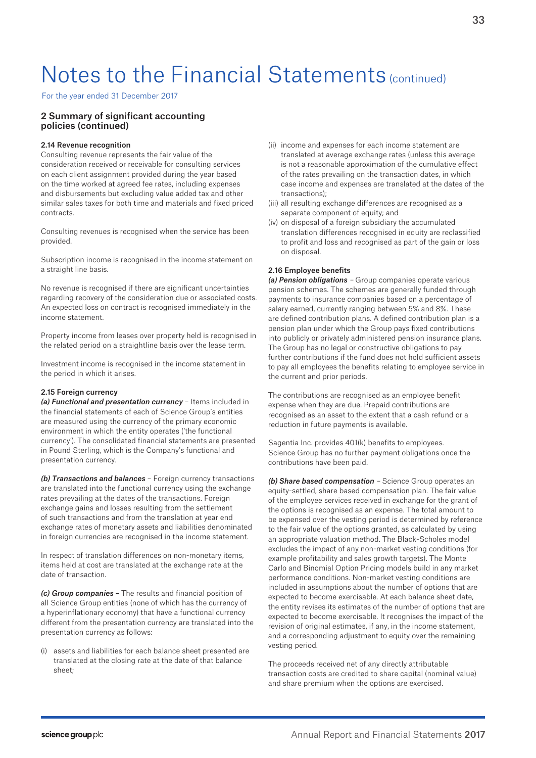# Notes to the Financial Statements (continued)

For the year ended 31 December 2017

## 2 Summary of significant accounting policies (continued)

### 2.14 Revenue recognition

Consulting revenue represents the fair value of the consideration received or receivable for consulting services on each client assignment provided during the year based on the time worked at agreed fee rates, including expenses and disbursements but excluding value added tax and other similar sales taxes for both time and materials and fixed priced contracts.

Consulting revenues is recognised when the service has been provided.

Subscription income is recognised in the income statement on a straight line basis.

No revenue is recognised if there are significant uncertainties regarding recovery of the consideration due or associated costs. An expected loss on contract is recognised immediately in the income statement.

Property income from leases over property held is recognised in the related period on a straightline basis over the lease term.

Investment income is recognised in the income statement in the period in which it arises.

### 2.15 Foreign currency

***(a) Functional and presentation currency*** – Items included in the financial statements of each of Science Group's entities are measured using the currency of the primary economic environment in which the entity operates ('the functional currency'). The consolidated financial statements are presented in Pound Sterling, which is the Company's functional and presentation currency.

***(b) Transactions and balances*** – Foreign currency transactions are translated into the functional currency using the exchange rates prevailing at the dates of the transactions. Foreign exchange gains and losses resulting from the settlement of such transactions and from the translation at year end exchange rates of monetary assets and liabilities denominated in foreign currencies are recognised in the income statement.

In respect of translation differences on non-monetary items, items held at cost are translated at the exchange rate at the date of transaction.

***(c) Group companies –*** The results and financial position of all Science Group entities (none of which has the currency of a hyperinflationary economy) that have a functional currency different from the presentation currency are translated into the presentation currency as follows:

(i) assets and liabilities for each balance sheet presented are translated at the closing rate at the date of that balance sheet;

(ii) income and expenses for each income statement are translated at average exchange rates (unless this average is not a reasonable approximation of the cumulative effect of the rates prevailing on the transaction dates, in which case income and expenses are translated at the dates of the transactions);

(iii) all resulting exchange differences are recognised as a separate component of equity; and

(iv) on disposal of a foreign subsidiary the accumulated translation differences recognised in equity are reclassified to profit and loss and recognised as part of the gain or loss on disposal.

### 2.16 Employee benefits

***(a) Pension obligations*** – Group companies operate various pension schemes. The schemes are generally funded through payments to insurance companies based on a percentage of salary earned, currently ranging between 5% and 8%. These are defined contribution plans. A defined contribution plan is a pension plan under which the Group pays fixed contributions into publicly or privately administered pension insurance plans. The Group has no legal or constructive obligations to pay further contributions if the fund does not hold sufficient assets to pay all employees the benefits relating to employee service in the current and prior periods.

The contributions are recognised as an employee benefit expense when they are due. Prepaid contributions are recognised as an asset to the extent that a cash refund or a reduction in future payments is available.

Sagentia Inc. provides 401(k) benefits to employees. Science Group has no further payment obligations once the contributions have been paid.

***(b) Share based compensation*** – Science Group operates an equity-settled, share based compensation plan. The fair value of the employee services received in exchange for the grant of the options is recognised as an expense. The total amount to be expensed over the vesting period is determined by reference to the fair value of the options granted, as calculated by using an appropriate valuation method. The Black-Scholes model excludes the impact of any non-market vesting conditions (for example profitability and sales growth targets). The Monte Carlo and Binomial Option Pricing models build in any market performance conditions. Non-market vesting conditions are included in assumptions about the number of options that are expected to become exercisable. At each balance sheet date, the entity revises its estimates of the number of options that are expected to become exercisable. It recognises the impact of the revision of original estimates, if any, in the income statement, and a corresponding adjustment to equity over the remaining vesting period.

The proceeds received net of any directly attributable transaction costs are credited to share capital (nominal value) and share premium when the options are exercised.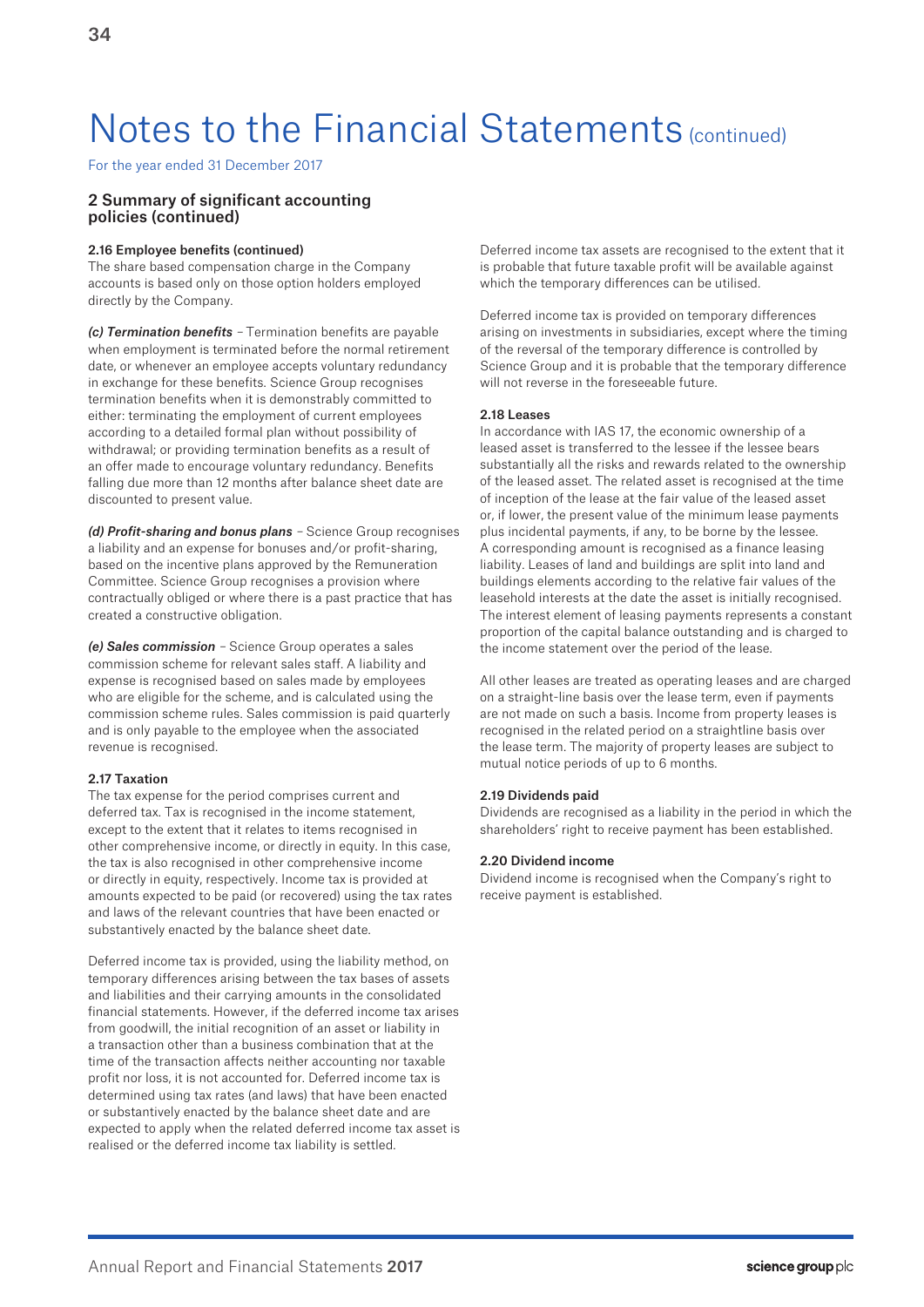# Notes to the Financial Statements (continued)

For the year ended 31 December 2017

## 2 Summary of significant accounting policies (continued)

### 2.16 Employee benefits (continued)

The share based compensation charge in the Company accounts is based only on those option holders employed directly by the Company.

***(c) Termination benefits*** – Termination benefits are payable when employment is terminated before the normal retirement date, or whenever an employee accepts voluntary redundancy in exchange for these benefits. Science Group recognises termination benefits when it is demonstrably committed to either: terminating the employment of current employees according to a detailed formal plan without possibility of withdrawal; or providing termination benefits as a result of an offer made to encourage voluntary redundancy. Benefits falling due more than 12 months after balance sheet date are discounted to present value.

***(d) Profit-sharing and bonus plans*** – Science Group recognises a liability and an expense for bonuses and/or profit-sharing, based on the incentive plans approved by the Remuneration Committee. Science Group recognises a provision where contractually obliged or where there is a past practice that has created a constructive obligation.

***(e) Sales commission*** – Science Group operates a sales commission scheme for relevant sales staff. A liability and expense is recognised based on sales made by employees who are eligible for the scheme, and is calculated using the commission scheme rules. Sales commission is paid quarterly and is only payable to the employee when the associated revenue is recognised.

### 2.17 Taxation

The tax expense for the period comprises current and deferred tax. Tax is recognised in the income statement, except to the extent that it relates to items recognised in other comprehensive income, or directly in equity. In this case, the tax is also recognised in other comprehensive income or directly in equity, respectively. Income tax is provided at amounts expected to be paid (or recovered) using the tax rates and laws of the relevant countries that have been enacted or substantively enacted by the balance sheet date.

Deferred income tax is provided, using the liability method, on temporary differences arising between the tax bases of assets and liabilities and their carrying amounts in the consolidated financial statements. However, if the deferred income tax arises from goodwill, the initial recognition of an asset or liability in a transaction other than a business combination that at the time of the transaction affects neither accounting nor taxable profit nor loss, it is not accounted for. Deferred income tax is determined using tax rates (and laws) that have been enacted or substantively enacted by the balance sheet date and are expected to apply when the related deferred income tax asset is realised or the deferred income tax liability is settled.

Deferred income tax assets are recognised to the extent that it is probable that future taxable profit will be available against which the temporary differences can be utilised.

Deferred income tax is provided on temporary differences arising on investments in subsidiaries, except where the timing of the reversal of the temporary difference is controlled by Science Group and it is probable that the temporary difference will not reverse in the foreseeable future.

### 2.18 Leases

In accordance with IAS 17, the economic ownership of a leased asset is transferred to the lessee if the lessee bears substantially all the risks and rewards related to the ownership of the leased asset. The related asset is recognised at the time of inception of the lease at the fair value of the leased asset or, if lower, the present value of the minimum lease payments plus incidental payments, if any, to be borne by the lessee. A corresponding amount is recognised as a finance leasing liability. Leases of land and buildings are split into land and buildings elements according to the relative fair values of the leasehold interests at the date the asset is initially recognised. The interest element of leasing payments represents a constant proportion of the capital balance outstanding and is charged to the income statement over the period of the lease.

All other leases are treated as operating leases and are charged on a straight-line basis over the lease term, even if payments are not made on such a basis. Income from property leases is recognised in the related period on a straightline basis over the lease term. The majority of property leases are subject to mutual notice periods of up to 6 months.

### 2.19 Dividends paid

Dividends are recognised as a liability in the period in which the shareholders' right to receive payment has been established.

### 2.20 Dividend income

Dividend income is recognised when the Company's right to receive payment is established.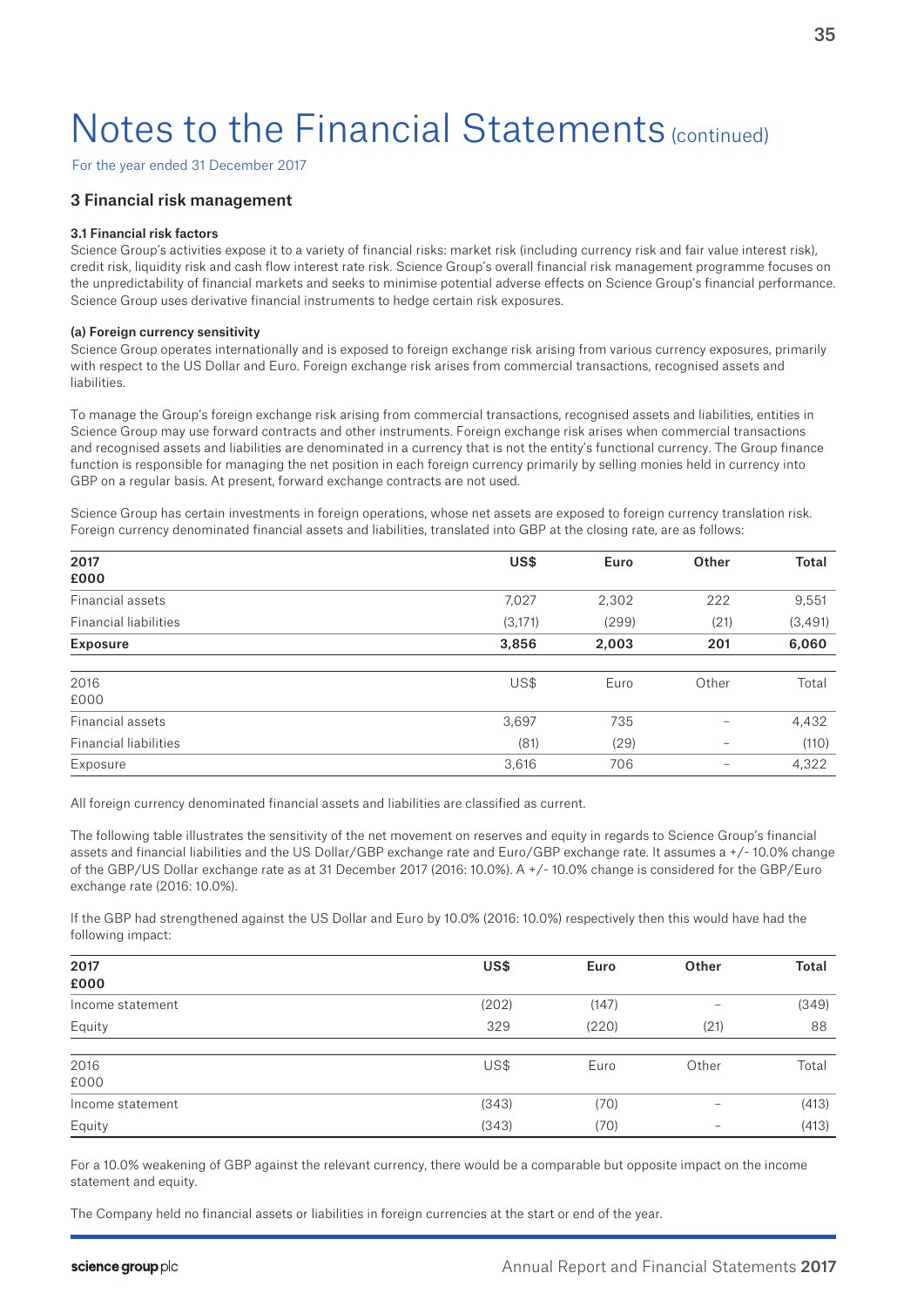# Notes to the Financial Statements (continued)

For the year ended 31 December 2017

## 3 Financial risk management

### 3.1 Financial risk factors

Science Group's activities expose it to a variety of financial risks: market risk (including currency risk and fair value interest risk), credit risk, liquidity risk and cash flow interest rate risk. Science Group's overall financial risk management programme focuses on the unpredictability of financial markets and seeks to minimise potential adverse effects on Science Group's financial performance. Science Group uses derivative financial instruments to hedge certain risk exposures.

#### (a) Foreign currency sensitivity

Science Group operates internationally and is exposed to foreign exchange risk arising from various currency exposures, primarily with respect to the US Dollar and Euro. Foreign exchange risk arises from commercial transactions, recognised assets and liabilities.

To manage the Group's foreign exchange risk arising from commercial transactions, recognised assets and liabilities, entities in Science Group may use forward contracts and other instruments. Foreign exchange risk arises when commercial transactions and recognised assets and liabilities are denominated in a currency that is not the entity's functional currency. The Group finance function is responsible for managing the net position in each foreign currency primarily by selling monies held in currency into GBP on a regular basis. At present, forward exchange contracts are not used.

Science Group has certain investments in foreign operations, whose net assets are exposed to foreign currency translation risk. Foreign currency denominated financial assets and liabilities, translated into GBP at the closing rate, are as follows:

| **2017**<br>**£000** | **US$** | **Euro** | **Other** | **Total** |
|---|---|---|---|---|
| Financial assets | 7,027 | 2,302 | 222 | 9,551 |
| Financial liabilities | (3,171) | (299) | (21) | (3,491) |
| **Exposure** | **3,856** | **2,003** | **201** | **6,060** |

| 2016<br>£000 | US$ | Euro | Other | Total |
|---|---|---|---|---|
| Financial assets | 3,697 | 735 | – | 4,432 |
| Financial liabilities | (81) | (29) | – | (110) |
| Exposure | 3,616 | 706 | – | 4,322 |

All foreign currency denominated financial assets and liabilities are classified as current.

The following table illustrates the sensitivity of the net movement on reserves and equity in regards to Science Group's financial assets and financial liabilities and the US Dollar/GBP exchange rate and Euro/GBP exchange rate. It assumes a +/- 10.0% change of the GBP/US Dollar exchange rate as at 31 December 2017 (2016: 10.0%). A +/- 10.0% change is considered for the GBP/Euro exchange rate (2016: 10.0%).

If the GBP had strengthened against the US Dollar and Euro by 10.0% (2016: 10.0%) respectively then this would have had the following impact:

| **2017**<br>**£000** | **US$** | **Euro** | **Other** | **Total** |
|---|---|---|---|---|
| Income statement | (202) | (147) | – | (349) |
| Equity | 329 | (220) | (21) | 88 |

| 2016<br>£000 | US$ | Euro | Other | Total |
|---|---|---|---|---|
| Income statement | (343) | (70) | – | (413) |
| Equity | (343) | (70) | – | (413) |

For a 10.0% weakening of GBP against the relevant currency, there would be a comparable but opposite impact on the income statement and equity.

The Company held no financial assets or liabilities in foreign currencies at the start or end of the year.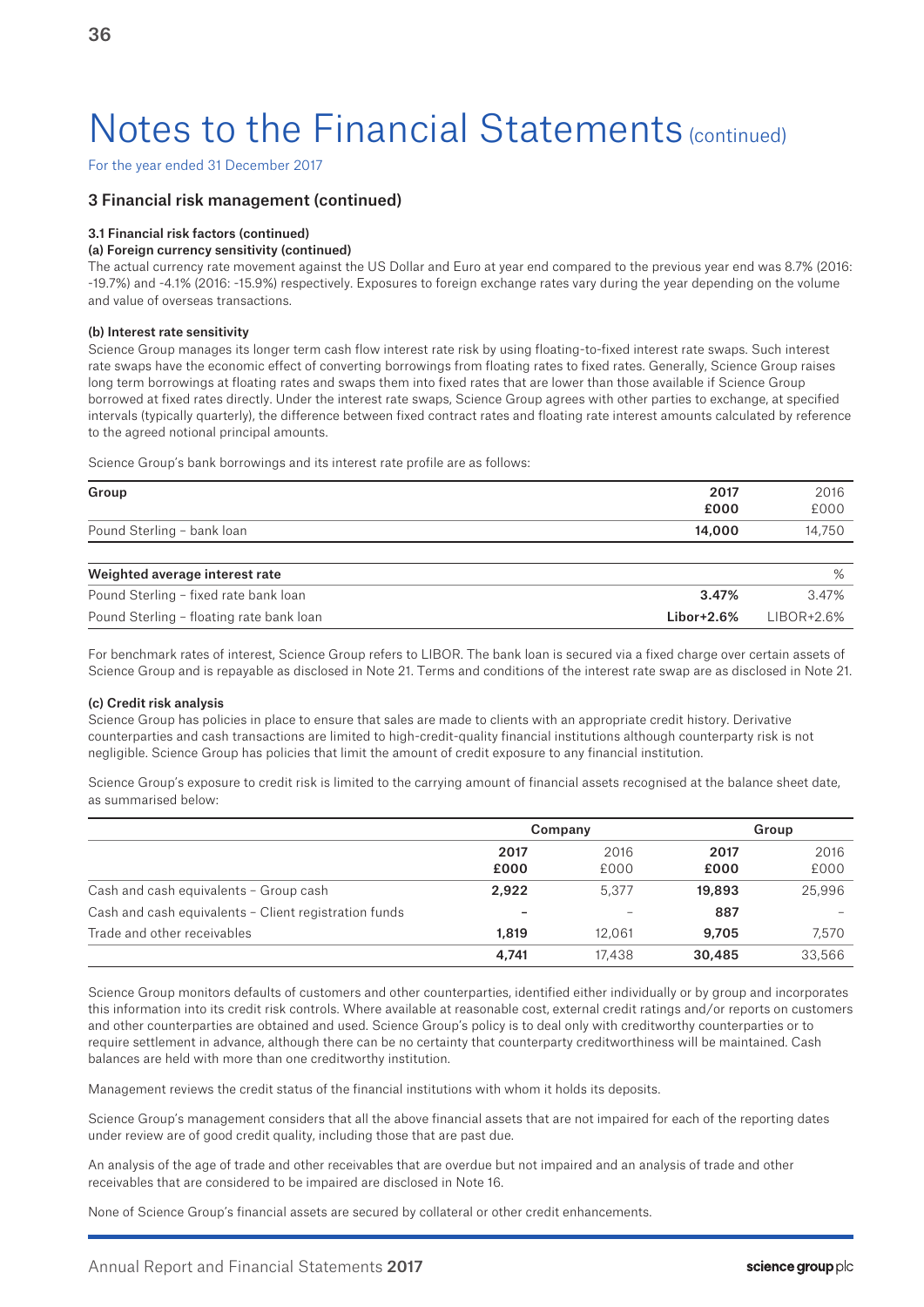# Notes to the Financial Statements (continued)

For the year ended 31 December 2017

## 3 Financial risk management (continued)

#### 3.1 Financial risk factors (continued)

#### (a) Foreign currency sensitivity (continued)

The actual currency rate movement against the US Dollar and Euro at year end compared to the previous year end was 8.7% (2016: -19.7%) and -4.1% (2016: -15.9%) respectively. Exposures to foreign exchange rates vary during the year depending on the volume and value of overseas transactions.

#### (b) Interest rate sensitivity

Science Group manages its longer term cash flow interest rate risk by using floating-to-fixed interest rate swaps. Such interest rate swaps have the economic effect of converting borrowings from floating rates to fixed rates. Generally, Science Group raises long term borrowings at floating rates and swaps them into fixed rates that are lower than those available if Science Group borrowed at fixed rates directly. Under the interest rate swaps, Science Group agrees with other parties to exchange, at specified intervals (typically quarterly), the difference between fixed contract rates and floating rate interest amounts calculated by reference to the agreed notional principal amounts.

Science Group's bank borrowings and its interest rate profile are as follows:

| Group | 2017 £000 | 2016 £000 |
|---|---|---|
| Pound Sterling – bank loan | **14,000** | 14,750 |

| Weighted average interest rate | | % |
|---|---|---|
| Pound Sterling – fixed rate bank loan | **3.47%** | 3.47% |
| Pound Sterling – floating rate bank loan | **Libor+2.6%** | LIBOR+2.6% |

For benchmark rates of interest, Science Group refers to LIBOR. The bank loan is secured via a fixed charge over certain assets of Science Group and is repayable as disclosed in Note 21. Terms and conditions of the interest rate swap are as disclosed in Note 21.

#### (c) Credit risk analysis

Science Group has policies in place to ensure that sales are made to clients with an appropriate credit history. Derivative counterparties and cash transactions are limited to high-credit-quality financial institutions although counterparty risk is not negligible. Science Group has policies that limit the amount of credit exposure to any financial institution.

Science Group's exposure to credit risk is limited to the carrying amount of financial assets recognised at the balance sheet date, as summarised below:

| | Company | | Group | |
|---|---|---|---|---|
| | 2017 £000 | 2016 £000 | 2017 £000 | 2016 £000 |
| Cash and cash equivalents – Group cash | **2,922** | 5,377 | **19,893** | 25,996 |
| Cash and cash equivalents – Client registration funds | **–** | – | **887** | – |
| Trade and other receivables | **1,819** | 12,061 | **9,705** | 7,570 |
| | **4,741** | 17,438 | **30,485** | 33,566 |

Science Group monitors defaults of customers and other counterparties, identified either individually or by group and incorporates this information into its credit risk controls. Where available at reasonable cost, external credit ratings and/or reports on customers and other counterparties are obtained and used. Science Group's policy is to deal only with creditworthy counterparties or to require settlement in advance, although there can be no certainty that counterparty creditworthiness will be maintained. Cash balances are held with more than one creditworthy institution.

Management reviews the credit status of the financial institutions with whom it holds its deposits.

Science Group's management considers that all the above financial assets that are not impaired for each of the reporting dates under review are of good credit quality, including those that are past due.

An analysis of the age of trade and other receivables that are overdue but not impaired and an analysis of trade and other receivables that are considered to be impaired are disclosed in Note 16.

None of Science Group's financial assets are secured by collateral or other credit enhancements.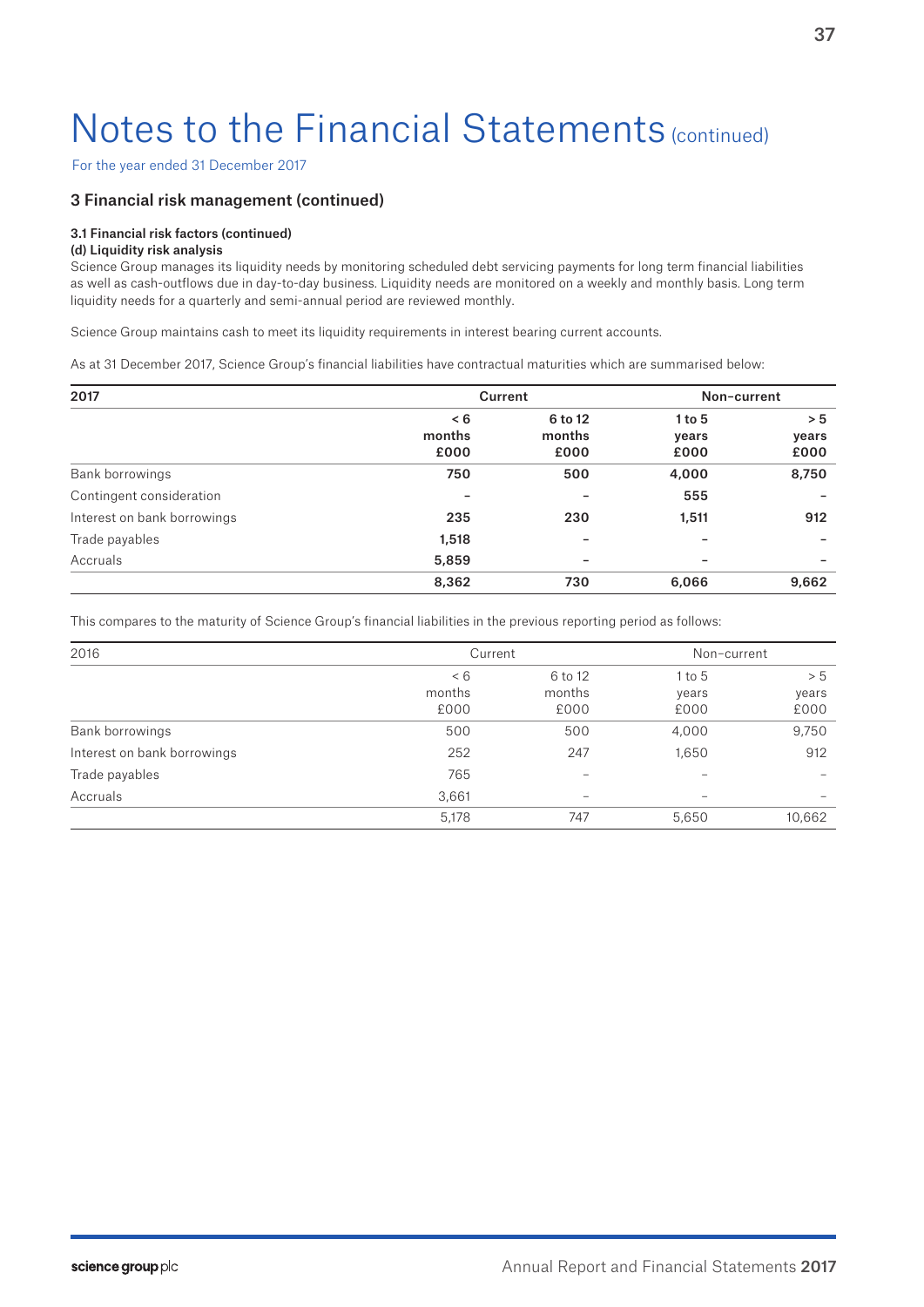# Notes to the Financial Statements (continued)

For the year ended 31 December 2017

## 3 Financial risk management (continued)

### 3.1 Financial risk factors (continued)

**(d) Liquidity risk analysis**

Science Group manages its liquidity needs by monitoring scheduled debt servicing payments for long term financial liabilities as well as cash-outflows due in day-to-day business. Liquidity needs are monitored on a weekly and monthly basis. Long term liquidity needs for a quarterly and semi-annual period are reviewed monthly.

Science Group maintains cash to meet its liquidity requirements in interest bearing current accounts.

As at 31 December 2017, Science Group's financial liabilities have contractual maturities which are summarised below:

| **2017** | **Current** | | **Non-current** | |
|---|---|---|---|---|
| | **< 6 months £000** | **6 to 12 months £000** | **1 to 5 years £000** | **> 5 years £000** |
| Bank borrowings | **750** | **500** | **4,000** | **8,750** |
| Contingent consideration | **–** | **–** | **555** | **–** |
| Interest on bank borrowings | **235** | **230** | **1,511** | **912** |
| Trade payables | **1,518** | **–** | **–** | **–** |
| Accruals | **5,859** | **–** | **–** | **–** |
| | **8,362** | **730** | **6,066** | **9,662** |

This compares to the maturity of Science Group's financial liabilities in the previous reporting period as follows:

| 2016 | Current | | Non-current | |
|---|---|---|---|---|
| | < 6 months £000 | 6 to 12 months £000 | 1 to 5 years £000 | > 5 years £000 |
| Bank borrowings | 500 | 500 | 4,000 | 9,750 |
| Interest on bank borrowings | 252 | 247 | 1,650 | 912 |
| Trade payables | 765 | – | – | – |
| Accruals | 3,661 | – | – | – |
| | 5,178 | 747 | 5,650 | 10,662 |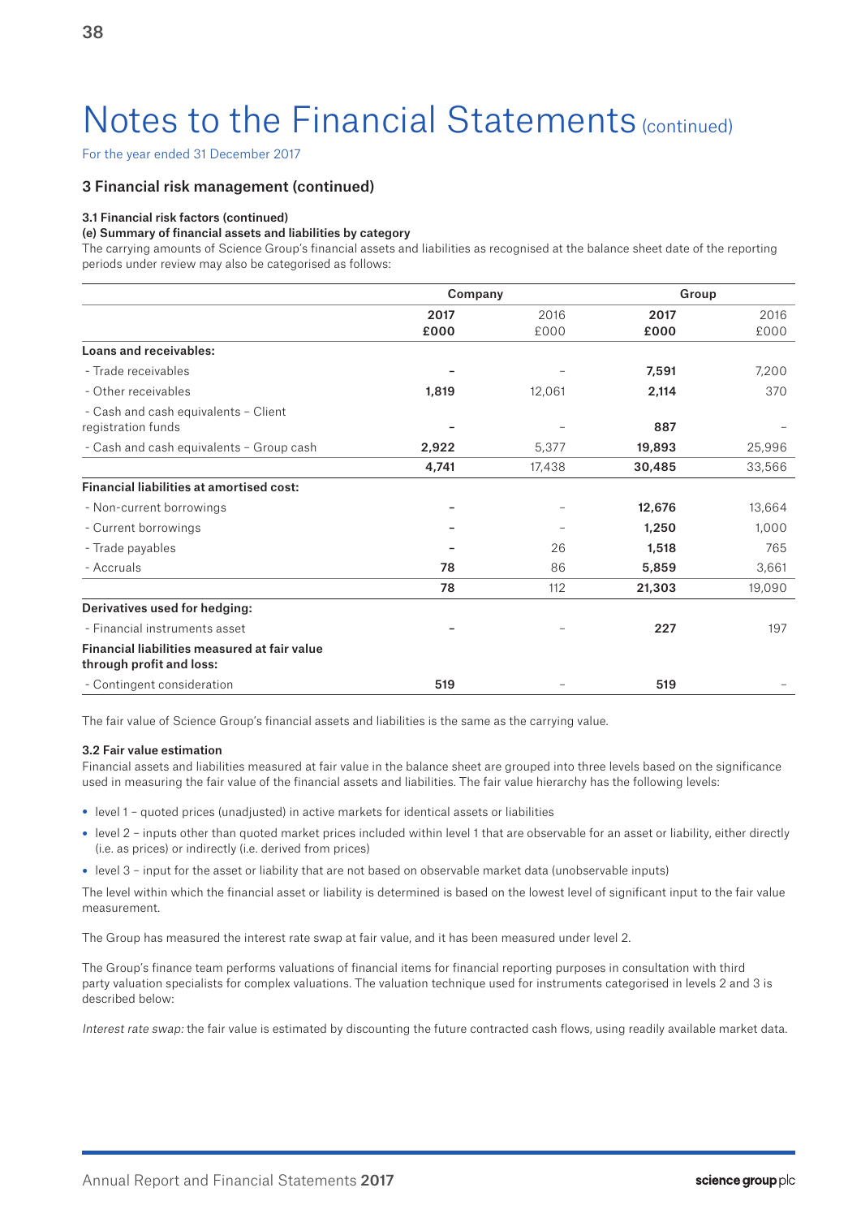# Notes to the Financial Statements (continued)

For the year ended 31 December 2017

## 3 Financial risk management (continued)

#### 3.1 Financial risk factors (continued)

#### (e) Summary of financial assets and liabilities by category

The carrying amounts of Science Group's financial assets and liabilities as recognised at the balance sheet date of the reporting periods under review may also be categorised as follows:

| | Company | | Group | |
|---|---|---|---|---|
| | **2017 £000** | 2016 £000 | **2017 £000** | 2016 £000 |
| **Loans and receivables:** | | | | |
| - Trade receivables | **–** | – | **7,591** | 7,200 |
| - Other receivables | **1,819** | 12,061 | **2,114** | 370 |
| - Cash and cash equivalents – Client registration funds | **–** | – | **887** | – |
| - Cash and cash equivalents – Group cash | **2,922** | 5,377 | **19,893** | 25,996 |
| | **4,741** | 17,438 | **30,485** | 33,566 |
| **Financial liabilities at amortised cost:** | | | | |
| - Non-current borrowings | **–** | – | **12,676** | 13,664 |
| - Current borrowings | **–** | – | **1,250** | 1,000 |
| - Trade payables | **–** | 26 | **1,518** | 765 |
| - Accruals | **78** | 86 | **5,859** | 3,661 |
| | **78** | 112 | **21,303** | 19,090 |
| **Derivatives used for hedging:** | | | | |
| - Financial instruments asset | **–** | – | **227** | 197 |
| **Financial liabilities measured at fair value through profit and loss:** | | | | |
| - Contingent consideration | **519** | – | **519** | – |

The fair value of Science Group's financial assets and liabilities is the same as the carrying value.

#### 3.2 Fair value estimation

Financial assets and liabilities measured at fair value in the balance sheet are grouped into three levels based on the significance used in measuring the fair value of the financial assets and liabilities. The fair value hierarchy has the following levels:

- level 1 – quoted prices (unadjusted) in active markets for identical assets or liabilities
- level 2 – inputs other than quoted market prices included within level 1 that are observable for an asset or liability, either directly (i.e. as prices) or indirectly (i.e. derived from prices)
- level 3 – input for the asset or liability that are not based on observable market data (unobservable inputs)

The level within which the financial asset or liability is determined is based on the lowest level of significant input to the fair value measurement.

The Group has measured the interest rate swap at fair value, and it has been measured under level 2.

The Group's finance team performs valuations of financial items for financial reporting purposes in consultation with third party valuation specialists for complex valuations. The valuation technique used for instruments categorised in levels 2 and 3 is described below:

*Interest rate swap:* the fair value is estimated by discounting the future contracted cash flows, using readily available market data.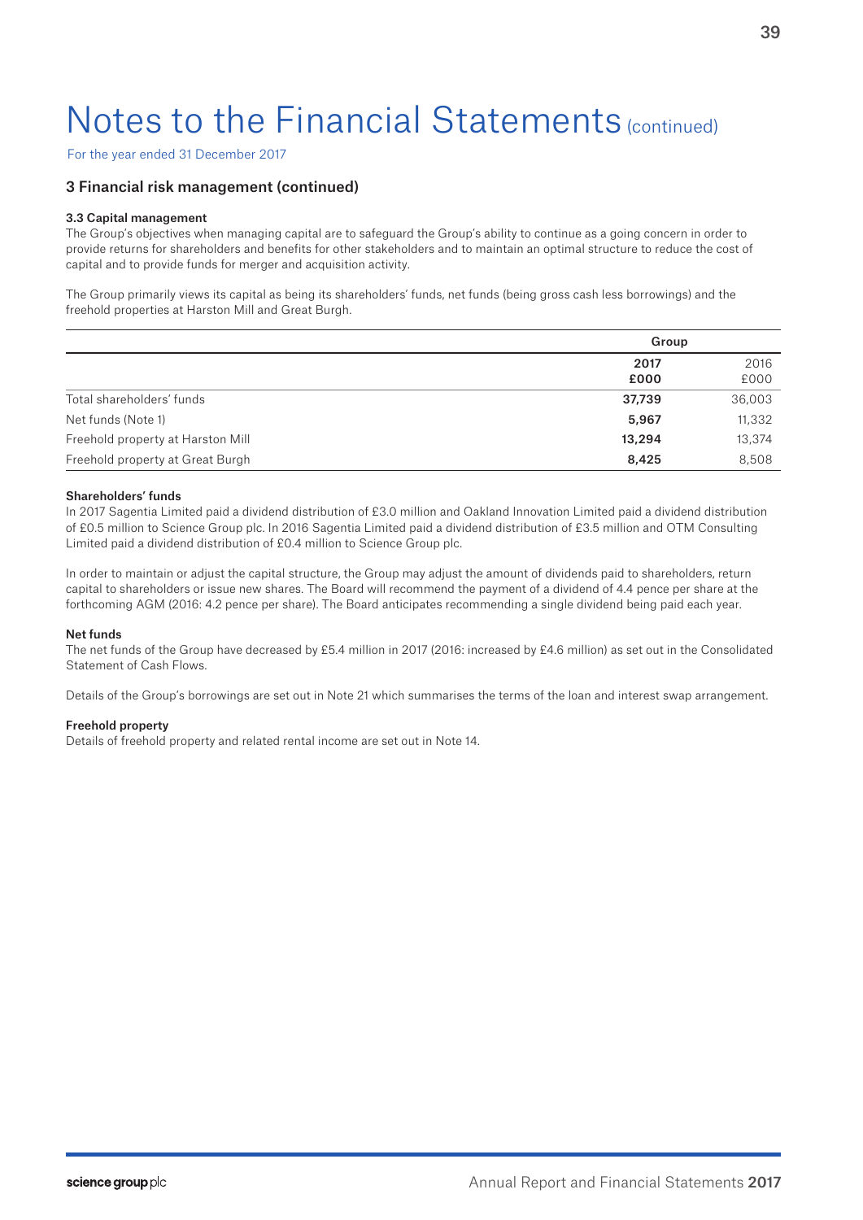# Notes to the Financial Statements (continued)

For the year ended 31 December 2017

## 3 Financial risk management (continued)

### 3.3 Capital management

The Group's objectives when managing capital are to safeguard the Group's ability to continue as a going concern in order to provide returns for shareholders and benefits for other stakeholders and to maintain an optimal structure to reduce the cost of capital and to provide funds for merger and acquisition activity.

The Group primarily views its capital as being its shareholders' funds, net funds (being gross cash less borrowings) and the freehold properties at Harston Mill and Great Burgh.

| | Group | |
|---|---|---|
| | **2017 £000** | 2016 £000 |
| Total shareholders' funds | **37,739** | 36,003 |
| Net funds (Note 1) | **5,967** | 11,332 |
| Freehold property at Harston Mill | **13,294** | 13,374 |
| Freehold property at Great Burgh | **8,425** | 8,508 |

**Shareholders' funds**

In 2017 Sagentia Limited paid a dividend distribution of £3.0 million and Oakland Innovation Limited paid a dividend distribution of £0.5 million to Science Group plc. In 2016 Sagentia Limited paid a dividend distribution of £3.5 million and OTM Consulting Limited paid a dividend distribution of £0.4 million to Science Group plc.

In order to maintain or adjust the capital structure, the Group may adjust the amount of dividends paid to shareholders, return capital to shareholders or issue new shares. The Board will recommend the payment of a dividend of 4.4 pence per share at the forthcoming AGM (2016: 4.2 pence per share). The Board anticipates recommending a single dividend being paid each year.

**Net funds**

The net funds of the Group have decreased by £5.4 million in 2017 (2016: increased by £4.6 million) as set out in the Consolidated Statement of Cash Flows.

Details of the Group's borrowings are set out in Note 21 which summarises the terms of the loan and interest swap arrangement.

**Freehold property**

Details of freehold property and related rental income are set out in Note 14.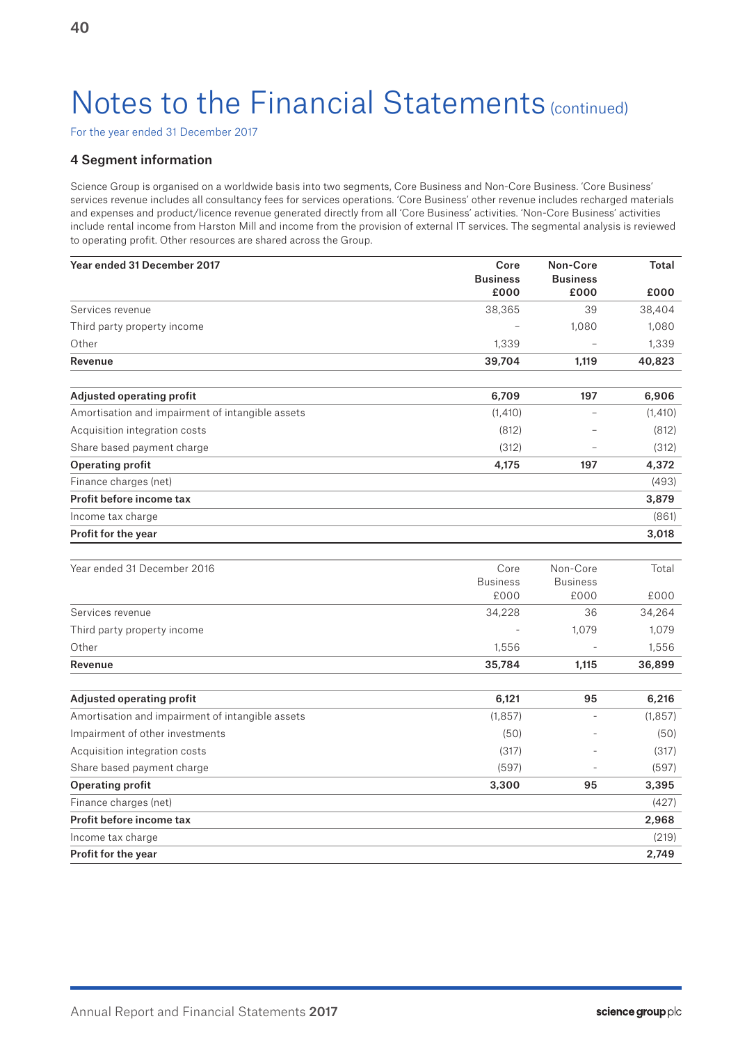# Notes to the Financial Statements (continued)

For the year ended 31 December 2017

## 4 Segment information

Science Group is organised on a worldwide basis into two segments, Core Business and Non-Core Business. 'Core Business' services revenue includes all consultancy fees for services operations. 'Core Business' other revenue includes recharged materials and expenses and product/licence revenue generated directly from all 'Core Business' activities. 'Non-Core Business' activities include rental income from Harston Mill and income from the provision of external IT services. The segmental analysis is reviewed to operating profit. Other resources are shared across the Group.

| **Year ended 31 December 2017** | **Core Business £000** | **Non-Core Business £000** | **Total £000** |
|---|---|---|---|
| Services revenue | 38,365 | 39 | 38,404 |
| Third party property income | – | 1,080 | 1,080 |
| Other | 1,339 | – | 1,339 |
| **Revenue** | **39,704** | **1,119** | **40,823** |
| | | | |
| **Adjusted operating profit** | **6,709** | **197** | **6,906** |
| Amortisation and impairment of intangible assets | (1,410) | – | (1,410) |
| Acquisition integration costs | (812) | – | (812) |
| Share based payment charge | (312) | – | (312) |
| **Operating profit** | **4,175** | **197** | **4,372** |
| Finance charges (net) | | | (493) |
| **Profit before income tax** | | | **3,879** |
| Income tax charge | | | (861) |
| **Profit for the year** | | | **3,018** |

| Year ended 31 December 2016 | Core Business £000 | Non-Core Business £000 | Total £000 |
|---|---|---|---|
| Services revenue | 34,228 | 36 | 34,264 |
| Third party property income | – | 1,079 | 1,079 |
| Other | 1,556 | – | 1,556 |
| **Revenue** | **35,784** | **1,115** | **36,899** |
| | | | |
| **Adjusted operating profit** | **6,121** | **95** | **6,216** |
| Amortisation and impairment of intangible assets | (1,857) | – | (1,857) |
| Impairment of other investments | (50) | – | (50) |
| Acquisition integration costs | (317) | – | (317) |
| Share based payment charge | (597) | – | (597) |
| **Operating profit** | **3,300** | **95** | **3,395** |
| Finance charges (net) | | | (427) |
| **Profit before income tax** | | | **2,968** |
| Income tax charge | | | (219) |
| **Profit for the year** | | | **2,749** |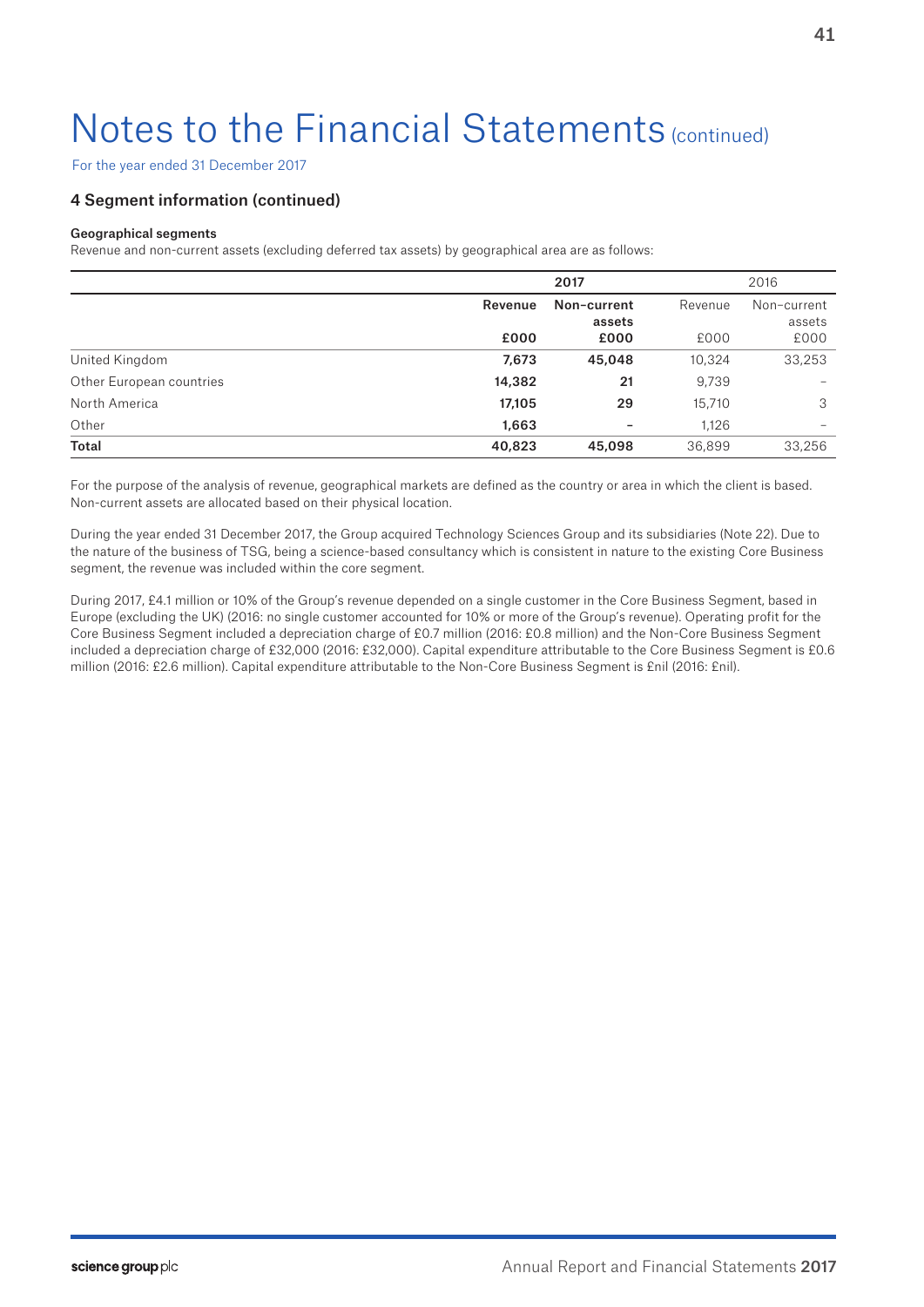# Notes to the Financial Statements (continued)

For the year ended 31 December 2017

## 4 Segment information (continued)

### Geographical segments

Revenue and non-current assets (excluding deferred tax assets) by geographical area are as follows:

| | **2017** | | 2016 | |
|---|---|---|---|---|
| | **Revenue** **£000** | **Non-current assets** **£000** | Revenue £000 | Non-current assets £000 |
| United Kingdom | **7,673** | **45,048** | 10,324 | 33,253 |
| Other European countries | **14,382** | **21** | 9,739 | – |
| North America | **17,105** | **29** | 15,710 | 3 |
| Other | **1,663** | **–** | 1,126 | – |
| **Total** | **40,823** | **45,098** | 36,899 | 33,256 |

For the purpose of the analysis of revenue, geographical markets are defined as the country or area in which the client is based. Non-current assets are allocated based on their physical location.

During the year ended 31 December 2017, the Group acquired Technology Sciences Group and its subsidiaries (Note 22). Due to the nature of the business of TSG, being a science-based consultancy which is consistent in nature to the existing Core Business segment, the revenue was included within the core segment.

During 2017, £4.1 million or 10% of the Group's revenue depended on a single customer in the Core Business Segment, based in Europe (excluding the UK) (2016: no single customer accounted for 10% or more of the Group's revenue). Operating profit for the Core Business Segment included a depreciation charge of £0.7 million (2016: £0.8 million) and the Non-Core Business Segment included a depreciation charge of £32,000 (2016: £32,000). Capital expenditure attributable to the Core Business Segment is £0.6 million (2016: £2.6 million). Capital expenditure attributable to the Non-Core Business Segment is £nil (2016: £nil).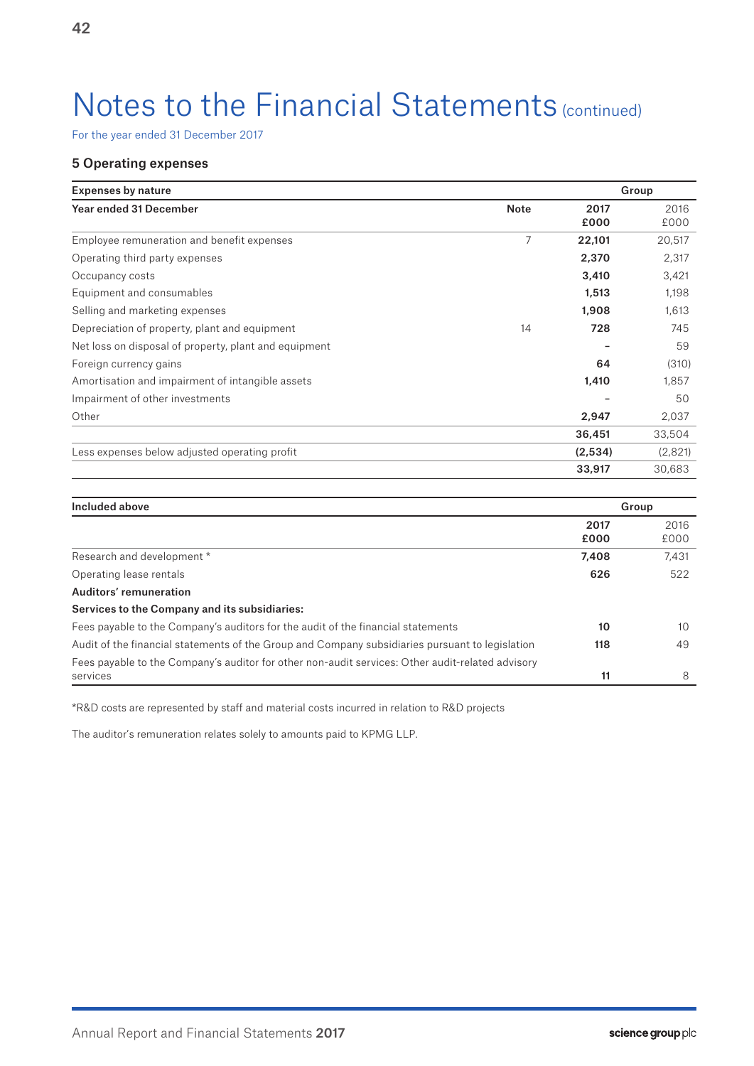# Notes to the Financial Statements (continued)

For the year ended 31 December 2017

## 5 Operating expenses

| Expenses by nature | | Group | |
|---|---|---|---|
| **Year ended 31 December** | **Note** | **2017 £000** | 2016 £000 |
| Employee remuneration and benefit expenses | 7 | **22,101** | 20,517 |
| Operating third party expenses | | **2,370** | 2,317 |
| Occupancy costs | | **3,410** | 3,421 |
| Equipment and consumables | | **1,513** | 1,198 |
| Selling and marketing expenses | | **1,908** | 1,613 |
| Depreciation of property, plant and equipment | 14 | **728** | 745 |
| Net loss on disposal of property, plant and equipment | | **–** | 59 |
| Foreign currency gains | | **64** | (310) |
| Amortisation and impairment of intangible assets | | **1,410** | 1,857 |
| Impairment of other investments | | **–** | 50 |
| Other | | **2,947** | 2,037 |
| | | **36,451** | 33,504 |
| Less expenses below adjusted operating profit | | **(2,534)** | (2,821) |
| | | **33,917** | 30,683 |

| Included above | Group | |
|---|---|---|
| | **2017 £000** | 2016 £000 |
| Research and development * | **7,408** | 7,431 |
| Operating lease rentals | **626** | 522 |
| **Auditors' remuneration** | | |
| **Services to the Company and its subsidiaries:** | | |
| Fees payable to the Company's auditors for the audit of the financial statements | **10** | 10 |
| Audit of the financial statements of the Group and Company subsidiaries pursuant to legislation | **118** | 49 |
| Fees payable to the Company's auditor for other non-audit services: Other audit-related advisory services | **11** | 8 |

*R&D costs are represented by staff and material costs incurred in relation to R&D projects

The auditor's remuneration relates solely to amounts paid to KPMG LLP.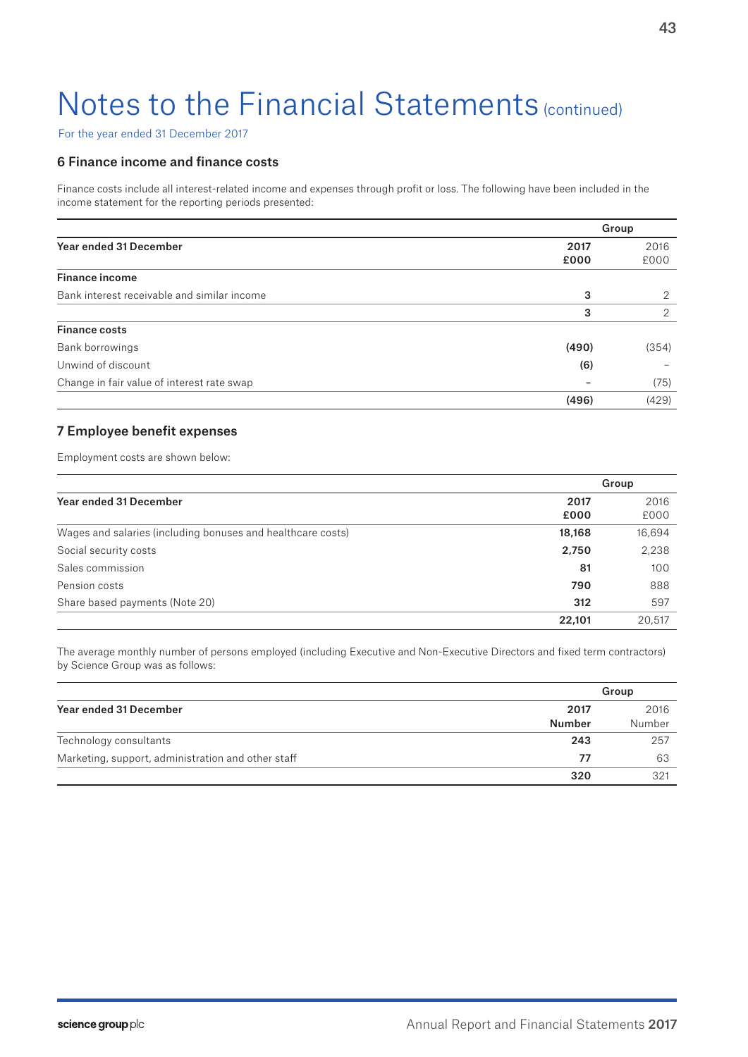# Notes to the Financial Statements (continued)

For the year ended 31 December 2017

### 6 Finance income and finance costs

Finance costs include all interest-related income and expenses through profit or loss. The following have been included in the income statement for the reporting periods presented:

| | Group | |
|---|---|---|
| **Year ended 31 December** | **2017 £000** | 2016 £000 |
| **Finance income** | | |
| Bank interest receivable and similar income | **3** | 2 |
| | **3** | 2 |
| **Finance costs** | | |
| Bank borrowings | **(490)** | (354) |
| Unwind of discount | **(6)** | – |
| Change in fair value of interest rate swap | **–** | (75) |
| | **(496)** | (429) |

### 7 Employee benefit expenses

Employment costs are shown below:

| | Group | |
|---|---|---|
| **Year ended 31 December** | **2017 £000** | 2016 £000 |
| Wages and salaries (including bonuses and healthcare costs) | **18,168** | 16,694 |
| Social security costs | **2,750** | 2,238 |
| Sales commission | **81** | 100 |
| Pension costs | **790** | 888 |
| Share based payments (Note 20) | **312** | 597 |
| | **22,101** | 20,517 |

The average monthly number of persons employed (including Executive and Non-Executive Directors and fixed term contractors) by Science Group was as follows:

| | Group | |
|---|---|---|
| **Year ended 31 December** | **2017 Number** | 2016 Number |
| Technology consultants | **243** | 257 |
| Marketing, support, administration and other staff | **77** | 63 |
| | **320** | 321 |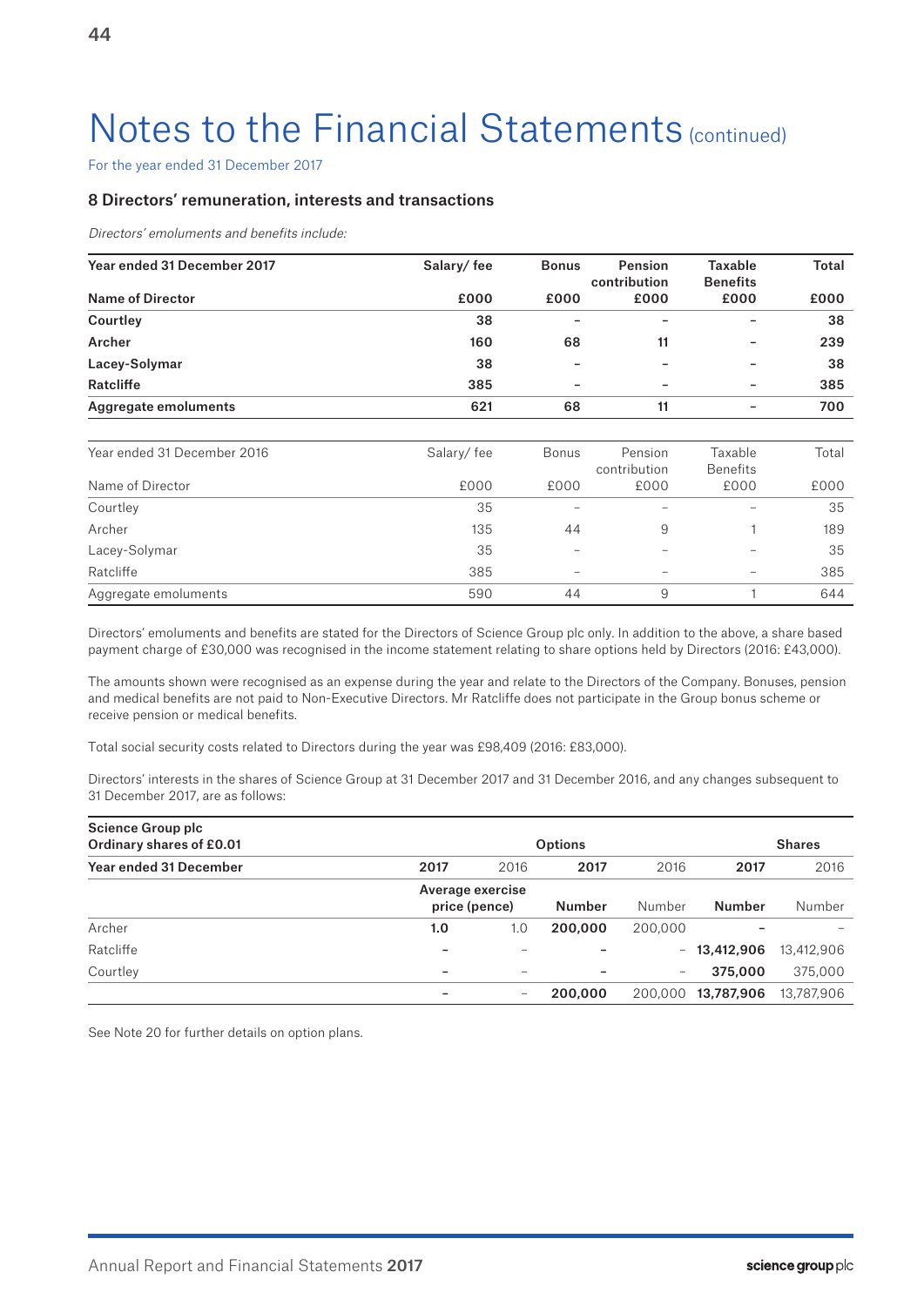# Notes to the Financial Statements (continued)

For the year ended 31 December 2017

## 8 Directors' remuneration, interests and transactions

*Directors' emoluments and benefits include:*

| Year ended 31 December 2017 | Salary/ fee | Bonus | Pension contribution | Taxable Benefits | Total |
|---|---|---|---|---|---|
| **Name of Director** | **£000** | **£000** | **£000** | **£000** | **£000** |
| **Courtley** | **38** | **–** | **–** | **–** | **38** |
| **Archer** | **160** | **68** | **11** | **–** | **239** |
| **Lacey-Solymar** | **38** | **–** | **–** | **–** | **38** |
| **Ratcliffe** | **385** | **–** | **–** | **–** | **385** |
| **Aggregate emoluments** | **621** | **68** | **11** | **–** | **700** |

| Year ended 31 December 2016 | Salary/ fee | Bonus | Pension contribution | Taxable Benefits | Total |
|---|---|---|---|---|---|
| Name of Director | £000 | £000 | £000 | £000 | £000 |
| Courtley | 35 | – | – | – | 35 |
| Archer | 135 | 44 | 9 | 1 | 189 |
| Lacey-Solymar | 35 | – | – | – | 35 |
| Ratcliffe | 385 | – | – | – | 385 |
| Aggregate emoluments | 590 | 44 | 9 | 1 | 644 |

Directors' emoluments and benefits are stated for the Directors of Science Group plc only. In addition to the above, a share based payment charge of £30,000 was recognised in the income statement relating to share options held by Directors (2016: £43,000).

The amounts shown were recognised as an expense during the year and relate to the Directors of the Company. Bonuses, pension and medical benefits are not paid to Non-Executive Directors. Mr Ratcliffe does not participate in the Group bonus scheme or receive pension or medical benefits.

Total social security costs related to Directors during the year was £98,409 (2016: £83,000).

Directors' interests in the shares of Science Group at 31 December 2017 and 31 December 2016, and any changes subsequent to 31 December 2017, are as follows:

| Science Group plc Ordinary shares of £0.01 | | Options | | | Shares | |
|---|---|---|---|---|---|---|
| **Year ended 31 December** | **2017** | 2016 | **2017** | 2016 | **2017** | 2016 |
| | **Average exercise price (pence)** | | **Number** | Number | **Number** | Number |
| Archer | **1.0** | 1.0 | **200,000** | 200,000 | **–** | – |
| Ratcliffe | **–** | – | **–** | – | **13,412,906** | 13,412,906 |
| Courtley | **–** | – | **–** | – | **375,000** | 375,000 |
| | **–** | – | **200,000** | 200,000 | **13,787,906** | 13,787,906 |

See Note 20 for further details on option plans.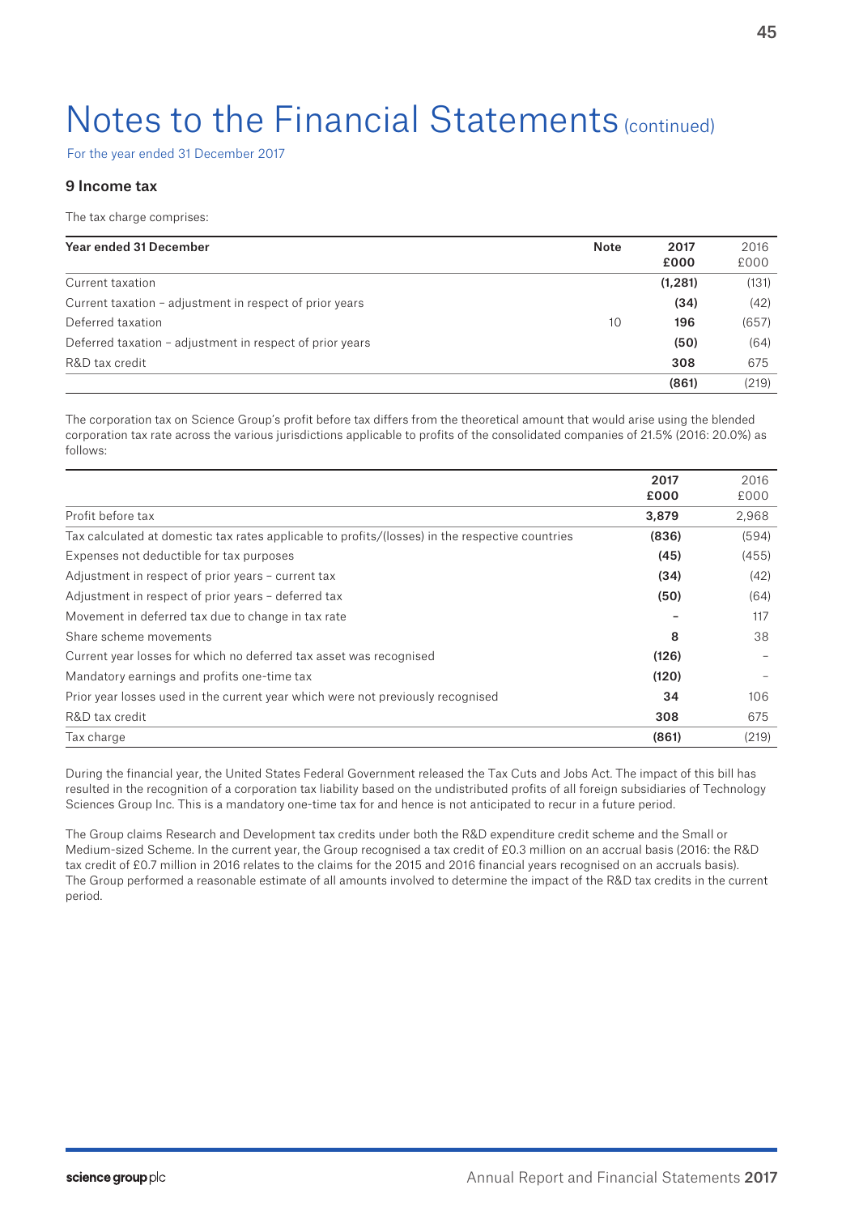# Notes to the Financial Statements (continued)

For the year ended 31 December 2017

### 9 Income tax

The tax charge comprises:

| Year ended 31 December | Note | 2017 £000 | 2016 £000 |
|---|---|---|---|
| Current taxation | | **(1,281)** | (131) |
| Current taxation – adjustment in respect of prior years | | **(34)** | (42) |
| Deferred taxation | 10 | **196** | (657) |
| Deferred taxation – adjustment in respect of prior years | | **(50)** | (64) |
| R&D tax credit | | **308** | 675 |
| | | **(861)** | (219) |

The corporation tax on Science Group's profit before tax differs from the theoretical amount that would arise using the blended corporation tax rate across the various jurisdictions applicable to profits of the consolidated companies of 21.5% (2016: 20.0%) as follows:

| | 2017 £000 | 2016 £000 |
|---|---|---|
| Profit before tax | **3,879** | 2,968 |
| Tax calculated at domestic tax rates applicable to profits/(losses) in the respective countries | **(836)** | (594) |
| Expenses not deductible for tax purposes | **(45)** | (455) |
| Adjustment in respect of prior years – current tax | **(34)** | (42) |
| Adjustment in respect of prior years – deferred tax | **(50)** | (64) |
| Movement in deferred tax due to change in tax rate | **–** | 117 |
| Share scheme movements | **8** | 38 |
| Current year losses for which no deferred tax asset was recognised | **(126)** | – |
| Mandatory earnings and profits one-time tax | **(120)** | – |
| Prior year losses used in the current year which were not previously recognised | **34** | 106 |
| R&D tax credit | **308** | 675 |
| Tax charge | **(861)** | (219) |

During the financial year, the United States Federal Government released the Tax Cuts and Jobs Act. The impact of this bill has resulted in the recognition of a corporation tax liability based on the undistributed profits of all foreign subsidiaries of Technology Sciences Group Inc. This is a mandatory one-time tax for and hence is not anticipated to recur in a future period.

The Group claims Research and Development tax credits under both the R&D expenditure credit scheme and the Small or Medium-sized Scheme. In the current year, the Group recognised a tax credit of £0.3 million on an accrual basis (2016: the R&D tax credit of £0.7 million in 2016 relates to the claims for the 2015 and 2016 financial years recognised on an accruals basis). The Group performed a reasonable estimate of all amounts involved to determine the impact of the R&D tax credits in the current period.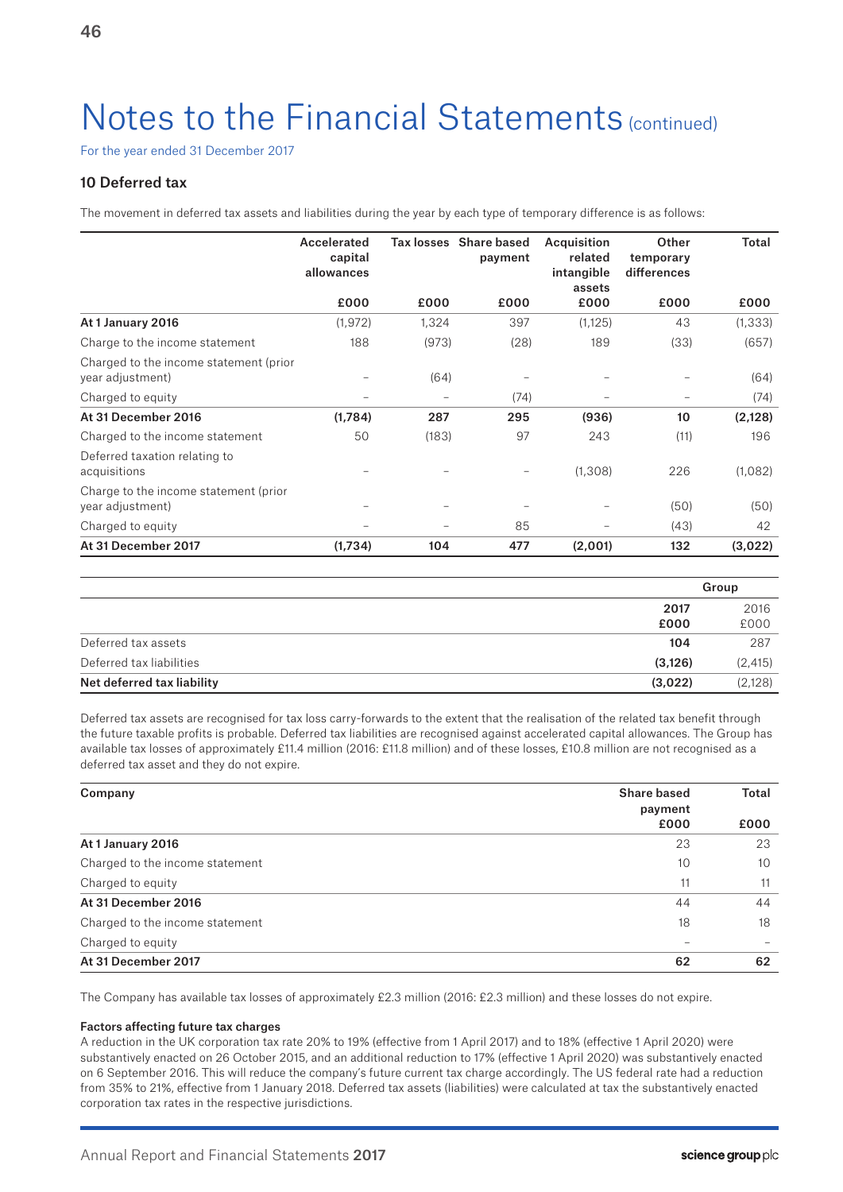# Notes to the Financial Statements (continued)

For the year ended 31 December 2017

## 10 Deferred tax

The movement in deferred tax assets and liabilities during the year by each type of temporary difference is as follows:

| | Accelerated capital allowances | Tax losses | Share based payment | Acquisition related intangible assets | Other temporary differences | Total |
|---|---|---|---|---|---|---|
| | £000 | £000 | £000 | £000 | £000 | £000 |
| **At 1 January 2016** | (1,972) | 1,324 | 397 | (1,125) | 43 | (1,333) |
| Charge to the income statement | 188 | (973) | (28) | 189 | (33) | (657) |
| Charged to the income statement (prior year adjustment) | – | (64) | – | – | – | (64) |
| Charged to equity | – | – | (74) | – | – | (74) |
| **At 31 December 2016** | **(1,784)** | **287** | **295** | **(936)** | **10** | **(2,128)** |
| Charged to the income statement | 50 | (183) | 97 | 243 | (11) | 196 |
| Deferred taxation relating to acquisitions | – | – | – | (1,308) | 226 | (1,082) |
| Charge to the income statement (prior year adjustment) | – | – | – | – | (50) | (50) |
| Charged to equity | – | – | 85 | – | (43) | 42 |
| **At 31 December 2017** | **(1,734)** | **104** | **477** | **(2,001)** | **132** | **(3,022)** |

| | Group | |
|---|---|---|
| | **2017** | 2016 |
| | **£000** | £000 |
| Deferred tax assets | **104** | 287 |
| Deferred tax liabilities | **(3,126)** | (2,415) |
| **Net deferred tax liability** | **(3,022)** | (2,128) |

Deferred tax assets are recognised for tax loss carry-forwards to the extent that the realisation of the related tax benefit through the future taxable profits is probable. Deferred tax liabilities are recognised against accelerated capital allowances. The Group has available tax losses of approximately £11.4 million (2016: £11.8 million) and of these losses, £10.8 million are not recognised as a deferred tax asset and they do not expire.

| Company | Share based payment | Total |
|---|---|---|
| | £000 | £000 |
| **At 1 January 2016** | 23 | 23 |
| Charged to the income statement | 10 | 10 |
| Charged to equity | 11 | 11 |
| **At 31 December 2016** | 44 | 44 |
| Charged to the income statement | 18 | 18 |
| Charged to equity | – | – |
| **At 31 December 2017** | **62** | **62** |

The Company has available tax losses of approximately £2.3 million (2016: £2.3 million) and these losses do not expire.

**Factors affecting future tax charges**

A reduction in the UK corporation tax rate 20% to 19% (effective from 1 April 2017) and to 18% (effective 1 April 2020) were substantively enacted on 26 October 2015, and an additional reduction to 17% (effective 1 April 2020) was substantively enacted on 6 September 2016. This will reduce the company's future current tax charge accordingly. The US federal rate had a reduction from 35% to 21%, effective from 1 January 2018. Deferred tax assets (liabilities) were calculated at tax the substantively enacted corporation tax rates in the respective jurisdictions.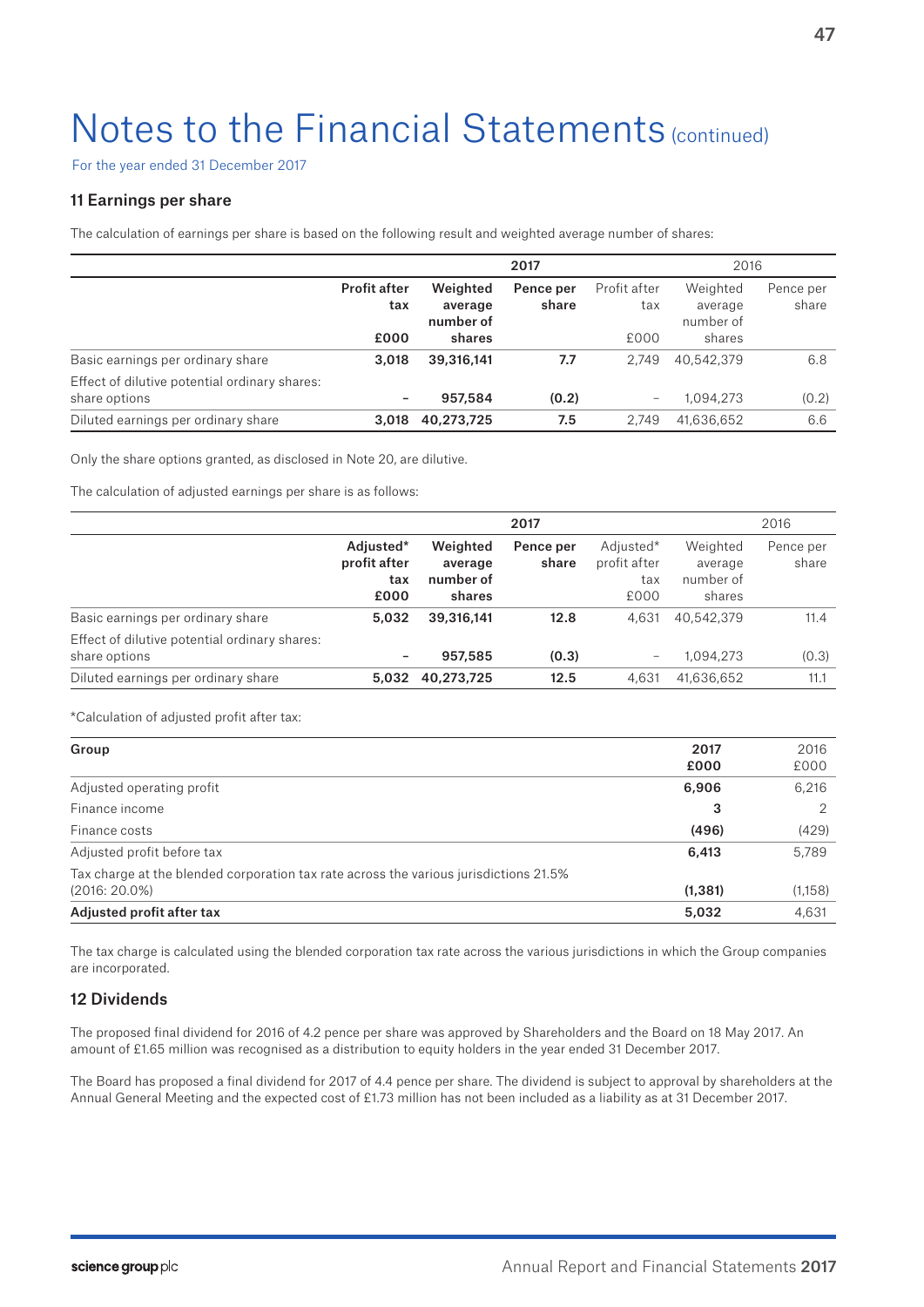# Notes to the Financial Statements (continued)

For the year ended 31 December 2017

### 11 Earnings per share

The calculation of earnings per share is based on the following result and weighted average number of shares:

| | 2017 | | | 2016 | | |
|---|---|---|---|---|---|---|
| | **Profit after tax £000** | **Weighted average number of shares** | **Pence per share** | Profit after tax £000 | Weighted average number of shares | Pence per share |
| Basic earnings per ordinary share | **3,018** | **39,316,141** | **7.7** | 2,749 | 40,542,379 | 6.8 |
| Effect of dilutive potential ordinary shares: share options | **–** | **957,584** | **(0.2)** | – | 1,094,273 | (0.2) |
| Diluted earnings per ordinary share | **3,018** | **40,273,725** | **7.5** | 2,749 | 41,636,652 | 6.6 |

Only the share options granted, as disclosed in Note 20, are dilutive.

The calculation of adjusted earnings per share is as follows:

| | 2017 | | | 2016 | | |
|---|---|---|---|---|---|---|
| | **Adjusted* profit after tax £000** | **Weighted average number of shares** | **Pence per share** | Adjusted* profit after tax £000 | Weighted average number of shares | Pence per share |
| Basic earnings per ordinary share | **5,032** | **39,316,141** | **12.8** | 4,631 | 40,542,379 | 11.4 |
| Effect of dilutive potential ordinary shares: share options | **–** | **957,585** | **(0.3)** | – | 1,094,273 | (0.3) |
| Diluted earnings per ordinary share | **5,032** | **40,273,725** | **12.5** | 4,631 | 41,636,652 | 11.1 |

*Calculation of adjusted profit after tax:

| Group | **2017 £000** | 2016 £000 |
|---|---|---|
| Adjusted operating profit | **6,906** | 6,216 |
| Finance income | **3** | 2 |
| Finance costs | **(496)** | (429) |
| Adjusted profit before tax | **6,413** | 5,789 |
| Tax charge at the blended corporation tax rate across the various jurisdictions 21.5% (2016: 20.0%) | **(1,381)** | (1,158) |
| **Adjusted profit after tax** | **5,032** | 4,631 |

The tax charge is calculated using the blended corporation tax rate across the various jurisdictions in which the Group companies are incorporated.

### 12 Dividends

The proposed final dividend for 2016 of 4.2 pence per share was approved by Shareholders and the Board on 18 May 2017. An amount of £1.65 million was recognised as a distribution to equity holders in the year ended 31 December 2017.

The Board has proposed a final dividend for 2017 of 4.4 pence per share. The dividend is subject to approval by shareholders at the Annual General Meeting and the expected cost of £1.73 million has not been included as a liability as at 31 December 2017.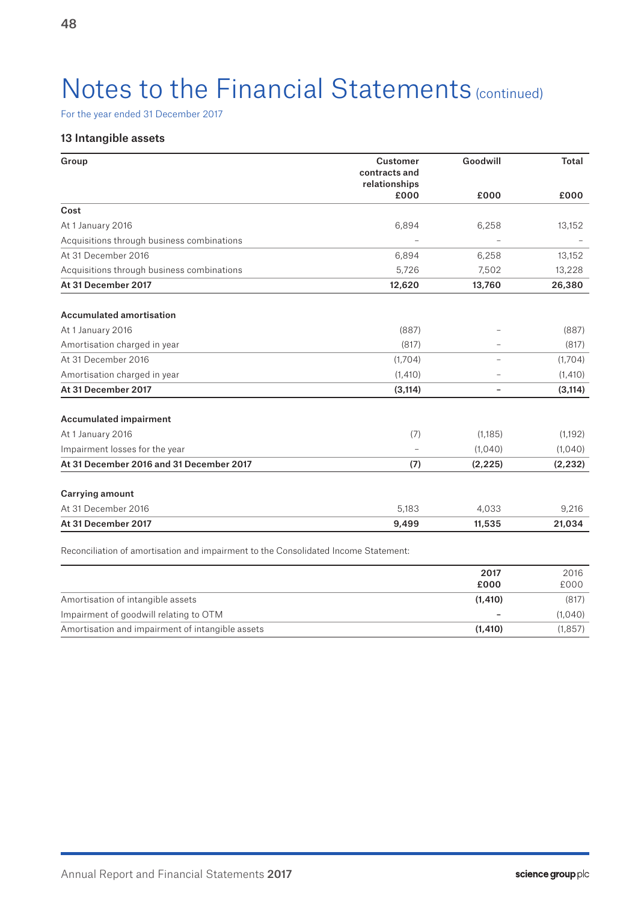# Notes to the Financial Statements (continued)

For the year ended 31 December 2017

### 13 Intangible assets

| Group | Customer contracts and relationships £000 | Goodwill £000 | Total £000 |
|---|---|---|---|
| **Cost** | | | |
| At 1 January 2016 | 6,894 | 6,258 | 13,152 |
| Acquisitions through business combinations | – | – | – |
| At 31 December 2016 | 6,894 | 6,258 | 13,152 |
| Acquisitions through business combinations | 5,726 | 7,502 | 13,228 |
| **At 31 December 2017** | **12,620** | **13,760** | **26,380** |
| | | | |
| **Accumulated amortisation** | | | |
| At 1 January 2016 | (887) | – | (887) |
| Amortisation charged in year | (817) | – | (817) |
| At 31 December 2016 | (1,704) | – | (1,704) |
| Amortisation charged in year | (1,410) | – | (1,410) |
| **At 31 December 2017** | **(3,114)** | **–** | **(3,114)** |
| | | | |
| **Accumulated impairment** | | | |
| At 1 January 2016 | (7) | (1,185) | (1,192) |
| Impairment losses for the year | – | (1,040) | (1,040) |
| **At 31 December 2016 and 31 December 2017** | **(7)** | **(2,225)** | **(2,232)** |
| | | | |
| **Carrying amount** | | | |
| At 31 December 2016 | 5,183 | 4,033 | 9,216 |
| **At 31 December 2017** | **9,499** | **11,535** | **21,034** |

Reconciliation of amortisation and impairment to the Consolidated Income Statement:

| | **2017 £000** | 2016 £000 |
|---|---|---|
| Amortisation of intangible assets | **(1,410)** | (817) |
| Impairment of goodwill relating to OTM | **–** | (1,040) |
| Amortisation and impairment of intangible assets | **(1,410)** | (1,857) |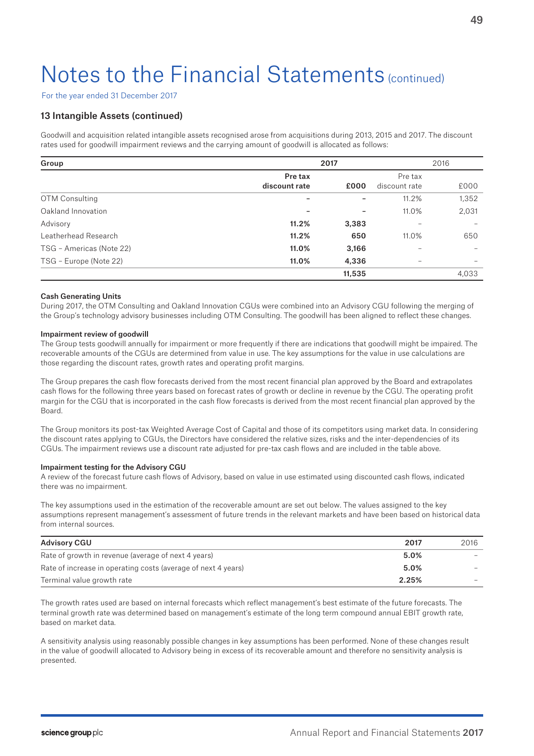# Notes to the Financial Statements (continued)

For the year ended 31 December 2017

## 13 Intangible Assets (continued)

Goodwill and acquisition related intangible assets recognised arose from acquisitions during 2013, 2015 and 2017. The discount rates used for goodwill impairment reviews and the carrying amount of goodwill is allocated as follows:

| Group | 2017 | | 2016 | |
|---|---|---|---|---|
| | **Pre tax discount rate** | **£000** | Pre tax discount rate | £000 |
| OTM Consulting | – | – | 11.2% | 1,352 |
| Oakland Innovation | – | – | 11.0% | 2,031 |
| Advisory | **11.2%** | **3,383** | – | – |
| Leatherhead Research | **11.2%** | **650** | 11.0% | 650 |
| TSG – Americas (Note 22) | **11.0%** | **3,166** | – | – |
| TSG – Europe (Note 22) | **11.0%** | **4,336** | – | – |
| | | **11,535** | | 4,033 |

#### Cash Generating Units

During 2017, the OTM Consulting and Oakland Innovation CGUs were combined into an Advisory CGU following the merging of the Group's technology advisory businesses including OTM Consulting. The goodwill has been aligned to reflect these changes.

#### Impairment review of goodwill

The Group tests goodwill annually for impairment or more frequently if there are indications that goodwill might be impaired. The recoverable amounts of the CGUs are determined from value in use. The key assumptions for the value in use calculations are those regarding the discount rates, growth rates and operating profit margins.

The Group prepares the cash flow forecasts derived from the most recent financial plan approved by the Board and extrapolates cash flows for the following three years based on forecast rates of growth or decline in revenue by the CGU. The operating profit margin for the CGU that is incorporated in the cash flow forecasts is derived from the most recent financial plan approved by the Board.

The Group monitors its post-tax Weighted Average Cost of Capital and those of its competitors using market data. In considering the discount rates applying to CGUs, the Directors have considered the relative sizes, risks and the inter-dependencies of its CGUs. The impairment reviews use a discount rate adjusted for pre-tax cash flows and are included in the table above.

#### Impairment testing for the Advisory CGU

A review of the forecast future cash flows of Advisory, based on value in use estimated using discounted cash flows, indicated there was no impairment.

The key assumptions used in the estimation of the recoverable amount are set out below. The values assigned to the key assumptions represent management's assessment of future trends in the relevant markets and have been based on historical data from internal sources.

| Advisory CGU | 2017 | 2016 |
|---|---|---|
| Rate of growth in revenue (average of next 4 years) | **5.0%** | – |
| Rate of increase in operating costs (average of next 4 years) | **5.0%** | – |
| Terminal value growth rate | **2.25%** | – |

The growth rates used are based on internal forecasts which reflect management's best estimate of the future forecasts. The terminal growth rate was determined based on management's estimate of the long term compound annual EBIT growth rate, based on market data.

A sensitivity analysis using reasonably possible changes in key assumptions has been performed. None of these changes result in the value of goodwill allocated to Advisory being in excess of its recoverable amount and therefore no sensitivity analysis is presented.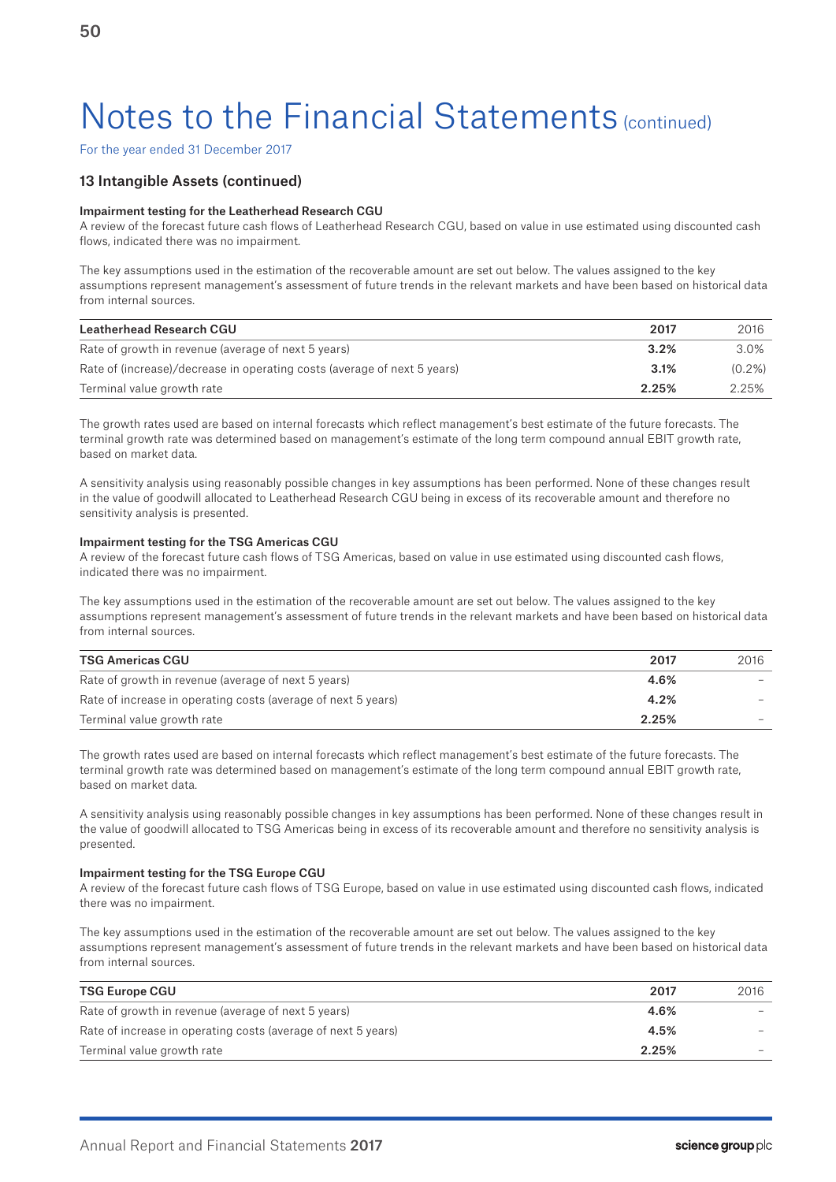# Notes to the Financial Statements (continued)

For the year ended 31 December 2017

## 13 Intangible Assets (continued)

### Impairment testing for the Leatherhead Research CGU

A review of the forecast future cash flows of Leatherhead Research CGU, based on value in use estimated using discounted cash flows, indicated there was no impairment.

The key assumptions used in the estimation of the recoverable amount are set out below. The values assigned to the key assumptions represent management's assessment of future trends in the relevant markets and have been based on historical data from internal sources.

| Leatherhead Research CGU | 2017 | 2016 |
|---|---|---|
| Rate of growth in revenue (average of next 5 years) | **3.2%** | 3.0% |
| Rate of (increase)/decrease in operating costs (average of next 5 years) | **3.1%** | (0.2%) |
| Terminal value growth rate | **2.25%** | 2.25% |

The growth rates used are based on internal forecasts which reflect management's best estimate of the future forecasts. The terminal growth rate was determined based on management's estimate of the long term compound annual EBIT growth rate, based on market data.

A sensitivity analysis using reasonably possible changes in key assumptions has been performed. None of these changes result in the value of goodwill allocated to Leatherhead Research CGU being in excess of its recoverable amount and therefore no sensitivity analysis is presented.

### Impairment testing for the TSG Americas CGU

A review of the forecast future cash flows of TSG Americas, based on value in use estimated using discounted cash flows, indicated there was no impairment.

The key assumptions used in the estimation of the recoverable amount are set out below. The values assigned to the key assumptions represent management's assessment of future trends in the relevant markets and have been based on historical data from internal sources.

| TSG Americas CGU | 2017 | 2016 |
|---|---|---|
| Rate of growth in revenue (average of next 5 years) | **4.6%** | – |
| Rate of increase in operating costs (average of next 5 years) | **4.2%** | – |
| Terminal value growth rate | **2.25%** | – |

The growth rates used are based on internal forecasts which reflect management's best estimate of the future forecasts. The terminal growth rate was determined based on management's estimate of the long term compound annual EBIT growth rate, based on market data.

A sensitivity analysis using reasonably possible changes in key assumptions has been performed. None of these changes result in the value of goodwill allocated to TSG Americas being in excess of its recoverable amount and therefore no sensitivity analysis is presented.

### Impairment testing for the TSG Europe CGU

A review of the forecast future cash flows of TSG Europe, based on value in use estimated using discounted cash flows, indicated there was no impairment.

The key assumptions used in the estimation of the recoverable amount are set out below. The values assigned to the key assumptions represent management's assessment of future trends in the relevant markets and have been based on historical data from internal sources.

| TSG Europe CGU | 2017 | 2016 |
|---|---|---|
| Rate of growth in revenue (average of next 5 years) | **4.6%** | – |
| Rate of increase in operating costs (average of next 5 years) | **4.5%** | – |
| Terminal value growth rate | **2.25%** | – |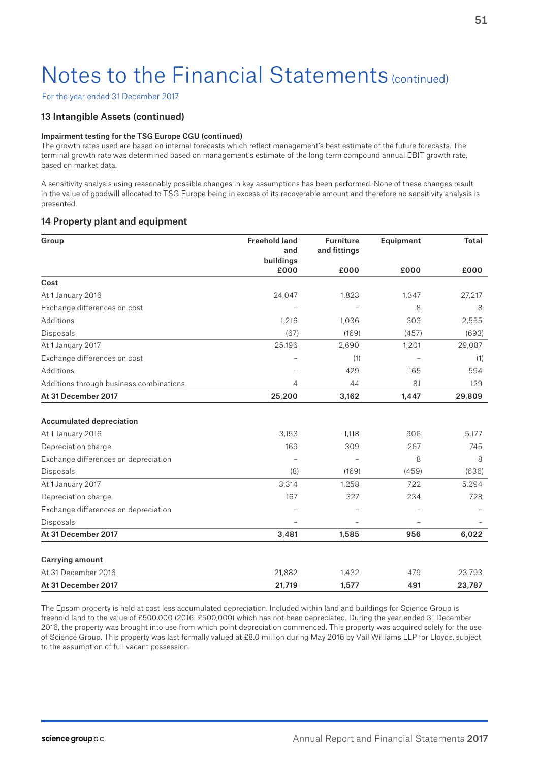# Notes to the Financial Statements (continued)

For the year ended 31 December 2017

## 13 Intangible Assets (continued)

**Impairment testing for the TSG Europe CGU (continued)**

The growth rates used are based on internal forecasts which reflect management's best estimate of the future forecasts. The terminal growth rate was determined based on management's estimate of the long term compound annual EBIT growth rate, based on market data.

A sensitivity analysis using reasonably possible changes in key assumptions has been performed. None of these changes result in the value of goodwill allocated to TSG Europe being in excess of its recoverable amount and therefore no sensitivity analysis is presented.

## 14 Property plant and equipment

| Group | Freehold land and buildings £000 | Furniture and fittings £000 | Equipment £000 | Total £000 |
|---|---|---|---|---|
| **Cost** | | | | |
| At 1 January 2016 | 24,047 | 1,823 | 1,347 | 27,217 |
| Exchange differences on cost | – | – | 8 | 8 |
| Additions | 1,216 | 1,036 | 303 | 2,555 |
| Disposals | (67) | (169) | (457) | (693) |
| At 1 January 2017 | 25,196 | 2,690 | 1,201 | 29,087 |
| Exchange differences on cost | – | (1) | – | (1) |
| Additions | – | 429 | 165 | 594 |
| Additions through business combinations | 4 | 44 | 81 | 129 |
| **At 31 December 2017** | **25,200** | **3,162** | **1,447** | **29,809** |
| | | | | |
| **Accumulated depreciation** | | | | |
| At 1 January 2016 | 3,153 | 1,118 | 906 | 5,177 |
| Depreciation charge | 169 | 309 | 267 | 745 |
| Exchange differences on depreciation | – | – | 8 | 8 |
| Disposals | (8) | (169) | (459) | (636) |
| At 1 January 2017 | 3,314 | 1,258 | 722 | 5,294 |
| Depreciation charge | 167 | 327 | 234 | 728 |
| Exchange differences on depreciation | – | – | – | – |
| Disposals | – | – | – | – |
| **At 31 December 2017** | **3,481** | **1,585** | **956** | **6,022** |
| | | | | |
| **Carrying amount** | | | | |
| At 31 December 2016 | 21,882 | 1,432 | 479 | 23,793 |
| **At 31 December 2017** | **21,719** | **1,577** | **491** | **23,787** |

The Epsom property is held at cost less accumulated depreciation. Included within land and buildings for Science Group is freehold land to the value of £500,000 (2016: £500,000) which has not been depreciated. During the year ended 31 December 2016, the property was brought into use from which point depreciation commenced. This property was acquired solely for the use of Science Group. This property was last formally valued at £8.0 million during May 2016 by Vail Williams LLP for Lloyds, subject to the assumption of full vacant possession.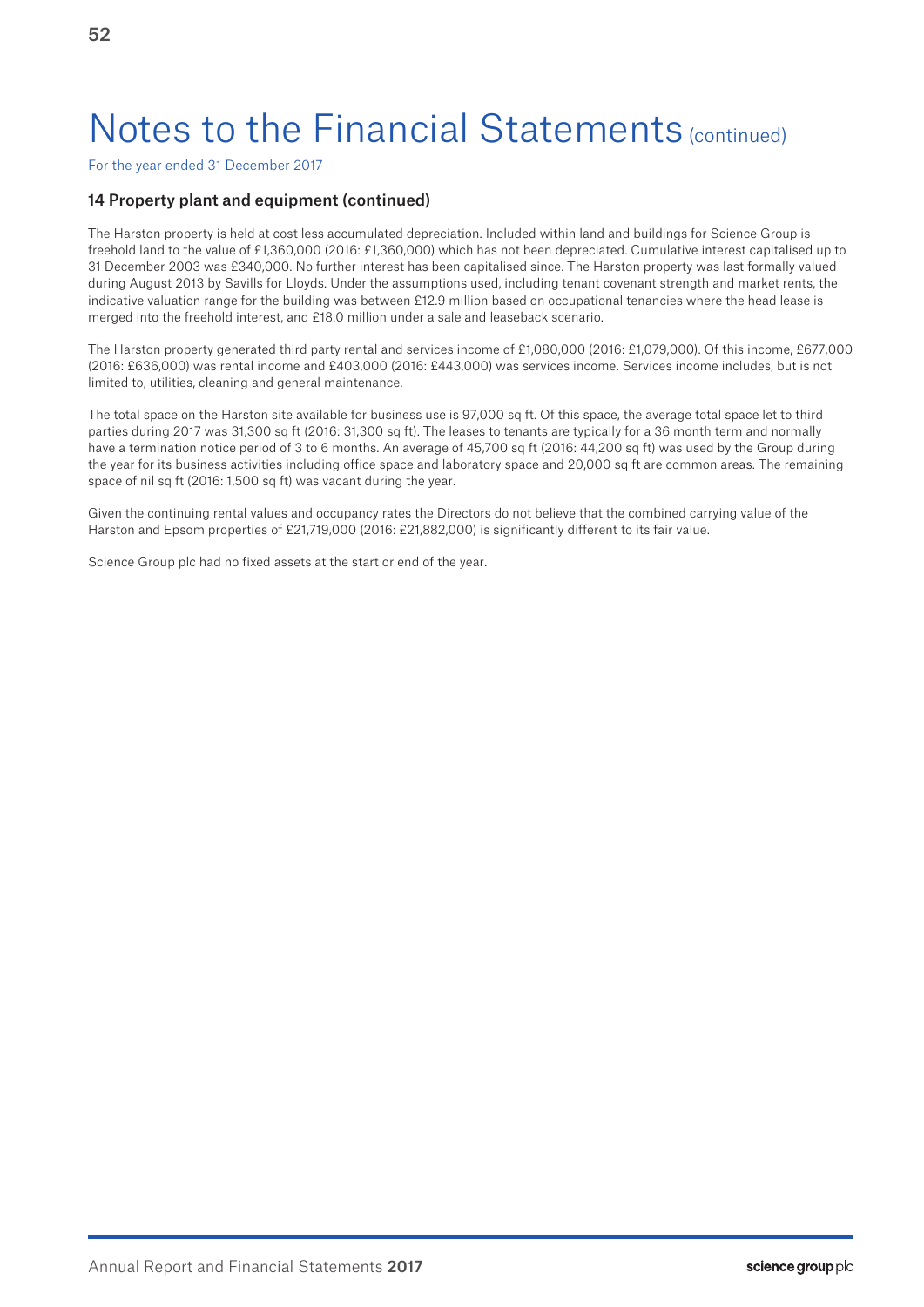# Notes to the Financial Statements (continued)

For the year ended 31 December 2017

### 14 Property plant and equipment (continued)

The Harston property is held at cost less accumulated depreciation. Included within land and buildings for Science Group is freehold land to the value of £1,360,000 (2016: £1,360,000) which has not been depreciated. Cumulative interest capitalised up to 31 December 2003 was £340,000. No further interest has been capitalised since. The Harston property was last formally valued during August 2013 by Savills for Lloyds. Under the assumptions used, including tenant covenant strength and market rents, the indicative valuation range for the building was between £12.9 million based on occupational tenancies where the head lease is merged into the freehold interest, and £18.0 million under a sale and leaseback scenario.

The Harston property generated third party rental and services income of £1,080,000 (2016: £1,079,000). Of this income, £677,000 (2016: £636,000) was rental income and £403,000 (2016: £443,000) was services income. Services income includes, but is not limited to, utilities, cleaning and general maintenance.

The total space on the Harston site available for business use is 97,000 sq ft. Of this space, the average total space let to third parties during 2017 was 31,300 sq ft (2016: 31,300 sq ft). The leases to tenants are typically for a 36 month term and normally have a termination notice period of 3 to 6 months. An average of 45,700 sq ft (2016: 44,200 sq ft) was used by the Group during the year for its business activities including office space and laboratory space and 20,000 sq ft are common areas. The remaining space of nil sq ft (2016: 1,500 sq ft) was vacant during the year.

Given the continuing rental values and occupancy rates the Directors do not believe that the combined carrying value of the Harston and Epsom properties of £21,719,000 (2016: £21,882,000) is significantly different to its fair value.

Science Group plc had no fixed assets at the start or end of the year.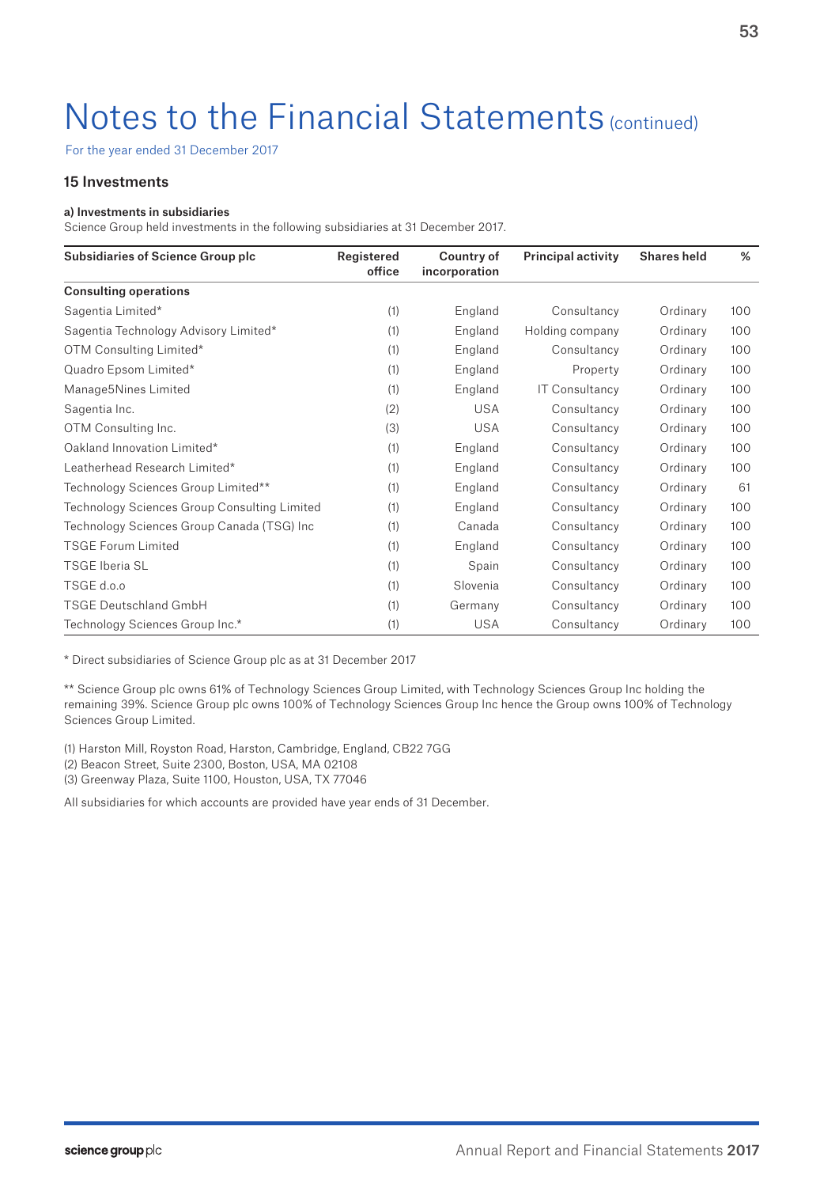# Notes to the Financial Statements (continued)

For the year ended 31 December 2017

### 15 Investments

**a) Investments in subsidiaries**

Science Group held investments in the following subsidiaries at 31 December 2017.

| Subsidiaries of Science Group plc | Registered office | Country of incorporation | Principal activity | Shares held | % |
|---|---|---|---|---|---|
| **Consulting operations** | | | | | |
| Sagentia Limited* | (1) | England | Consultancy | Ordinary | 100 |
| Sagentia Technology Advisory Limited* | (1) | England | Holding company | Ordinary | 100 |
| OTM Consulting Limited* | (1) | England | Consultancy | Ordinary | 100 |
| Quadro Epsom Limited* | (1) | England | Property | Ordinary | 100 |
| Manage5Nines Limited | (1) | England | IT Consultancy | Ordinary | 100 |
| Sagentia Inc. | (2) | USA | Consultancy | Ordinary | 100 |
| OTM Consulting Inc. | (3) | USA | Consultancy | Ordinary | 100 |
| Oakland Innovation Limited* | (1) | England | Consultancy | Ordinary | 100 |
| Leatherhead Research Limited* | (1) | England | Consultancy | Ordinary | 100 |
| Technology Sciences Group Limited** | (1) | England | Consultancy | Ordinary | 61 |
| Technology Sciences Group Consulting Limited | (1) | England | Consultancy | Ordinary | 100 |
| Technology Sciences Group Canada (TSG) Inc | (1) | Canada | Consultancy | Ordinary | 100 |
| TSGE Forum Limited | (1) | England | Consultancy | Ordinary | 100 |
| TSGE Iberia SL | (1) | Spain | Consultancy | Ordinary | 100 |
| TSGE d.o.o | (1) | Slovenia | Consultancy | Ordinary | 100 |
| TSGE Deutschland GmbH | (1) | Germany | Consultancy | Ordinary | 100 |
| Technology Sciences Group Inc.* | (1) | USA | Consultancy | Ordinary | 100 |

* Direct subsidiaries of Science Group plc as at 31 December 2017

** Science Group plc owns 61% of Technology Sciences Group Limited, with Technology Sciences Group Inc holding the remaining 39%. Science Group plc owns 100% of Technology Sciences Group Inc hence the Group owns 100% of Technology Sciences Group Limited.

(1) Harston Mill, Royston Road, Harston, Cambridge, England, CB22 7GG
(2) Beacon Street, Suite 2300, Boston, USA, MA 02108
(3) Greenway Plaza, Suite 1100, Houston, USA, TX 77046

All subsidiaries for which accounts are provided have year ends of 31 December.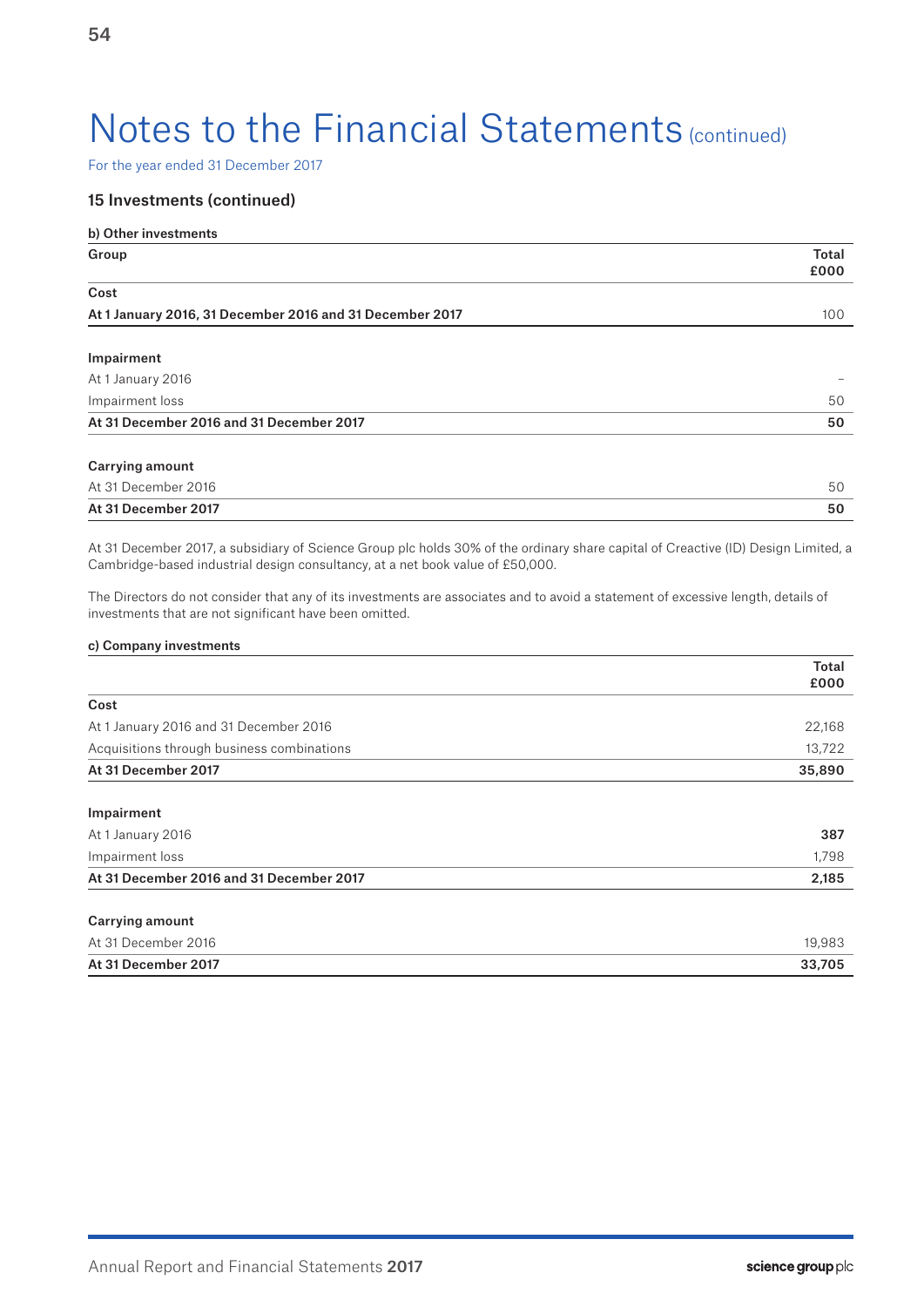# Notes to the Financial Statements (continued)

For the year ended 31 December 2017

## 15 Investments (continued)

### b) Other investments

| Group | Total £000 |
|---|---|
| **Cost** | |
| **At 1 January 2016, 31 December 2016 and 31 December 2017** | 100 |
| | |
| **Impairment** | |
| At 1 January 2016 | – |
| Impairment loss | 50 |
| **At 31 December 2016 and 31 December 2017** | **50** |
| | |
| **Carrying amount** | |
| At 31 December 2016 | 50 |
| **At 31 December 2017** | **50** |

At 31 December 2017, a subsidiary of Science Group plc holds 30% of the ordinary share capital of Creactive (ID) Design Limited, a Cambridge-based industrial design consultancy, at a net book value of £50,000.

The Directors do not consider that any of its investments are associates and to avoid a statement of excessive length, details of investments that are not significant have been omitted.

### c) Company investments

| | Total £000 |
|---|---|
| **Cost** | |
| At 1 January 2016 and 31 December 2016 | 22,168 |
| Acquisitions through business combinations | 13,722 |
| **At 31 December 2017** | **35,890** |
| | |
| **Impairment** | |
| At 1 January 2016 | **387** |
| Impairment loss | 1,798 |
| **At 31 December 2016 and 31 December 2017** | **2,185** |
| | |
| **Carrying amount** | |
| At 31 December 2016 | 19,983 |
| **At 31 December 2017** | **33,705** |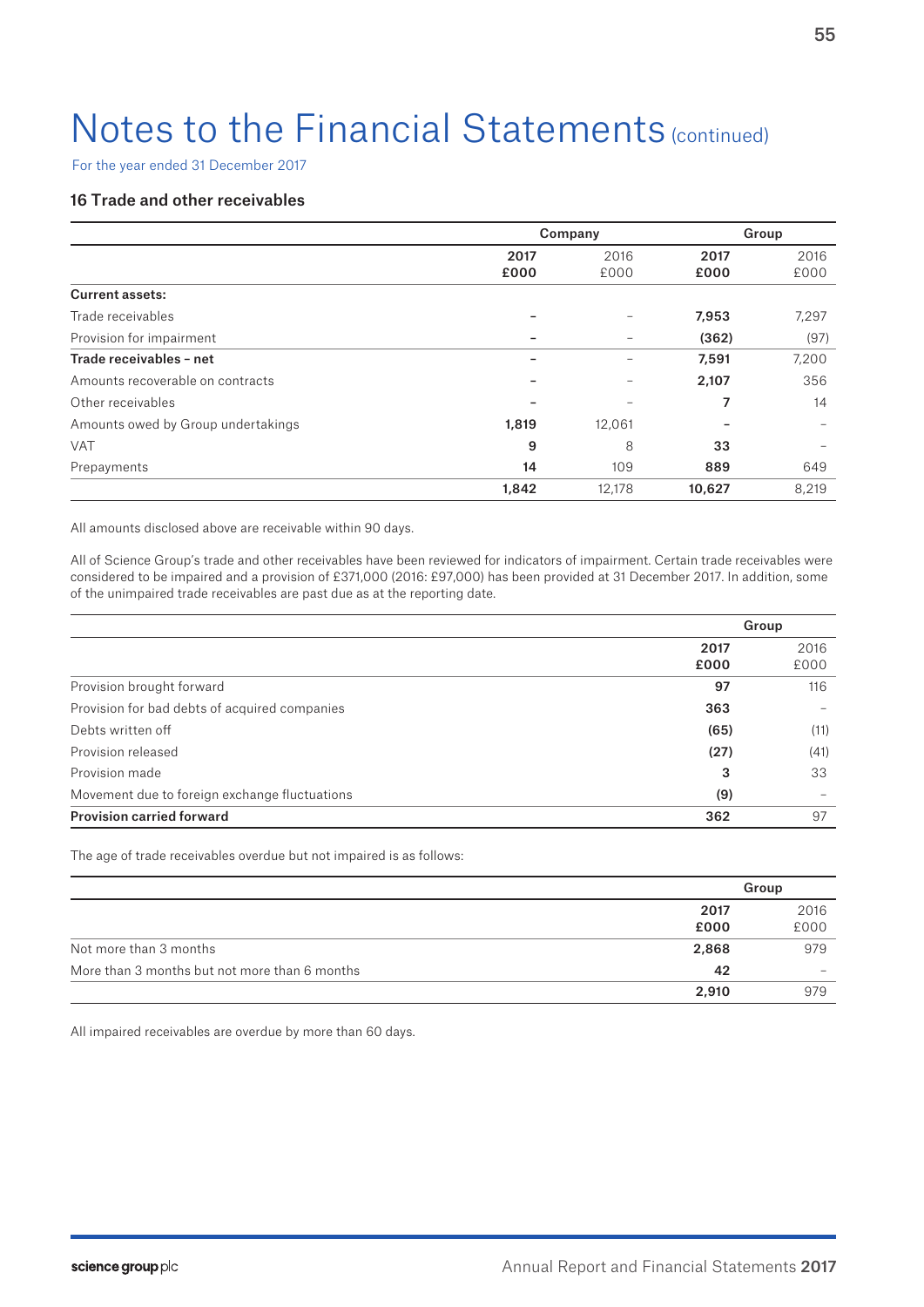# Notes to the Financial Statements (continued)

For the year ended 31 December 2017

### 16 Trade and other receivables

| | Company | | Group | |
|---|---|---|---|---|
| | **2017 £000** | 2016 £000 | **2017 £000** | 2016 £000 |
| **Current assets:** | | | | |
| Trade receivables | **–** | – | **7,953** | 7,297 |
| Provision for impairment | **–** | – | **(362)** | (97) |
| **Trade receivables – net** | **–** | – | **7,591** | 7,200 |
| Amounts recoverable on contracts | **–** | – | **2,107** | 356 |
| Other receivables | **–** | – | **7** | 14 |
| Amounts owed by Group undertakings | **1,819** | 12,061 | **–** | – |
| VAT | **9** | 8 | **33** | – |
| Prepayments | **14** | 109 | **889** | 649 |
| | **1,842** | 12,178 | **10,627** | 8,219 |

All amounts disclosed above are receivable within 90 days.

All of Science Group's trade and other receivables have been reviewed for indicators of impairment. Certain trade receivables were considered to be impaired and a provision of £371,000 (2016: £97,000) has been provided at 31 December 2017. In addition, some of the unimpaired trade receivables are past due as at the reporting date.

| | Group | |
|---|---|---|
| | **2017 £000** | 2016 £000 |
| Provision brought forward | **97** | 116 |
| Provision for bad debts of acquired companies | **363** | – |
| Debts written off | **(65)** | (11) |
| Provision released | **(27)** | (41) |
| Provision made | **3** | 33 |
| Movement due to foreign exchange fluctuations | **(9)** | – |
| **Provision carried forward** | **362** | 97 |

The age of trade receivables overdue but not impaired is as follows:

| | Group | |
|---|---|---|
| | **2017 £000** | 2016 £000 |
| Not more than 3 months | **2,868** | 979 |
| More than 3 months but not more than 6 months | **42** | – |
| | **2,910** | 979 |

All impaired receivables are overdue by more than 60 days.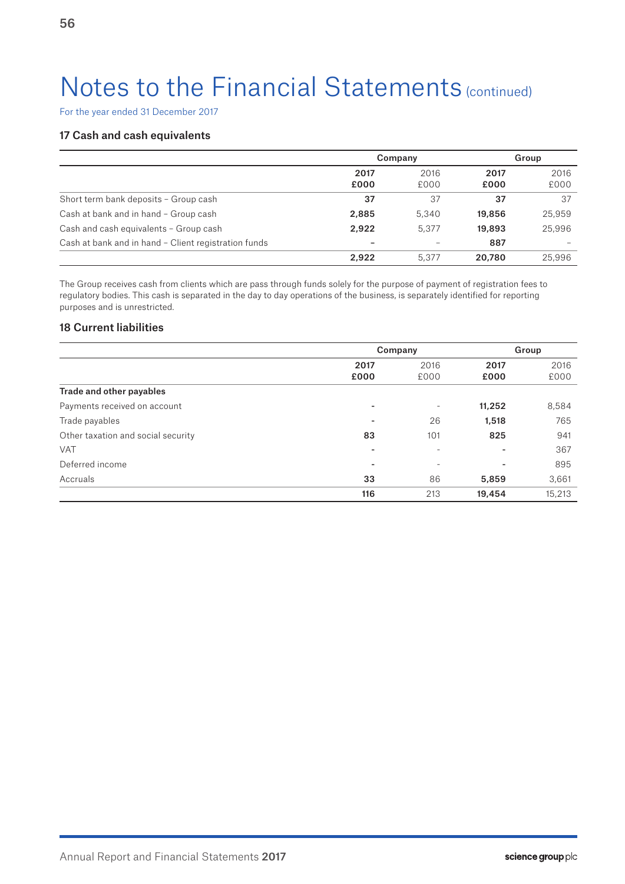# Notes to the Financial Statements (continued)

For the year ended 31 December 2017

### 17 Cash and cash equivalents

| | Company | | Group | |
|---|---|---|---|---|
| | **2017 £000** | 2016 £000 | **2017 £000** | 2016 £000 |
| Short term bank deposits – Group cash | **37** | 37 | **37** | 37 |
| Cash at bank and in hand – Group cash | **2,885** | 5,340 | **19,856** | 25,959 |
| Cash and cash equivalents – Group cash | **2,922** | 5,377 | **19,893** | 25,996 |
| Cash at bank and in hand – Client registration funds | **–** | – | **887** | – |
| | **2,922** | 5,377 | **20,780** | 25,996 |

The Group receives cash from clients which are pass through funds solely for the purpose of payment of registration fees to regulatory bodies. This cash is separated in the day to day operations of the business, is separately identified for reporting purposes and is unrestricted.

### 18 Current liabilities

| | Company | | Group | |
|---|---|---|---|---|
| | **2017 £000** | 2016 £000 | **2017 £000** | 2016 £000 |
| **Trade and other payables** | | | | |
| Payments received on account | **–** | – | **11,252** | 8,584 |
| Trade payables | **–** | 26 | **1,518** | 765 |
| Other taxation and social security | **83** | 101 | **825** | 941 |
| VAT | **–** | – | **–** | 367 |
| Deferred income | **–** | – | **–** | 895 |
| Accruals | **33** | 86 | **5,859** | 3,661 |
| | **116** | 213 | **19,454** | 15,213 |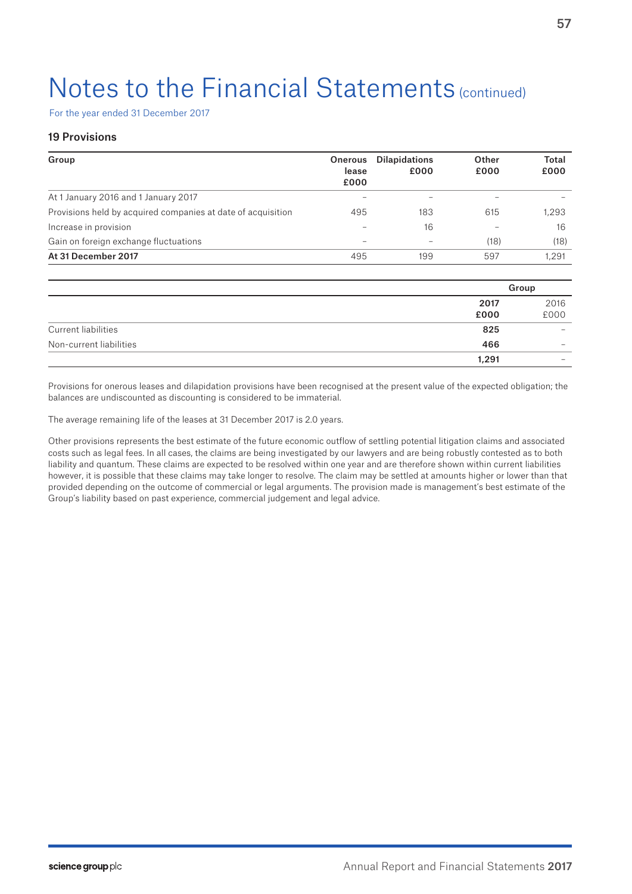# Notes to the Financial Statements (continued)

For the year ended 31 December 2017

## 19 Provisions

| Group | Onerous lease £000 | Dilapidations £000 | Other £000 | Total £000 |
|---|---|---|---|---|
| At 1 January 2016 and 1 January 2017 | – | – | – | – |
| Provisions held by acquired companies at date of acquisition | 495 | 183 | 615 | 1,293 |
| Increase in provision | – | 16 | – | 16 |
| Gain on foreign exchange fluctuations | – | – | (18) | (18) |
| **At 31 December 2017** | 495 | 199 | 597 | 1,291 |

| | Group | |
|---|---|---|
| | **2017 £000** | 2016 £000 |
| Current liabilities | **825** | – |
| Non-current liabilities | **466** | – |
| | **1,291** | – |

Provisions for onerous leases and dilapidation provisions have been recognised at the present value of the expected obligation; the balances are undiscounted as discounting is considered to be immaterial.

The average remaining life of the leases at 31 December 2017 is 2.0 years.

Other provisions represents the best estimate of the future economic outflow of settling potential litigation claims and associated costs such as legal fees. In all cases, the claims are being investigated by our lawyers and are being robustly contested as to both liability and quantum. These claims are expected to be resolved within one year and are therefore shown within current liabilities however, it is possible that these claims may take longer to resolve. The claim may be settled at amounts higher or lower than that provided depending on the outcome of commercial or legal arguments. The provision made is management's best estimate of the Group's liability based on past experience, commercial judgement and legal advice.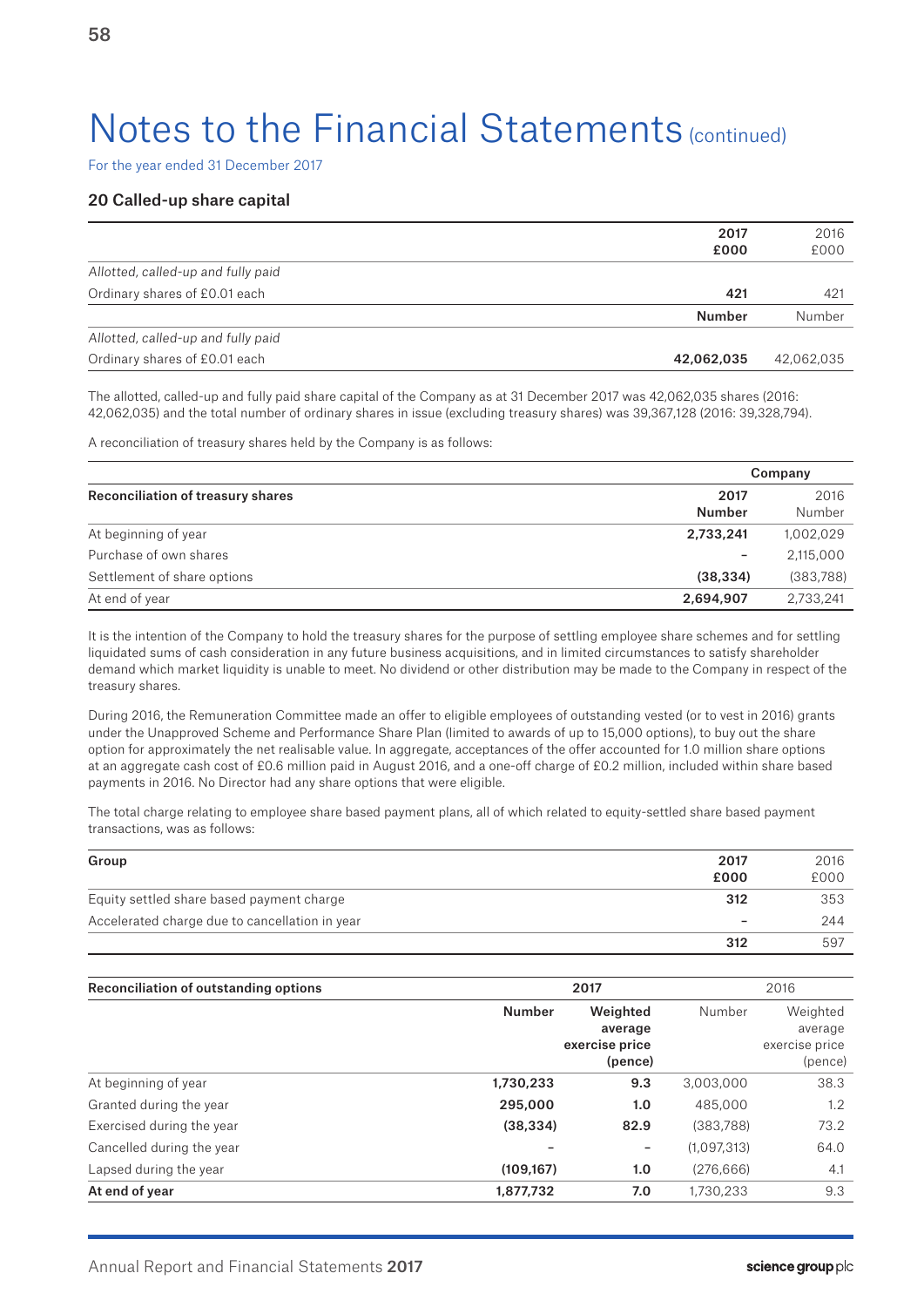# Notes to the Financial Statements (continued)

For the year ended 31 December 2017

## 20 Called-up share capital

| | 2017 £000 | 2016 £000 |
|---|---|---|
| *Allotted, called-up and fully paid* | | |
| Ordinary shares of £0.01 each | **421** | 421 |
| | **Number** | Number |
| *Allotted, called-up and fully paid* | | |
| Ordinary shares of £0.01 each | **42,062,035** | 42,062,035 |

The allotted, called-up and fully paid share capital of the Company as at 31 December 2017 was 42,062,035 shares (2016: 42,062,035) and the total number of ordinary shares in issue (excluding treasury shares) was 39,367,128 (2016: 39,328,794).

A reconciliation of treasury shares held by the Company is as follows:

| | Company | |
|---|---|---|
| **Reconciliation of treasury shares** | **2017 Number** | 2016 Number |
| At beginning of year | **2,733,241** | 1,002,029 |
| Purchase of own shares | **–** | 2,115,000 |
| Settlement of share options | **(38,334)** | (383,788) |
| At end of year | **2,694,907** | 2,733,241 |

It is the intention of the Company to hold the treasury shares for the purpose of settling employee share schemes and for settling liquidated sums of cash consideration in any future business acquisitions, and in limited circumstances to satisfy shareholder demand which market liquidity is unable to meet. No dividend or other distribution may be made to the Company in respect of the treasury shares.

During 2016, the Remuneration Committee made an offer to eligible employees of outstanding vested (or to vest in 2016) grants under the Unapproved Scheme and Performance Share Plan (limited to awards of up to 15,000 options), to buy out the share option for approximately the net realisable value. In aggregate, acceptances of the offer accounted for 1.0 million share options at an aggregate cash cost of £0.6 million paid in August 2016, and a one-off charge of £0.2 million, included within share based payments in 2016. No Director had any share options that were eligible.

The total charge relating to employee share based payment plans, all of which related to equity-settled share based payment transactions, was as follows:

| Group | 2017 £000 | 2016 £000 |
|---|---|---|
| Equity settled share based payment charge | **312** | 353 |
| Accelerated charge due to cancellation in year | **–** | 244 |
| | **312** | 597 |

| Reconciliation of outstanding options | 2017 | | 2016 | |
|---|---|---|---|---|
| | **Number** | **Weighted average exercise price (pence)** | Number | Weighted average exercise price (pence) |
| At beginning of year | **1,730,233** | **9.3** | 3,003,000 | 38.3 |
| Granted during the year | **295,000** | **1.0** | 485,000 | 1.2 |
| Exercised during the year | **(38,334)** | **82.9** | (383,788) | 73.2 |
| Cancelled during the year | **–** | **–** | (1,097,313) | 64.0 |
| Lapsed during the year | **(109,167)** | **1.0** | (276,666) | 4.1 |
| **At end of year** | **1,877,732** | **7.0** | 1,730,233 | 9.3 |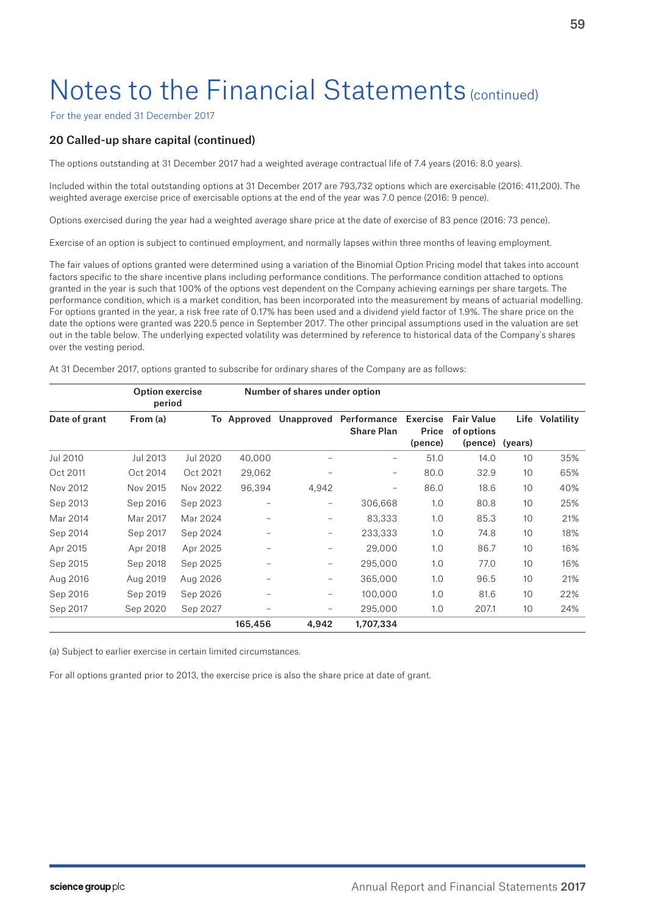# Notes to the Financial Statements (continued)

For the year ended 31 December 2017

### 20 Called-up share capital (continued)

The options outstanding at 31 December 2017 had a weighted average contractual life of 7.4 years (2016: 8.0 years).

Included within the total outstanding options at 31 December 2017 are 793,732 options which are exercisable (2016: 411,200). The weighted average exercise price of exercisable options at the end of the year was 7.0 pence (2016: 9 pence).

Options exercised during the year had a weighted average share price at the date of exercise of 83 pence (2016: 73 pence).

Exercise of an option is subject to continued employment, and normally lapses within three months of leaving employment.

The fair values of options granted were determined using a variation of the Binomial Option Pricing model that takes into account factors specific to the share incentive plans including performance conditions. The performance condition attached to options granted in the year is such that 100% of the options vest dependent on the Company achieving earnings per share targets. The performance condition, which is a market condition, has been incorporated into the measurement by means of actuarial modelling. For options granted in the year, a risk free rate of 0.17% has been used and a dividend yield factor of 1.9%. The share price on the date the options were granted was 220.5 pence in September 2017. The other principal assumptions used in the valuation are set out in the table below. The underlying expected volatility was determined by reference to historical data of the Company's shares over the vesting period.

At 31 December 2017, options granted to subscribe for ordinary shares of the Company are as follows:

| | Option exercise period | | Number of shares under option | | | | | | |
|---|---|---|---|---|---|---|---|---|---|
| Date of grant | From (a) | To | Approved | Unapproved | Performance Share Plan | Exercise Price (pence) | Fair Value of options (pence) | Life (years) | Volatility |
| Jul 2010 | Jul 2013 | Jul 2020 | 40,000 | – | – | 51.0 | 14.0 | 10 | 35% |
| Oct 2011 | Oct 2014 | Oct 2021 | 29,062 | – | – | 80.0 | 32.9 | 10 | 65% |
| Nov 2012 | Nov 2015 | Nov 2022 | 96,394 | 4,942 | – | 86.0 | 18.6 | 10 | 40% |
| Sep 2013 | Sep 2016 | Sep 2023 | – | – | 306,668 | 1.0 | 80.8 | 10 | 25% |
| Mar 2014 | Mar 2017 | Mar 2024 | – | – | 83,333 | 1.0 | 85.3 | 10 | 21% |
| Sep 2014 | Sep 2017 | Sep 2024 | – | – | 233,333 | 1.0 | 74.8 | 10 | 18% |
| Apr 2015 | Apr 2018 | Apr 2025 | – | – | 29,000 | 1.0 | 86.7 | 10 | 16% |
| Sep 2015 | Sep 2018 | Sep 2025 | – | – | 295,000 | 1.0 | 77.0 | 10 | 16% |
| Aug 2016 | Aug 2019 | Aug 2026 | – | – | 365,000 | 1.0 | 96.5 | 10 | 21% |
| Sep 2016 | Sep 2019 | Sep 2026 | – | – | 100,000 | 1.0 | 81.6 | 10 | 22% |
| Sep 2017 | Sep 2020 | Sep 2027 | – | – | 295,000 | 1.0 | 207.1 | 10 | 24% |
| | | | **165,456** | **4,942** | **1,707,334** | | | | |

(a) Subject to earlier exercise in certain limited circumstances.

For all options granted prior to 2013, the exercise price is also the share price at date of grant.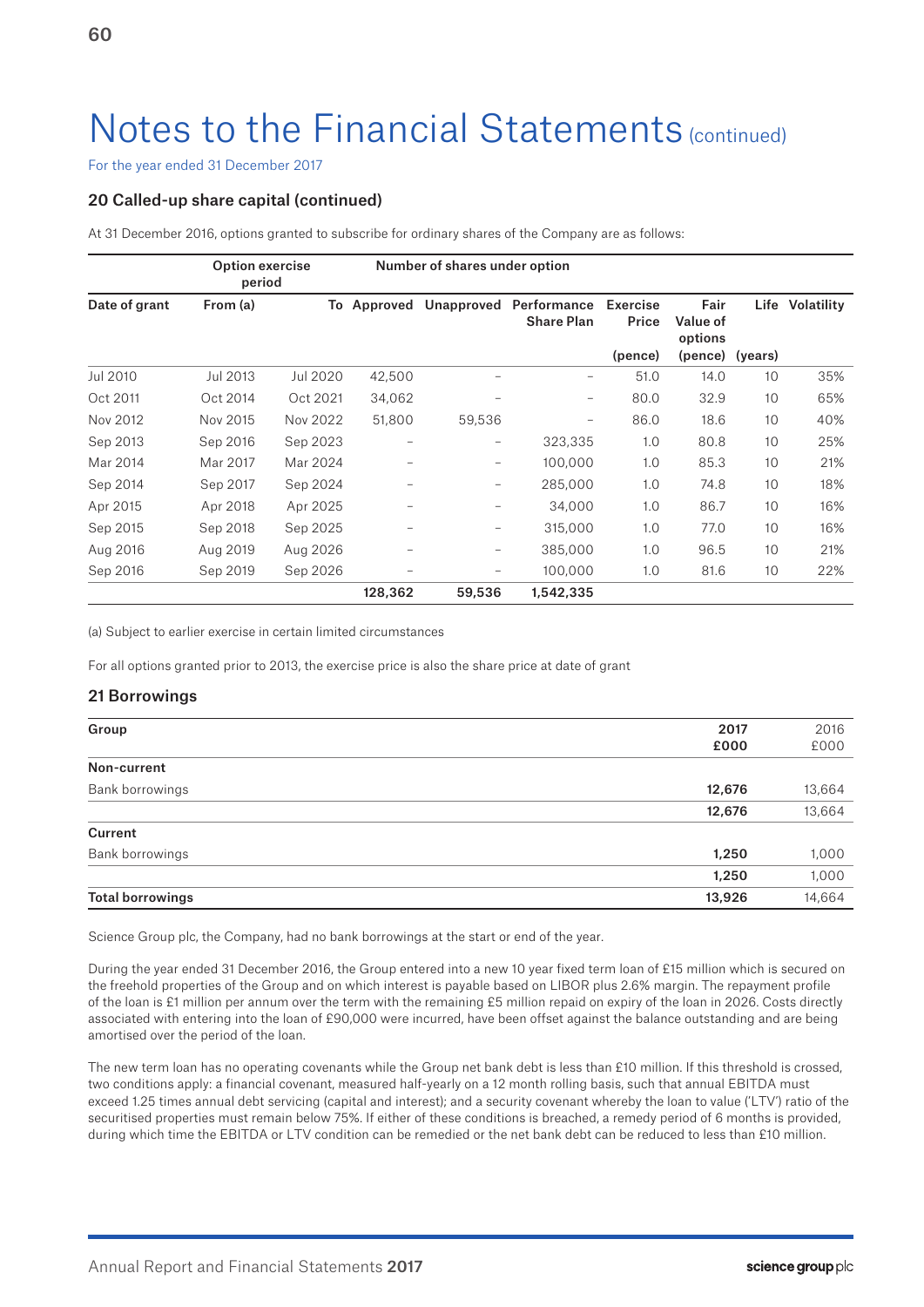# Notes to the Financial Statements (continued)

For the year ended 31 December 2017

### 20 Called-up share capital (continued)

At 31 December 2016, options granted to subscribe for ordinary shares of the Company are as follows:

| | Option exercise period | | Number of shares under option | | | | | | |
|---|---|---|---|---|---|---|---|---|---|
| **Date of grant** | **From (a)** | **To** | **Approved** | **Unapproved** | **Performance Share Plan** | **Exercise Price (pence)** | **Fair Value of options (pence)** | **Life (years)** | **Volatility** |
| Jul 2010 | Jul 2013 | Jul 2020 | 42,500 | – | – | 51.0 | 14.0 | 10 | 35% |
| Oct 2011 | Oct 2014 | Oct 2021 | 34,062 | – | – | 80.0 | 32.9 | 10 | 65% |
| Nov 2012 | Nov 2015 | Nov 2022 | 51,800 | 59,536 | – | 86.0 | 18.6 | 10 | 40% |
| Sep 2013 | Sep 2016 | Sep 2023 | – | – | 323,335 | 1.0 | 80.8 | 10 | 25% |
| Mar 2014 | Mar 2017 | Mar 2024 | – | – | 100,000 | 1.0 | 85.3 | 10 | 21% |
| Sep 2014 | Sep 2017 | Sep 2024 | – | – | 285,000 | 1.0 | 74.8 | 10 | 18% |
| Apr 2015 | Apr 2018 | Apr 2025 | – | – | 34,000 | 1.0 | 86.7 | 10 | 16% |
| Sep 2015 | Sep 2018 | Sep 2025 | – | – | 315,000 | 1.0 | 77.0 | 10 | 16% |
| Aug 2016 | Aug 2019 | Aug 2026 | – | – | 385,000 | 1.0 | 96.5 | 10 | 21% |
| Sep 2016 | Sep 2019 | Sep 2026 | – | – | 100,000 | 1.0 | 81.6 | 10 | 22% |
| | | | **128,362** | **59,536** | **1,542,335** | | | | |

(a) Subject to earlier exercise in certain limited circumstances

For all options granted prior to 2013, the exercise price is also the share price at date of grant

### 21 Borrowings

| Group | 2017 £000 | 2016 £000 |
|---|---|---|
| **Non-current** | | |
| Bank borrowings | **12,676** | 13,664 |
| | **12,676** | 13,664 |
| **Current** | | |
| Bank borrowings | **1,250** | 1,000 |
| | **1,250** | 1,000 |
| **Total borrowings** | **13,926** | 14,664 |

Science Group plc, the Company, had no bank borrowings at the start or end of the year.

During the year ended 31 December 2016, the Group entered into a new 10 year fixed term loan of £15 million which is secured on the freehold properties of the Group and on which interest is payable based on LIBOR plus 2.6% margin. The repayment profile of the loan is £1 million per annum over the term with the remaining £5 million repaid on expiry of the loan in 2026. Costs directly associated with entering into the loan of £90,000 were incurred, have been offset against the balance outstanding and are being amortised over the period of the loan.

The new term loan has no operating covenants while the Group net bank debt is less than £10 million. If this threshold is crossed, two conditions apply: a financial covenant, measured half-yearly on a 12 month rolling basis, such that annual EBITDA must exceed 1.25 times annual debt servicing (capital and interest); and a security covenant whereby the loan to value ('LTV') ratio of the securitised properties must remain below 75%. If either of these conditions is breached, a remedy period of 6 months is provided, during which time the EBITDA or LTV condition can be remedied or the net bank debt can be reduced to less than £10 million.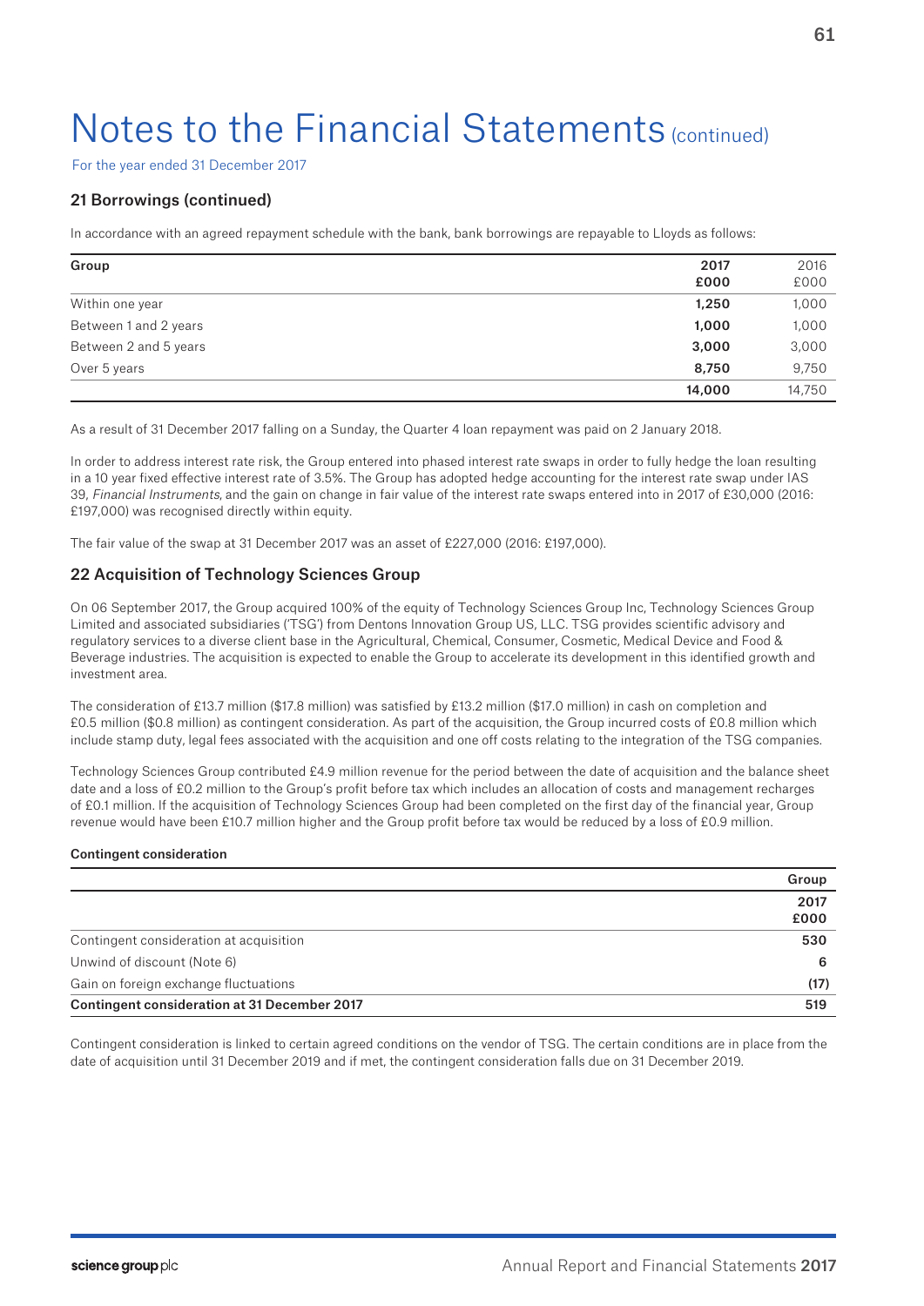# Notes to the Financial Statements (continued)

For the year ended 31 December 2017

## 21 Borrowings (continued)

In accordance with an agreed repayment schedule with the bank, bank borrowings are repayable to Lloyds as follows:

| Group | 2017 £000 | 2016 £000 |
|---|---|---|
| Within one year | **1,250** | 1,000 |
| Between 1 and 2 years | **1,000** | 1,000 |
| Between 2 and 5 years | **3,000** | 3,000 |
| Over 5 years | **8,750** | 9,750 |
| | **14,000** | 14,750 |

As a result of 31 December 2017 falling on a Sunday, the Quarter 4 loan repayment was paid on 2 January 2018.

In order to address interest rate risk, the Group entered into phased interest rate swaps in order to fully hedge the loan resulting in a 10 year fixed effective interest rate of 3.5%. The Group has adopted hedge accounting for the interest rate swap under IAS 39, *Financial Instruments*, and the gain on change in fair value of the interest rate swaps entered into in 2017 of £30,000 (2016: £197,000) was recognised directly within equity.

The fair value of the swap at 31 December 2017 was an asset of £227,000 (2016: £197,000).

## 22 Acquisition of Technology Sciences Group

On 06 September 2017, the Group acquired 100% of the equity of Technology Sciences Group Inc, Technology Sciences Group Limited and associated subsidiaries ('TSG') from Dentons Innovation Group US, LLC. TSG provides scientific advisory and regulatory services to a diverse client base in the Agricultural, Chemical, Consumer, Cosmetic, Medical Device and Food & Beverage industries. The acquisition is expected to enable the Group to accelerate its development in this identified growth and investment area.

The consideration of £13.7 million ($17.8 million) was satisfied by £13.2 million ($17.0 million) in cash on completion and £0.5 million ($0.8 million) as contingent consideration. As part of the acquisition, the Group incurred costs of £0.8 million which include stamp duty, legal fees associated with the acquisition and one off costs relating to the integration of the TSG companies.

Technology Sciences Group contributed £4.9 million revenue for the period between the date of acquisition and the balance sheet date and a loss of £0.2 million to the Group's profit before tax which includes an allocation of costs and management recharges of £0.1 million. If the acquisition of Technology Sciences Group had been completed on the first day of the financial year, Group revenue would have been £10.7 million higher and the Group profit before tax would be reduced by a loss of £0.9 million.

**Contingent consideration**

| | Group 2017 £000 |
|---|---|
| Contingent consideration at acquisition | **530** |
| Unwind of discount (Note 6) | **6** |
| Gain on foreign exchange fluctuations | **(17)** |
| **Contingent consideration at 31 December 2017** | **519** |

Contingent consideration is linked to certain agreed conditions on the vendor of TSG. The certain conditions are in place from the date of acquisition until 31 December 2019 and if met, the contingent consideration falls due on 31 December 2019.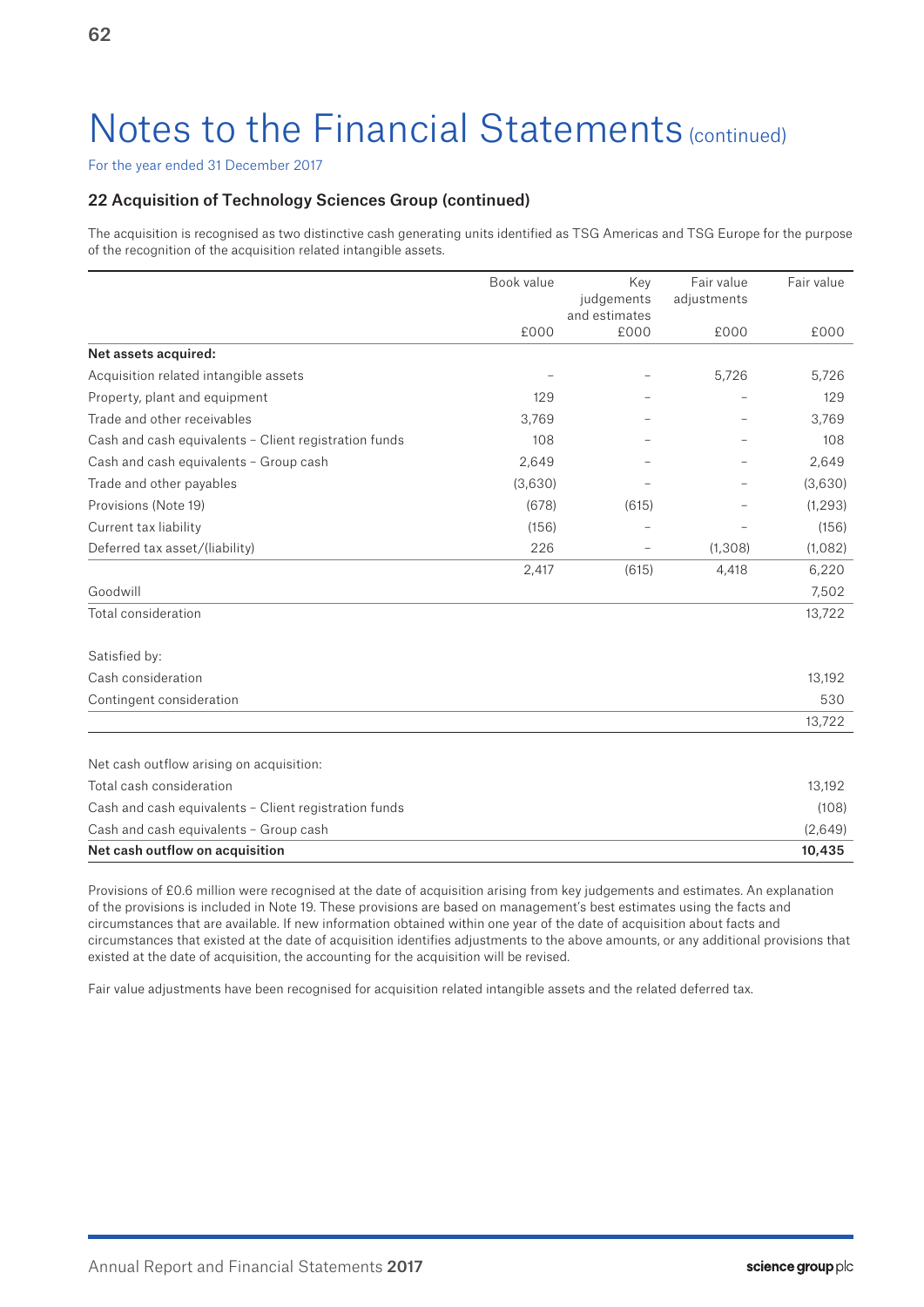# Notes to the Financial Statements (continued)

For the year ended 31 December 2017

## 22 Acquisition of Technology Sciences Group (continued)

The acquisition is recognised as two distinctive cash generating units identified as TSG Americas and TSG Europe for the purpose of the recognition of the acquisition related intangible assets.

| | Book value | Key judgements and estimates | Fair value adjustments | Fair value |
|---|---|---|---|---|
| | £000 | £000 | £000 | £000 |
| **Net assets acquired:** | | | | |
| Acquisition related intangible assets | – | – | 5,726 | 5,726 |
| Property, plant and equipment | 129 | – | – | 129 |
| Trade and other receivables | 3,769 | – | – | 3,769 |
| Cash and cash equivalents – Client registration funds | 108 | – | – | 108 |
| Cash and cash equivalents – Group cash | 2,649 | – | – | 2,649 |
| Trade and other payables | (3,630) | – | – | (3,630) |
| Provisions (Note 19) | (678) | (615) | – | (1,293) |
| Current tax liability | (156) | – | – | (156) |
| Deferred tax asset/(liability) | 226 | – | (1,308) | (1,082) |
| | 2,417 | (615) | 4,418 | 6,220 |
| Goodwill | | | | 7,502 |
| Total consideration | | | | 13,722 |
| | | | | |
| Satisfied by: | | | | |
| Cash consideration | | | | 13,192 |
| Contingent consideration | | | | 530 |
| | | | | 13,722 |
| | | | | |
| Net cash outflow arising on acquisition: | | | | |
| Total cash consideration | | | | 13,192 |
| Cash and cash equivalents – Client registration funds | | | | (108) |
| Cash and cash equivalents – Group cash | | | | (2,649) |
| **Net cash outflow on acquisition** | | | | **10,435** |

Provisions of £0.6 million were recognised at the date of acquisition arising from key judgements and estimates. An explanation of the provisions is included in Note 19. These provisions are based on management's best estimates using the facts and circumstances that are available. If new information obtained within one year of the date of acquisition about facts and circumstances that existed at the date of acquisition identifies adjustments to the above amounts, or any additional provisions that existed at the date of acquisition, the accounting for the acquisition will be revised.

Fair value adjustments have been recognised for acquisition related intangible assets and the related deferred tax.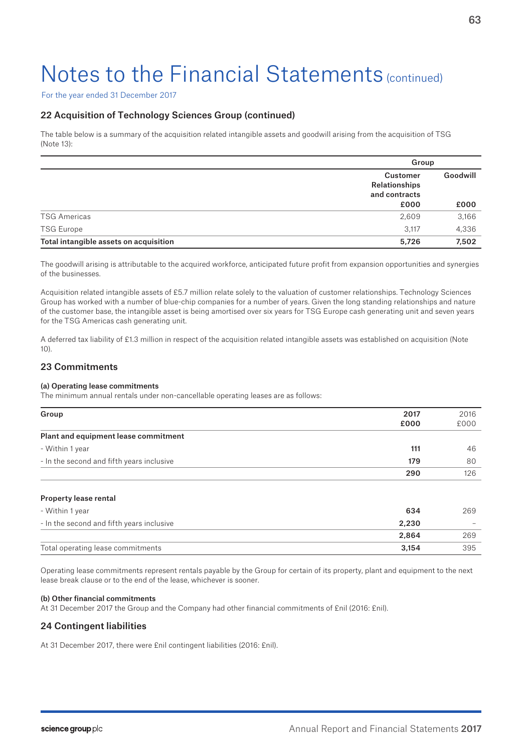# Notes to the Financial Statements (continued)

For the year ended 31 December 2017

## 22 Acquisition of Technology Sciences Group (continued)

The table below is a summary of the acquisition related intangible assets and goodwill arising from the acquisition of TSG (Note 13):

| | Group | |
|---|---|---|
| | **Customer Relationships and contracts** | **Goodwill** |
| | **£000** | **£000** |
| TSG Americas | 2,609 | 3,166 |
| TSG Europe | 3,117 | 4,336 |
| **Total intangible assets on acquisition** | **5,726** | **7,502** |

The goodwill arising is attributable to the acquired workforce, anticipated future profit from expansion opportunities and synergies of the businesses.

Acquisition related intangible assets of £5.7 million relate solely to the valuation of customer relationships. Technology Sciences Group has worked with a number of blue-chip companies for a number of years. Given the long standing relationships and nature of the customer base, the intangible asset is being amortised over six years for TSG Europe cash generating unit and seven years for the TSG Americas cash generating unit.

A deferred tax liability of £1.3 million in respect of the acquisition related intangible assets was established on acquisition (Note 10).

## 23 Commitments

### (a) Operating lease commitments

The minimum annual rentals under non-cancellable operating leases are as follows:

| **Group** | **2017 £000** | 2016 £000 |
|---|---|---|
| **Plant and equipment lease commitment** | | |
| - Within 1 year | **111** | 46 |
| - In the second and fifth years inclusive | **179** | 80 |
| | **290** | 126 |
| **Property lease rental** | | |
| - Within 1 year | **634** | 269 |
| - In the second and fifth years inclusive | **2,230** | – |
| | **2,864** | 269 |
| Total operating lease commitments | **3,154** | 395 |

Operating lease commitments represent rentals payable by the Group for certain of its property, plant and equipment to the next lease break clause or to the end of the lease, whichever is sooner.

### (b) Other financial commitments

At 31 December 2017 the Group and the Company had other financial commitments of £nil (2016: £nil).

## 24 Contingent liabilities

At 31 December 2017, there were £nil contingent liabilities (2016: £nil).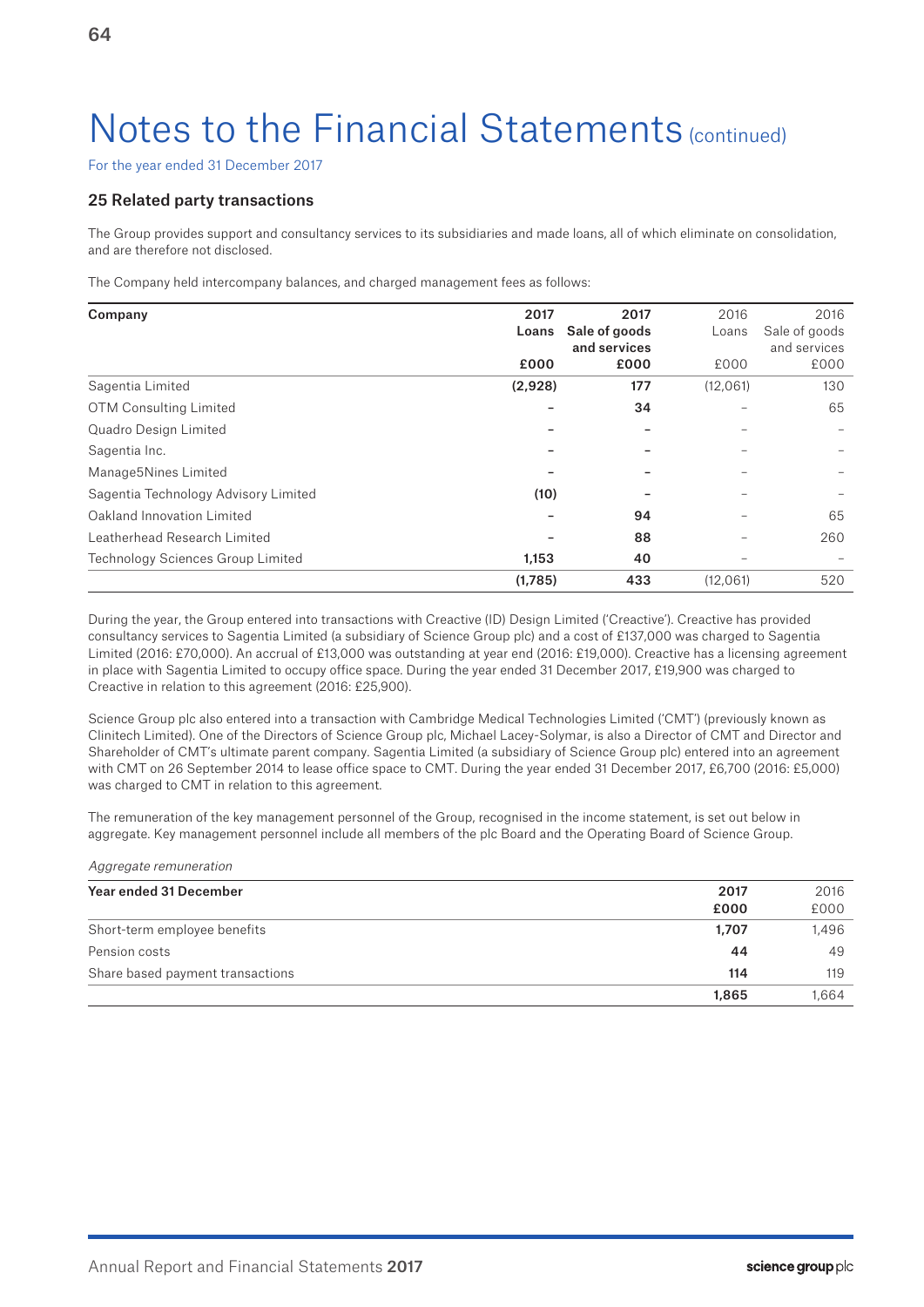# Notes to the Financial Statements (continued)

For the year ended 31 December 2017

### 25 Related party transactions

The Group provides support and consultancy services to its subsidiaries and made loans, all of which eliminate on consolidation, and are therefore not disclosed.

The Company held intercompany balances, and charged management fees as follows:

| Company | 2017 Loans £000 | 2017 Sale of goods and services £000 | 2016 Loans £000 | 2016 Sale of goods and services £000 |
|---|---|---|---|---|
| Sagentia Limited | (2,928) | 177 | (12,061) | 130 |
| OTM Consulting Limited | – | 34 | – | 65 |
| Quadro Design Limited | – | – | – | – |
| Sagentia Inc. | – | – | – | – |
| Manage5Nines Limited | – | – | – | – |
| Sagentia Technology Advisory Limited | (10) | – | – | – |
| Oakland Innovation Limited | – | 94 | – | 65 |
| Leatherhead Research Limited | – | 88 | – | 260 |
| Technology Sciences Group Limited | 1,153 | 40 | – | – |
| | (1,785) | 433 | (12,061) | 520 |

During the year, the Group entered into transactions with Creactive (ID) Design Limited ('Creactive'). Creactive has provided consultancy services to Sagentia Limited (a subsidiary of Science Group plc) and a cost of £137,000 was charged to Sagentia Limited (2016: £70,000). An accrual of £13,000 was outstanding at year end (2016: £19,000). Creactive has a licensing agreement in place with Sagentia Limited to occupy office space. During the year ended 31 December 2017, £19,900 was charged to Creactive in relation to this agreement (2016: £25,900).

Science Group plc also entered into a transaction with Cambridge Medical Technologies Limited ('CMT') (previously known as Clinitech Limited). One of the Directors of Science Group plc, Michael Lacey-Solymar, is also a Director of CMT and Director and Shareholder of CMT's ultimate parent company. Sagentia Limited (a subsidiary of Science Group plc) entered into an agreement with CMT on 26 September 2014 to lease office space to CMT. During the year ended 31 December 2017, £6,700 (2016: £5,000) was charged to CMT in relation to this agreement.

The remuneration of the key management personnel of the Group, recognised in the income statement, is set out below in aggregate. Key management personnel include all members of the plc Board and the Operating Board of Science Group.

*Aggregate remuneration*

| Year ended 31 December | 2017 £000 | 2016 £000 |
|---|---|---|
| Short-term employee benefits | 1,707 | 1,496 |
| Pension costs | 44 | 49 |
| Share based payment transactions | 114 | 119 |
| | 1,865 | 1,664 |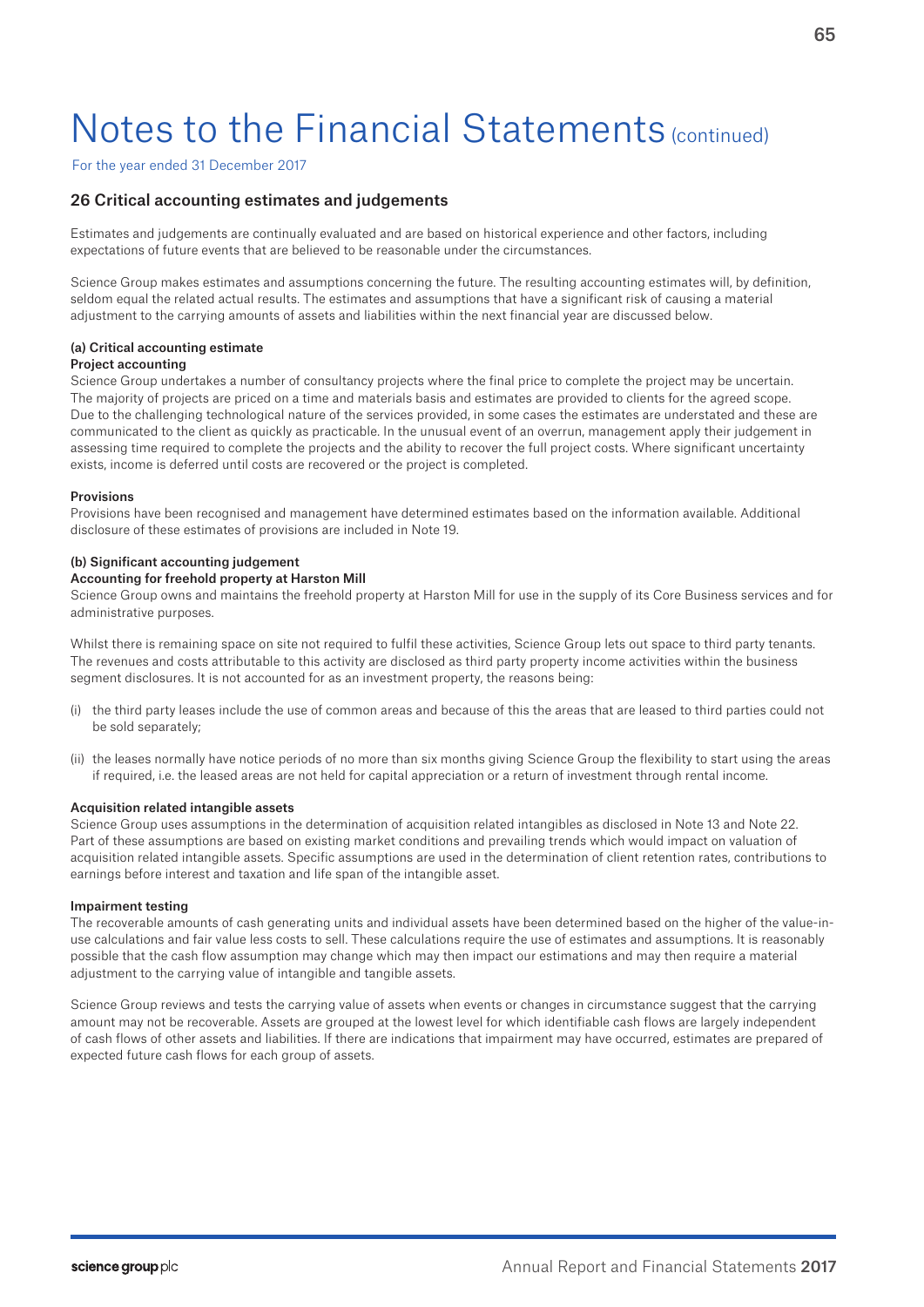# Notes to the Financial Statements (continued)

For the year ended 31 December 2017

## 26 Critical accounting estimates and judgements

Estimates and judgements are continually evaluated and are based on historical experience and other factors, including expectations of future events that are believed to be reasonable under the circumstances.

Science Group makes estimates and assumptions concerning the future. The resulting accounting estimates will, by definition, seldom equal the related actual results. The estimates and assumptions that have a significant risk of causing a material adjustment to the carrying amounts of assets and liabilities within the next financial year are discussed below.

### (a) Critical accounting estimate

**Project accounting**

Science Group undertakes a number of consultancy projects where the final price to complete the project may be uncertain. The majority of projects are priced on a time and materials basis and estimates are provided to clients for the agreed scope. Due to the challenging technological nature of the services provided, in some cases the estimates are understated and these are communicated to the client as quickly as practicable. In the unusual event of an overrun, management apply their judgement in assessing time required to complete the projects and the ability to recover the full project costs. Where significant uncertainty exists, income is deferred until costs are recovered or the project is completed.

**Provisions**

Provisions have been recognised and management have determined estimates based on the information available. Additional disclosure of these estimates of provisions are included in Note 19.

### (b) Significant accounting judgement

**Accounting for freehold property at Harston Mill**

Science Group owns and maintains the freehold property at Harston Mill for use in the supply of its Core Business services and for administrative purposes.

Whilst there is remaining space on site not required to fulfil these activities, Science Group lets out space to third party tenants. The revenues and costs attributable to this activity are disclosed as third party property income activities within the business segment disclosures. It is not accounted for as an investment property, the reasons being:

(i) the third party leases include the use of common areas and because of this the areas that are leased to third parties could not be sold separately;

(ii) the leases normally have notice periods of no more than six months giving Science Group the flexibility to start using the areas if required, i.e. the leased areas are not held for capital appreciation or a return of investment through rental income.

**Acquisition related intangible assets**

Science Group uses assumptions in the determination of acquisition related intangibles as disclosed in Note 13 and Note 22. Part of these assumptions are based on existing market conditions and prevailing trends which would impact on valuation of acquisition related intangible assets. Specific assumptions are used in the determination of client retention rates, contributions to earnings before interest and taxation and life span of the intangible asset.

**Impairment testing**

The recoverable amounts of cash generating units and individual assets have been determined based on the higher of the value-in-use calculations and fair value less costs to sell. These calculations require the use of estimates and assumptions. It is reasonably possible that the cash flow assumption may change which may then impact our estimations and may then require a material adjustment to the carrying value of intangible and tangible assets.

Science Group reviews and tests the carrying value of assets when events or changes in circumstance suggest that the carrying amount may not be recoverable. Assets are grouped at the lowest level for which identifiable cash flows are largely independent of cash flows of other assets and liabilities. If there are indications that impairment may have occurred, estimates are prepared of expected future cash flows for each group of assets.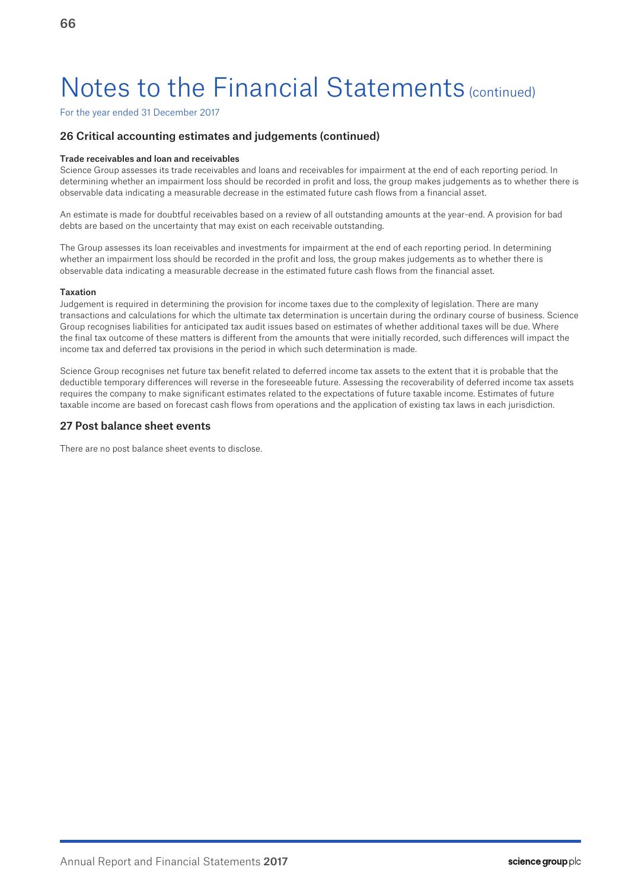# Notes to the Financial Statements (continued)

For the year ended 31 December 2017

## 26 Critical accounting estimates and judgements (continued)

**Trade receivables and loan and receivables**

Science Group assesses its trade receivables and loans and receivables for impairment at the end of each reporting period. In determining whether an impairment loss should be recorded in profit and loss, the group makes judgements as to whether there is observable data indicating a measurable decrease in the estimated future cash flows from a financial asset.

An estimate is made for doubtful receivables based on a review of all outstanding amounts at the year-end. A provision for bad debts are based on the uncertainty that may exist on each receivable outstanding.

The Group assesses its loan receivables and investments for impairment at the end of each reporting period. In determining whether an impairment loss should be recorded in the profit and loss, the group makes judgements as to whether there is observable data indicating a measurable decrease in the estimated future cash flows from the financial asset.

**Taxation**

Judgement is required in determining the provision for income taxes due to the complexity of legislation. There are many transactions and calculations for which the ultimate tax determination is uncertain during the ordinary course of business. Science Group recognises liabilities for anticipated tax audit issues based on estimates of whether additional taxes will be due. Where the final tax outcome of these matters is different from the amounts that were initially recorded, such differences will impact the income tax and deferred tax provisions in the period in which such determination is made.

Science Group recognises net future tax benefit related to deferred income tax assets to the extent that it is probable that the deductible temporary differences will reverse in the foreseeable future. Assessing the recoverability of deferred income tax assets requires the company to make significant estimates related to the expectations of future taxable income. Estimates of future taxable income are based on forecast cash flows from operations and the application of existing tax laws in each jurisdiction.

## 27 Post balance sheet events

There are no post balance sheet events to disclose.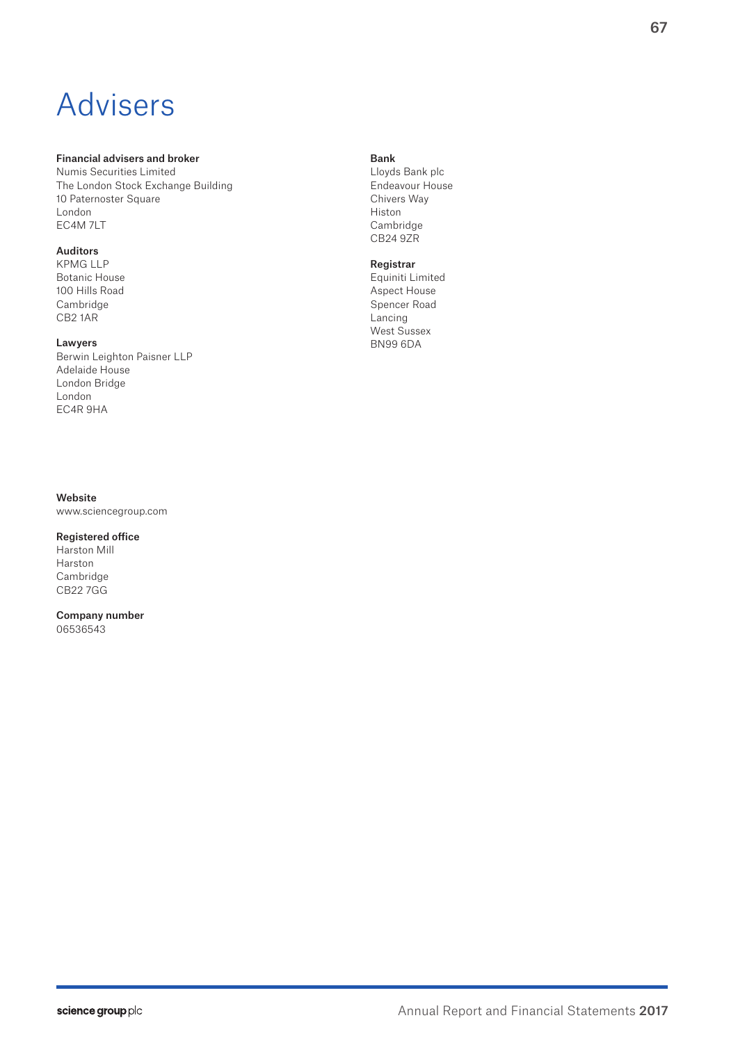# Advisers

**Financial advisers and broker**
Numis Securities Limited
The London Stock Exchange Building
10 Paternoster Square
London
EC4M 7LT

**Auditors**
KPMG LLP
Botanic House
100 Hills Road
Cambridge
CB2 1AR

**Lawyers**
Berwin Leighton Paisner LLP
Adelaide House
London Bridge
London
EC4R 9HA

**Bank**
Lloyds Bank plc
Endeavour House
Chivers Way
Histon
Cambridge
CB24 9ZR

**Registrar**
Equiniti Limited
Aspect House
Spencer Road
Lancing
West Sussex
BN99 6DA

**Website**
www.sciencegroup.com

**Registered office**
Harston Mill
Harston
Cambridge
CB22 7GG

**Company number**
06536543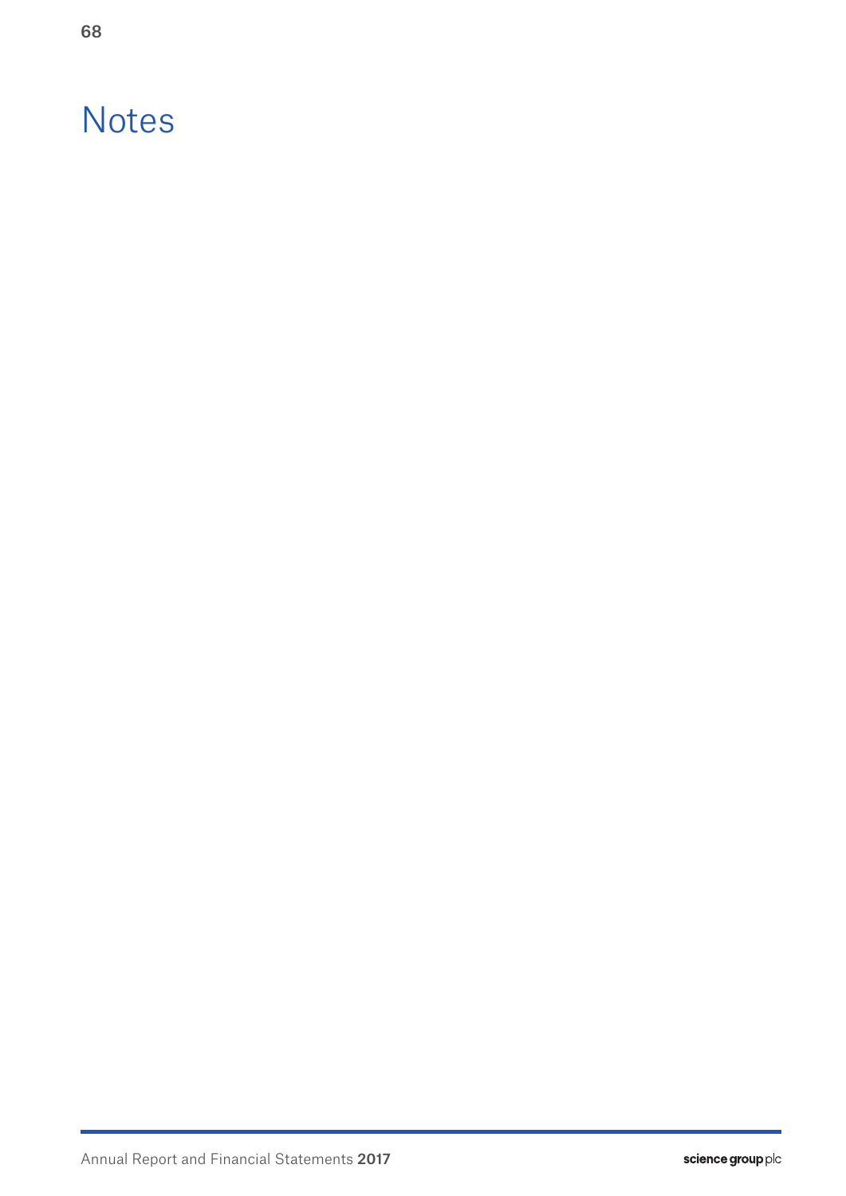# Notes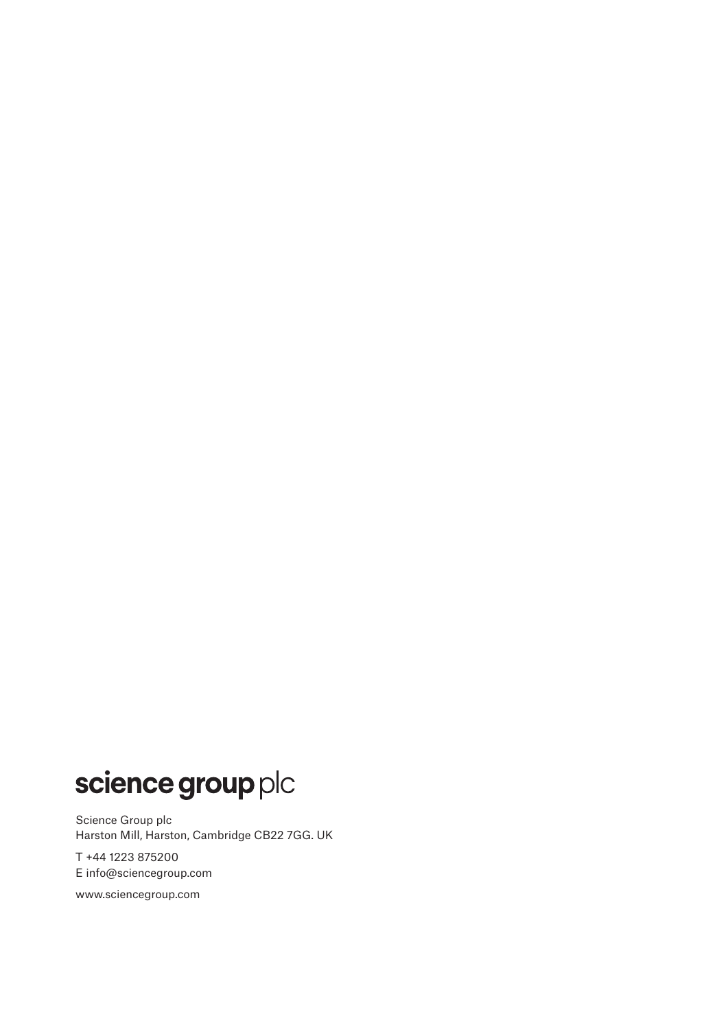**science group** plc

Science Group plc
Harston Mill, Harston, Cambridge CB22 7GG. UK

T +44 1223 875200
E info@sciencegroup.com

www.sciencegroup.com